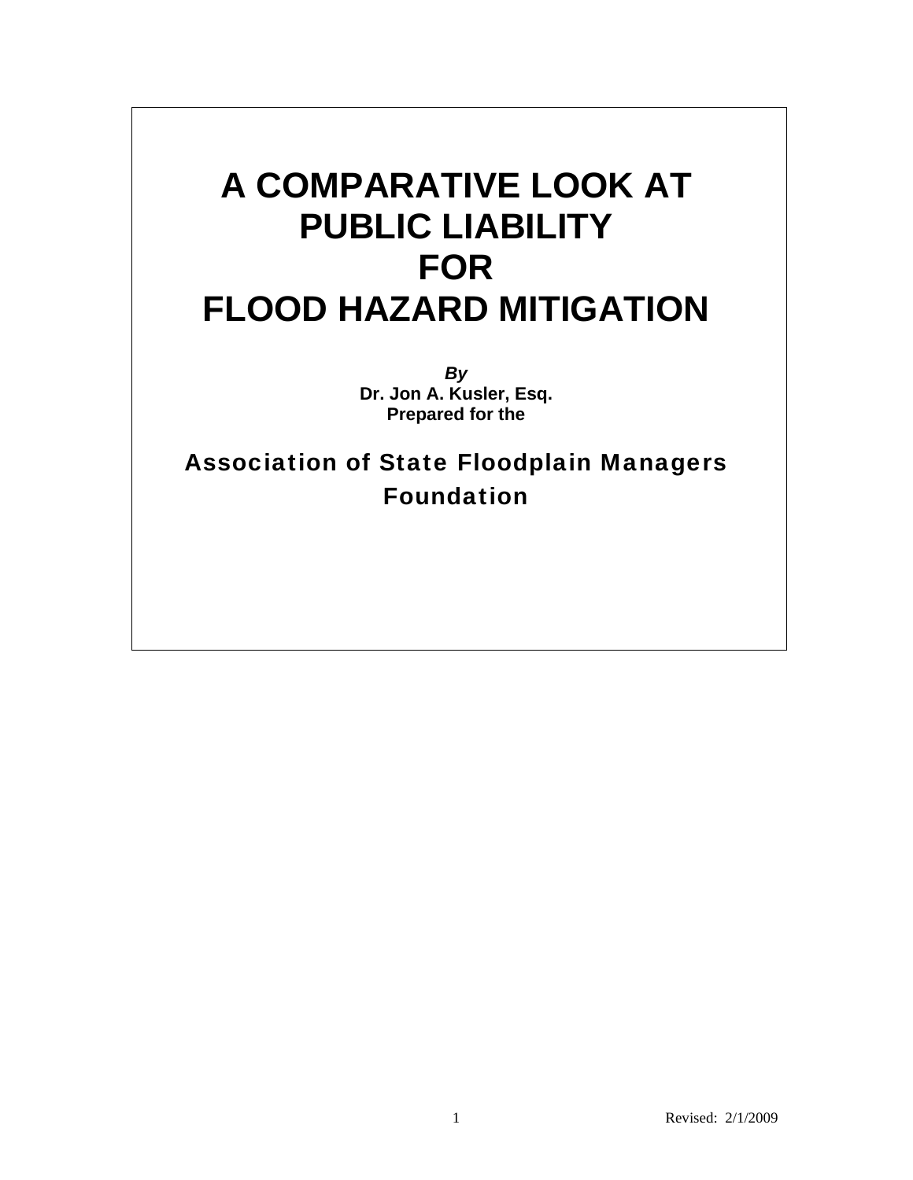# A COMPARATIVE LOOK AT PUBLIC LIABILITY FOR FLOOD HAZARD MITIGATION

***By***

**Dr. Jon A. Kusler, Esq.**

**Prepared for the**

**Association of State Floodplain Managers Foundation**

Revised: 2/1/2009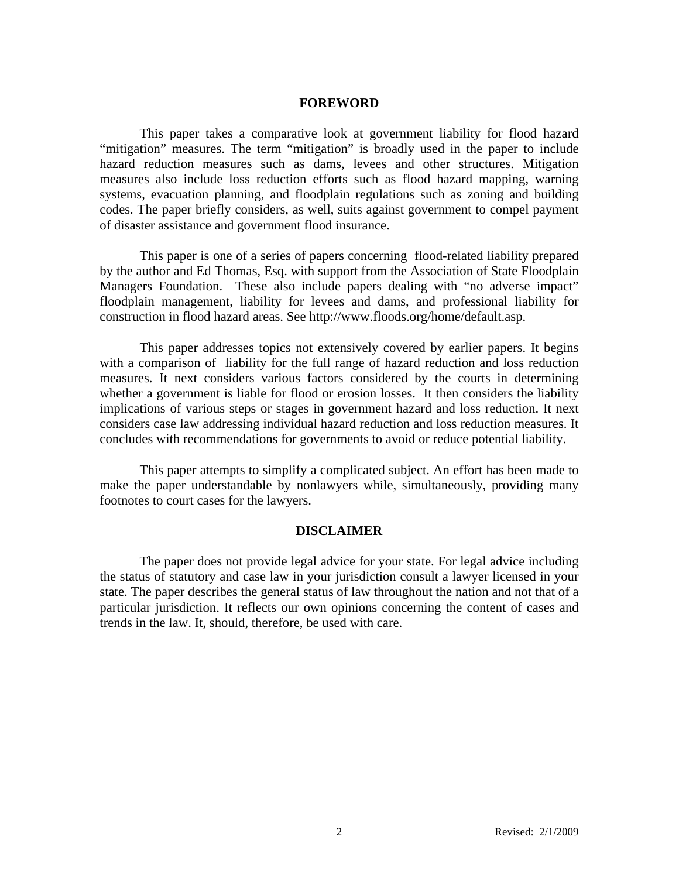## FOREWORD

This paper takes a comparative look at government liability for flood hazard "mitigation" measures. The term "mitigation" is broadly used in the paper to include hazard reduction measures such as dams, levees and other structures. Mitigation measures also include loss reduction efforts such as flood hazard mapping, warning systems, evacuation planning, and floodplain regulations such as zoning and building codes. The paper briefly considers, as well, suits against government to compel payment of disaster assistance and government flood insurance.

This paper is one of a series of papers concerning flood-related liability prepared by the author and Ed Thomas, Esq. with support from the Association of State Floodplain Managers Foundation. These also include papers dealing with "no adverse impact" floodplain management, liability for levees and dams, and professional liability for construction in flood hazard areas. See http://www.floods.org/home/default.asp.

This paper addresses topics not extensively covered by earlier papers. It begins with a comparison of liability for the full range of hazard reduction and loss reduction measures. It next considers various factors considered by the courts in determining whether a government is liable for flood or erosion losses. It then considers the liability implications of various steps or stages in government hazard and loss reduction. It next considers case law addressing individual hazard reduction and loss reduction measures. It concludes with recommendations for governments to avoid or reduce potential liability.

This paper attempts to simplify a complicated subject. An effort has been made to make the paper understandable by nonlawyers while, simultaneously, providing many footnotes to court cases for the lawyers.

## DISCLAIMER

The paper does not provide legal advice for your state. For legal advice including the status of statutory and case law in your jurisdiction consult a lawyer licensed in your state. The paper describes the general status of law throughout the nation and not that of a particular jurisdiction. It reflects our own opinions concerning the content of cases and trends in the law. It, should, therefore, be used with care.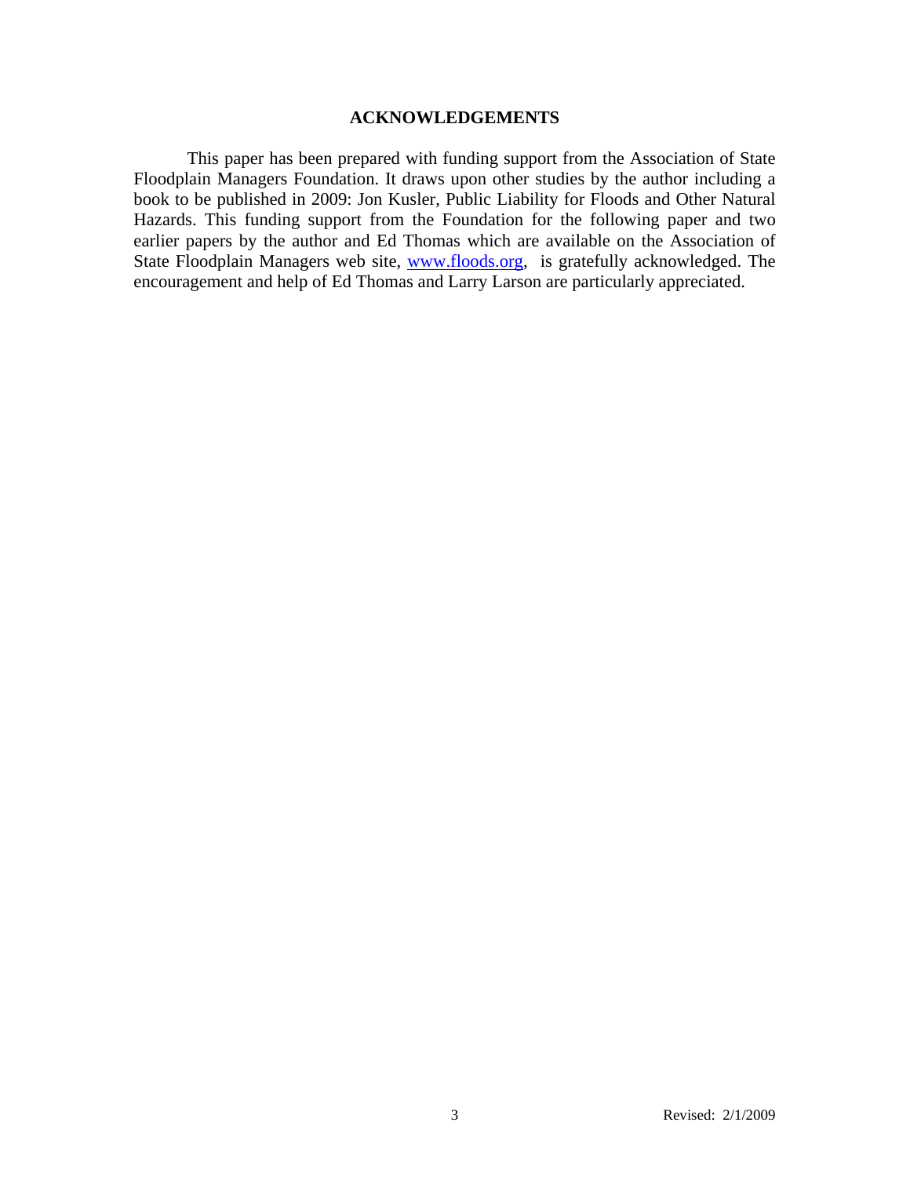## ACKNOWLEDGEMENTS

This paper has been prepared with funding support from the Association of State Floodplain Managers Foundation. It draws upon other studies by the author including a book to be published in 2009: Jon Kusler, Public Liability for Floods and Other Natural Hazards. This funding support from the Foundation for the following paper and two earlier papers by the author and Ed Thomas which are available on the Association of State Floodplain Managers web site, [www.floods.org](http://www.floods.org), is gratefully acknowledged. The encouragement and help of Ed Thomas and Larry Larson are particularly appreciated.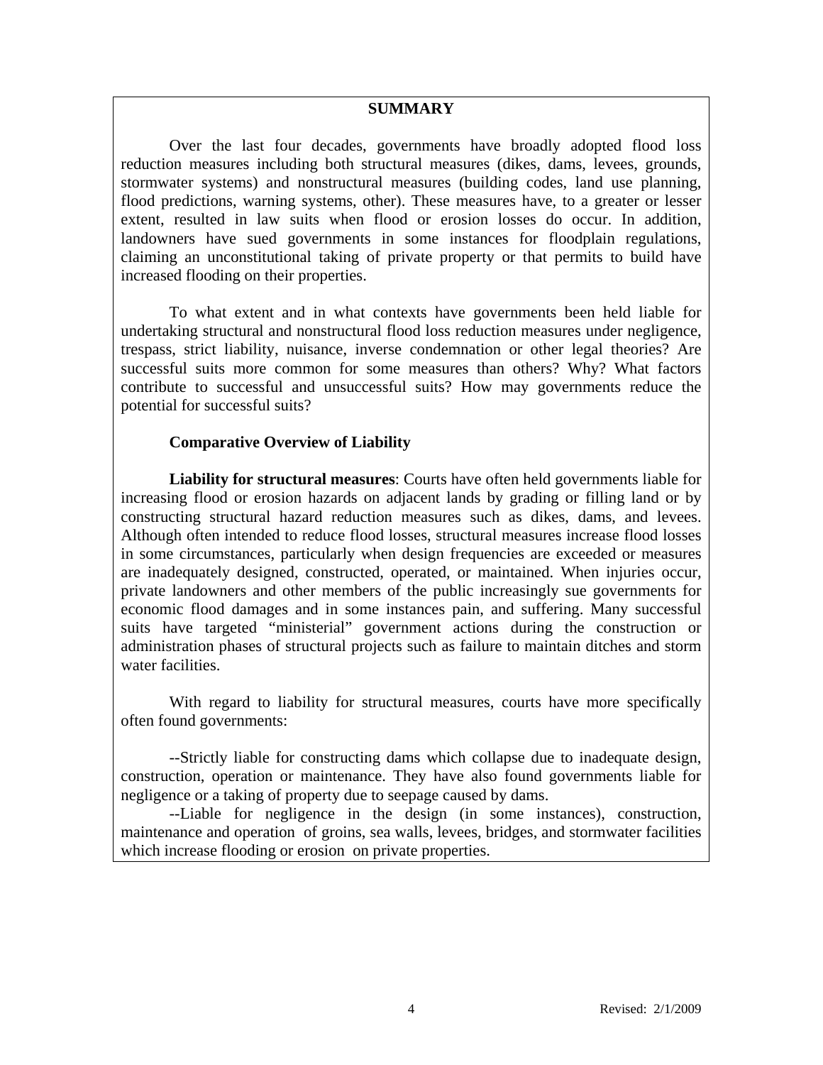## SUMMARY

Over the last four decades, governments have broadly adopted flood loss reduction measures including both structural measures (dikes, dams, levees, grounds, stormwater systems) and nonstructural measures (building codes, land use planning, flood predictions, warning systems, other). These measures have, to a greater or lesser extent, resulted in law suits when flood or erosion losses do occur. In addition, landowners have sued governments in some instances for floodplain regulations, claiming an unconstitutional taking of private property or that permits to build have increased flooding on their properties.

To what extent and in what contexts have governments been held liable for undertaking structural and nonstructural flood loss reduction measures under negligence, trespass, strict liability, nuisance, inverse condemnation or other legal theories? Are successful suits more common for some measures than others? Why? What factors contribute to successful and unsuccessful suits? How may governments reduce the potential for successful suits?

### Comparative Overview of Liability

**Liability for structural measures**: Courts have often held governments liable for increasing flood or erosion hazards on adjacent lands by grading or filling land or by constructing structural hazard reduction measures such as dikes, dams, and levees. Although often intended to reduce flood losses, structural measures increase flood losses in some circumstances, particularly when design frequencies are exceeded or measures are inadequately designed, constructed, operated, or maintained. When injuries occur, private landowners and other members of the public increasingly sue governments for economic flood damages and in some instances pain, and suffering. Many successful suits have targeted "ministerial" government actions during the construction or administration phases of structural projects such as failure to maintain ditches and storm water facilities.

With regard to liability for structural measures, courts have more specifically often found governments:

--Strictly liable for constructing dams which collapse due to inadequate design, construction, operation or maintenance. They have also found governments liable for negligence or a taking of property due to seepage caused by dams.

--Liable for negligence in the design (in some instances), construction, maintenance and operation of groins, sea walls, levees, bridges, and stormwater facilities which increase flooding or erosion on private properties.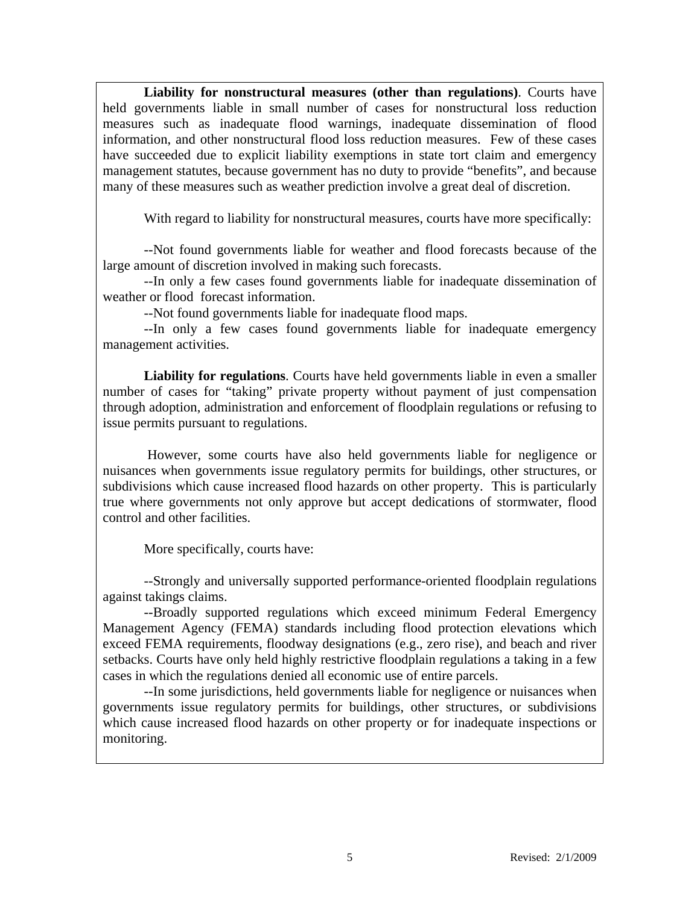**Liability for nonstructural measures (other than regulations)**. Courts have held governments liable in small number of cases for nonstructural loss reduction measures such as inadequate flood warnings, inadequate dissemination of flood information, and other nonstructural flood loss reduction measures. Few of these cases have succeeded due to explicit liability exemptions in state tort claim and emergency management statutes, because government has no duty to provide "benefits", and because many of these measures such as weather prediction involve a great deal of discretion.

With regard to liability for nonstructural measures, courts have more specifically:

--Not found governments liable for weather and flood forecasts because of the large amount of discretion involved in making such forecasts.

--In only a few cases found governments liable for inadequate dissemination of weather or flood forecast information.

--Not found governments liable for inadequate flood maps.

--In only a few cases found governments liable for inadequate emergency management activities.

**Liability for regulations**. Courts have held governments liable in even a smaller number of cases for "taking" private property without payment of just compensation through adoption, administration and enforcement of floodplain regulations or refusing to issue permits pursuant to regulations.

However, some courts have also held governments liable for negligence or nuisances when governments issue regulatory permits for buildings, other structures, or subdivisions which cause increased flood hazards on other property. This is particularly true where governments not only approve but accept dedications of stormwater, flood control and other facilities.

More specifically, courts have:

--Strongly and universally supported performance-oriented floodplain regulations against takings claims.

--Broadly supported regulations which exceed minimum Federal Emergency Management Agency (FEMA) standards including flood protection elevations which exceed FEMA requirements, floodway designations (e.g., zero rise), and beach and river setbacks. Courts have only held highly restrictive floodplain regulations a taking in a few cases in which the regulations denied all economic use of entire parcels.

--In some jurisdictions, held governments liable for negligence or nuisances when governments issue regulatory permits for buildings, other structures, or subdivisions which cause increased flood hazards on other property or for inadequate inspections or monitoring.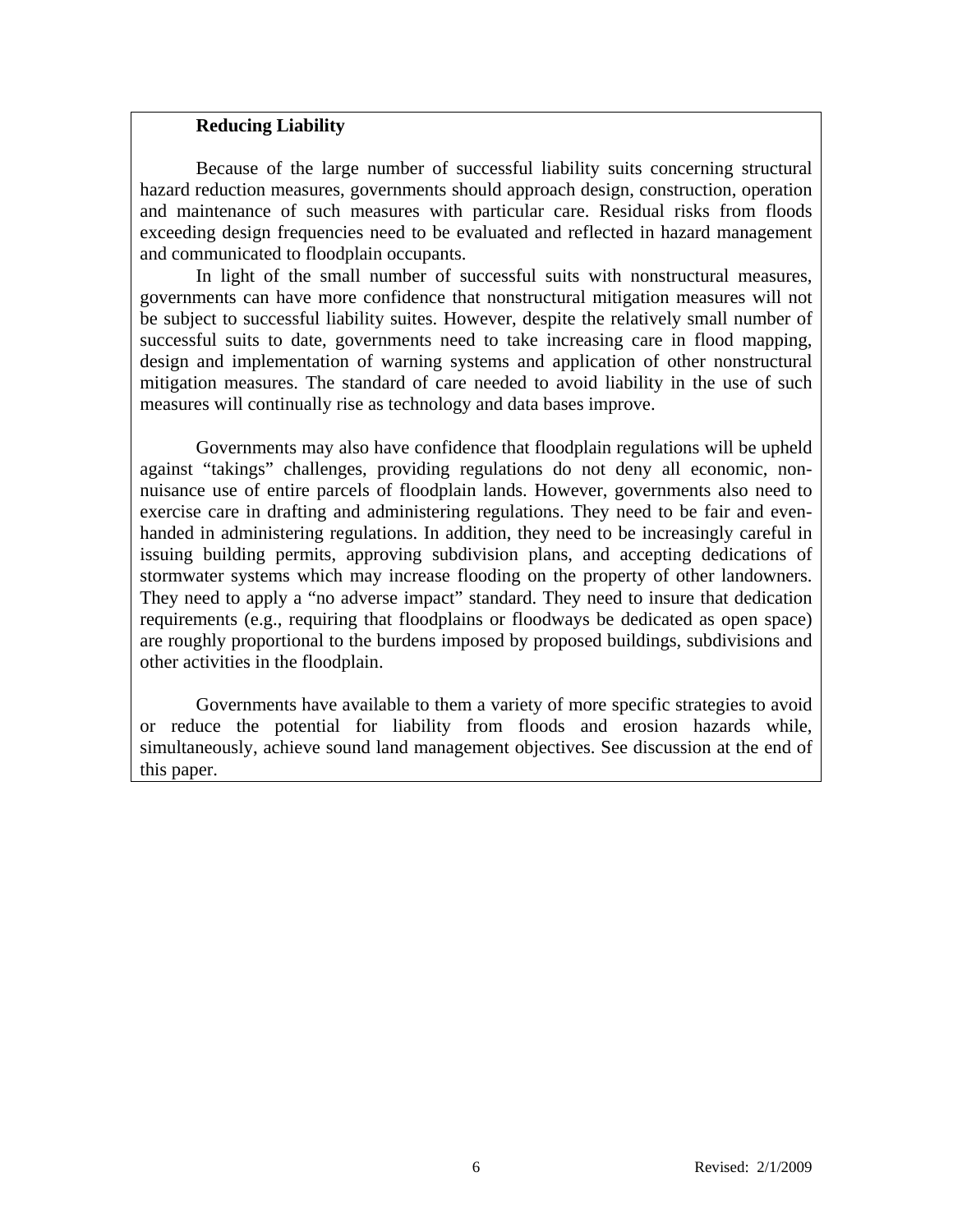**Reducing Liability**

Because of the large number of successful liability suits concerning structural hazard reduction measures, governments should approach design, construction, operation and maintenance of such measures with particular care. Residual risks from floods exceeding design frequencies need to be evaluated and reflected in hazard management and communicated to floodplain occupants.

In light of the small number of successful suits with nonstructural measures, governments can have more confidence that nonstructural mitigation measures will not be subject to successful liability suites. However, despite the relatively small number of successful suits to date, governments need to take increasing care in flood mapping, design and implementation of warning systems and application of other nonstructural mitigation measures. The standard of care needed to avoid liability in the use of such measures will continually rise as technology and data bases improve.

Governments may also have confidence that floodplain regulations will be upheld against "takings" challenges, providing regulations do not deny all economic, non-nuisance use of entire parcels of floodplain lands. However, governments also need to exercise care in drafting and administering regulations. They need to be fair and even-handed in administering regulations. In addition, they need to be increasingly careful in issuing building permits, approving subdivision plans, and accepting dedications of stormwater systems which may increase flooding on the property of other landowners. They need to apply a "no adverse impact" standard. They need to insure that dedication requirements (e.g., requiring that floodplains or floodways be dedicated as open space) are roughly proportional to the burdens imposed by proposed buildings, subdivisions and other activities in the floodplain.

Governments have available to them a variety of more specific strategies to avoid or reduce the potential for liability from floods and erosion hazards while, simultaneously, achieve sound land management objectives. See discussion at the end of this paper.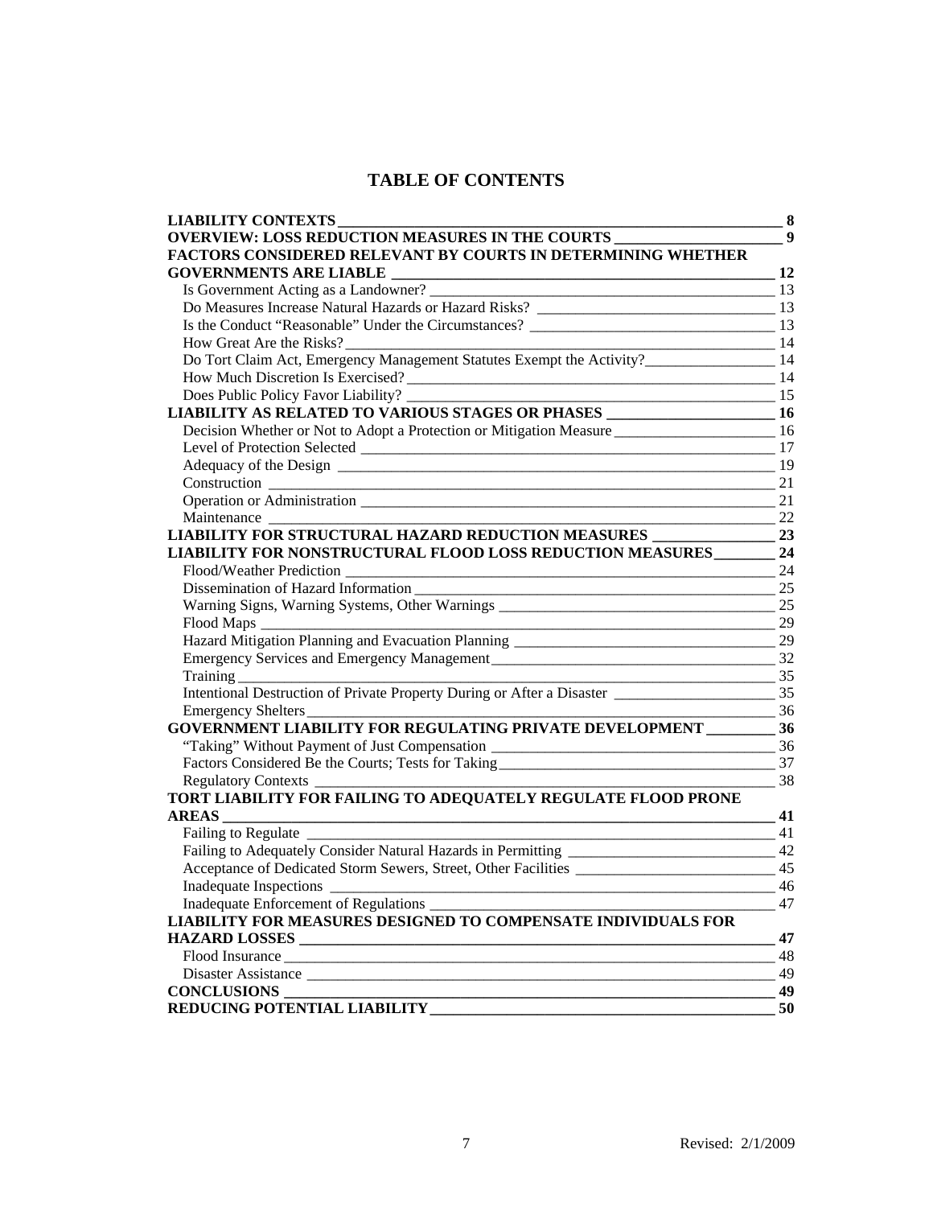# TABLE OF CONTENTS

| | |
|---|---|
| **LIABILITY CONTEXTS** | **8** |
| **OVERVIEW: LOSS REDUCTION MEASURES IN THE COURTS** | **9** |
| **FACTORS CONSIDERED RELEVANT BY COURTS IN DETERMINING WHETHER GOVERNMENTS ARE LIABLE** | **12** |
| Is Government Acting as a Landowner? | 13 |
| Do Measures Increase Natural Hazards or Hazard Risks? | 13 |
| Is the Conduct "Reasonable" Under the Circumstances? | 13 |
| How Great Are the Risks? | 14 |
| Do Tort Claim Act, Emergency Management Statutes Exempt the Activity? | 14 |
| How Much Discretion Is Exercised? | 14 |
| Does Public Policy Favor Liability? | 15 |
| **LIABILITY AS RELATED TO VARIOUS STAGES OR PHASES** | **16** |
| Decision Whether or Not to Adopt a Protection or Mitigation Measure | 16 |
| Level of Protection Selected | 17 |
| Adequacy of the Design | 19 |
| Construction | 21 |
| Operation or Administration | 21 |
| Maintenance | 22 |
| **LIABILITY FOR STRUCTURAL HAZARD REDUCTION MEASURES** | **23** |
| **LIABILITY FOR NONSTRUCTURAL FLOOD LOSS REDUCTION MEASURES** | **24** |
| Flood/Weather Prediction | 24 |
| Dissemination of Hazard Information | 25 |
| Warning Signs, Warning Systems, Other Warnings | 25 |
| Flood Maps | 29 |
| Hazard Mitigation Planning and Evacuation Planning | 29 |
| Emergency Services and Emergency Management | 32 |
| Training | 35 |
| Intentional Destruction of Private Property During or After a Disaster | 35 |
| Emergency Shelters | 36 |
| **GOVERNMENT LIABILITY FOR REGULATING PRIVATE DEVELOPMENT** | **36** |
| "Taking" Without Payment of Just Compensation | 36 |
| Factors Considered Be the Courts; Tests for Taking | 37 |
| Regulatory Contexts | 38 |
| **TORT LIABILITY FOR FAILING TO ADEQUATELY REGULATE FLOOD PRONE AREAS** | **41** |
| Failing to Regulate | 41 |
| Failing to Adequately Consider Natural Hazards in Permitting | 42 |
| Acceptance of Dedicated Storm Sewers, Street, Other Facilities | 45 |
| Inadequate Inspections | 46 |
| Inadequate Enforcement of Regulations | 47 |
| **LIABILITY FOR MEASURES DESIGNED TO COMPENSATE INDIVIDUALS FOR HAZARD LOSSES** | **47** |
| Flood Insurance | 48 |
| Disaster Assistance | 49 |
| **CONCLUSIONS** | **49** |
| **REDUCING POTENTIAL LIABILITY** | **50** |

Revised: 2/1/2009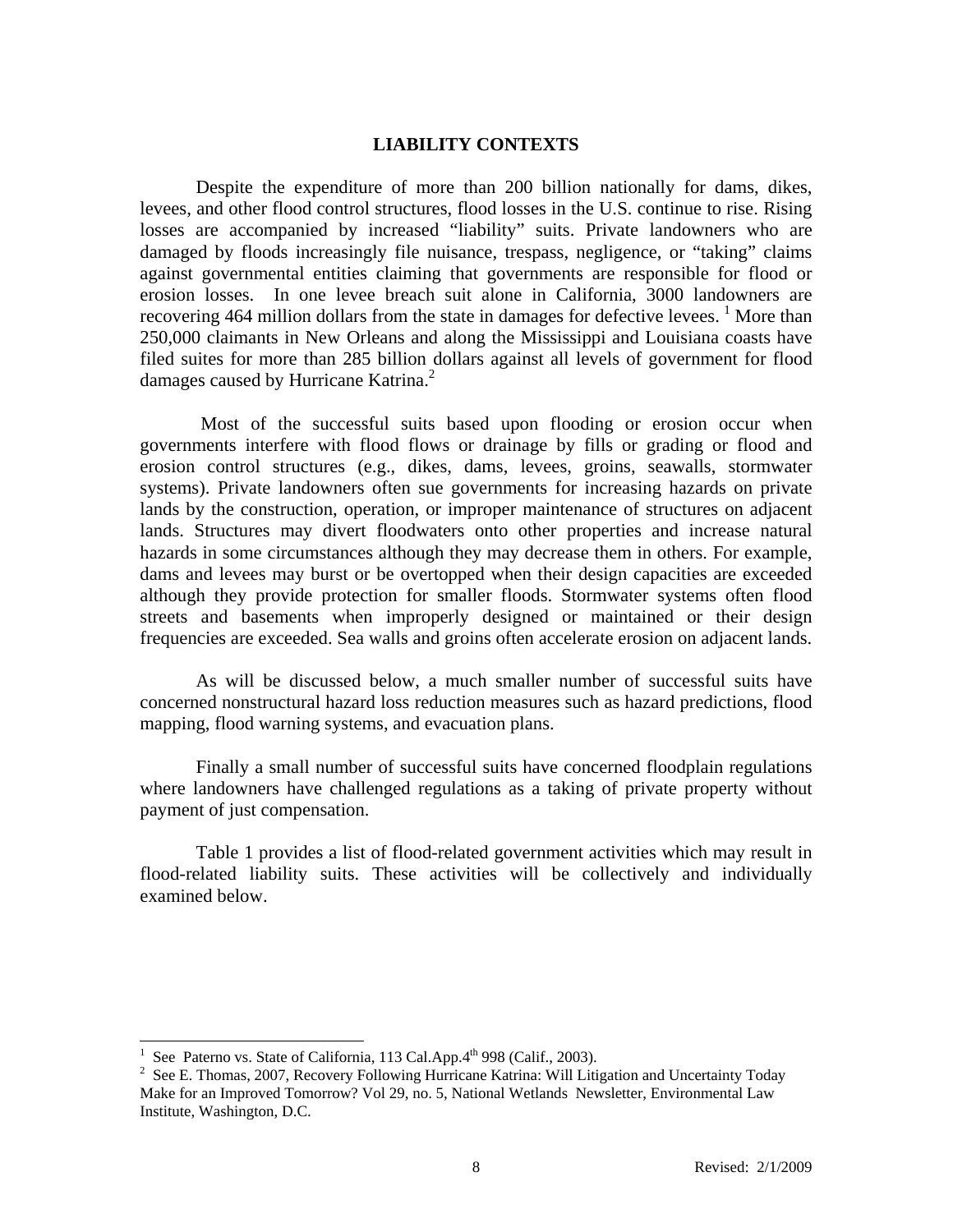## LIABILITY CONTEXTS

Despite the expenditure of more than 200 billion nationally for dams, dikes, levees, and other flood control structures, flood losses in the U.S. continue to rise. Rising losses are accompanied by increased "liability" suits. Private landowners who are damaged by floods increasingly file nuisance, trespass, negligence, or "taking" claims against governmental entities claiming that governments are responsible for flood or erosion losses. In one levee breach suit alone in California, 3000 landowners are recovering 464 million dollars from the state in damages for defective levees. [1] More than 250,000 claimants in New Orleans and along the Mississippi and Louisiana coasts have filed suites for more than 285 billion dollars against all levels of government for flood damages caused by Hurricane Katrina.[2]

Most of the successful suits based upon flooding or erosion occur when governments interfere with flood flows or drainage by fills or grading or flood and erosion control structures (e.g., dikes, dams, levees, groins, seawalls, stormwater systems). Private landowners often sue governments for increasing hazards on private lands by the construction, operation, or improper maintenance of structures on adjacent lands. Structures may divert floodwaters onto other properties and increase natural hazards in some circumstances although they may decrease them in others. For example, dams and levees may burst or be overtopped when their design capacities are exceeded although they provide protection for smaller floods. Stormwater systems often flood streets and basements when improperly designed or maintained or their design frequencies are exceeded. Sea walls and groins often accelerate erosion on adjacent lands.

As will be discussed below, a much smaller number of successful suits have concerned nonstructural hazard loss reduction measures such as hazard predictions, flood mapping, flood warning systems, and evacuation plans.

Finally a small number of successful suits have concerned floodplain regulations where landowners have challenged regulations as a taking of private property without payment of just compensation.

Table 1 provides a list of flood-related government activities which may result in flood-related liability suits. These activities will be collectively and individually examined below.

---

[1] See Paterno vs. State of California, 113 Cal.App.4th 998 (Calif., 2003).

[2] See E. Thomas, 2007, Recovery Following Hurricane Katrina: Will Litigation and Uncertainty Today Make for an Improved Tomorrow? Vol 29, no. 5, National Wetlands Newsletter, Environmental Law Institute, Washington, D.C.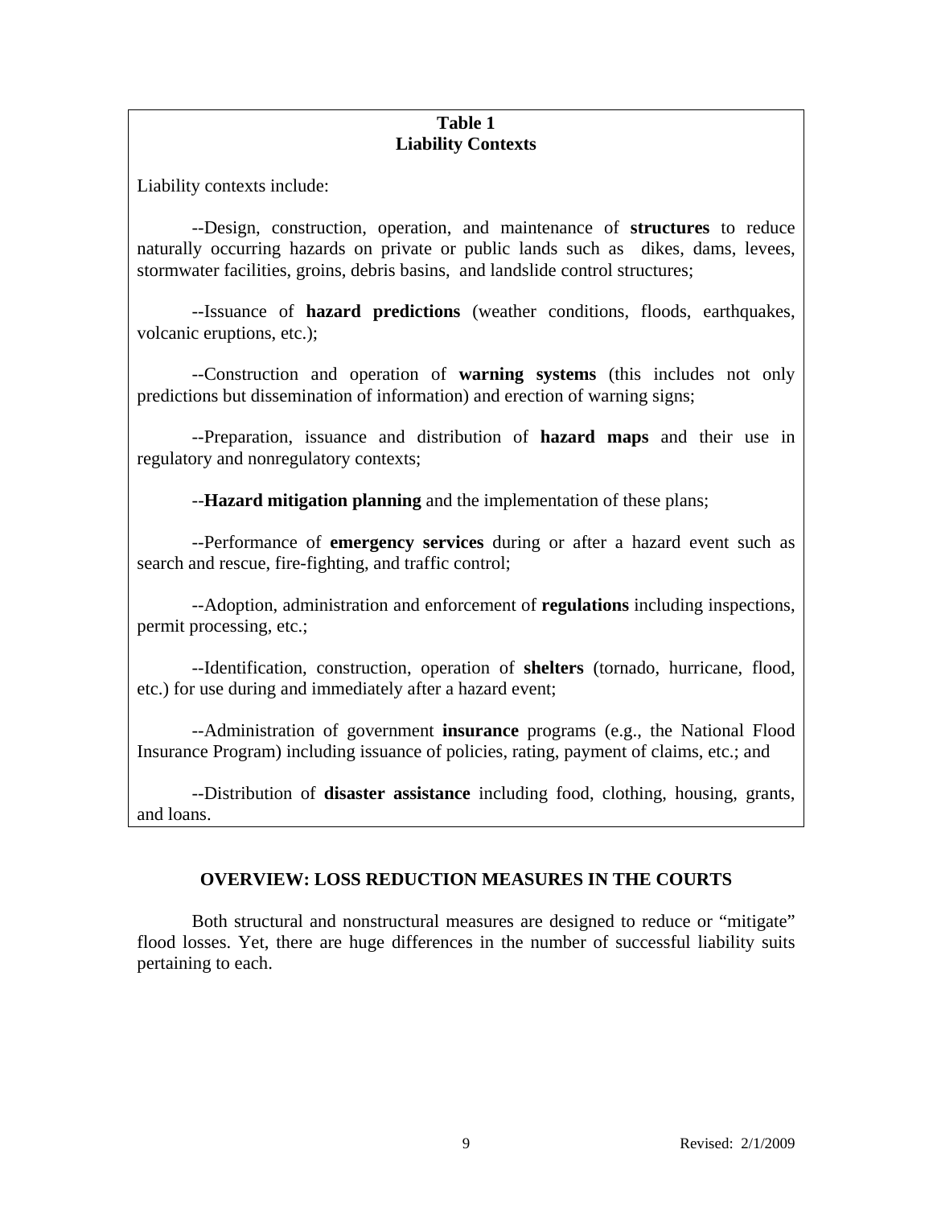**Table 1**
**Liability Contexts**

Liability contexts include:

--Design, construction, operation, and maintenance of **structures** to reduce naturally occurring hazards on private or public lands such as dikes, dams, levees, stormwater facilities, groins, debris basins, and landslide control structures;

--Issuance of **hazard predictions** (weather conditions, floods, earthquakes, volcanic eruptions, etc.);

--Construction and operation of **warning systems** (this includes not only predictions but dissemination of information) and erection of warning signs;

--Preparation, issuance and distribution of **hazard maps** and their use in regulatory and nonregulatory contexts;

--**Hazard mitigation planning** and the implementation of these plans;

--Performance of **emergency services** during or after a hazard event such as search and rescue, fire-fighting, and traffic control;

--Adoption, administration and enforcement of **regulations** including inspections, permit processing, etc.;

--Identification, construction, operation of **shelters** (tornado, hurricane, flood, etc.) for use during and immediately after a hazard event;

--Administration of government **insurance** programs (e.g., the National Flood Insurance Program) including issuance of policies, rating, payment of claims, etc.; and

--Distribution of **disaster assistance** including food, clothing, housing, grants, and loans.

## OVERVIEW: LOSS REDUCTION MEASURES IN THE COURTS

Both structural and nonstructural measures are designed to reduce or "mitigate" flood losses. Yet, there are huge differences in the number of successful liability suits pertaining to each.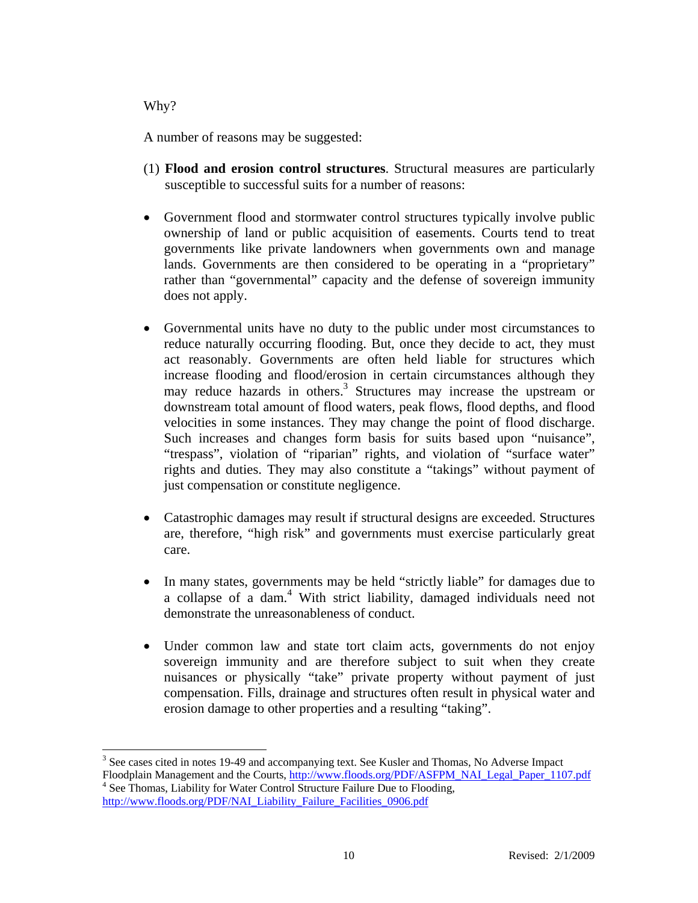Why?

A number of reasons may be suggested:

(1) **Flood and erosion control structures**. Structural measures are particularly susceptible to successful suits for a number of reasons:

- Government flood and stormwater control structures typically involve public ownership of land or public acquisition of easements. Courts tend to treat governments like private landowners when governments own and manage lands. Governments are then considered to be operating in a "proprietary" rather than "governmental" capacity and the defense of sovereign immunity does not apply.

- Governmental units have no duty to the public under most circumstances to reduce naturally occurring flooding. But, once they decide to act, they must act reasonably. Governments are often held liable for structures which increase flooding and flood/erosion in certain circumstances although they may reduce hazards in others.[3] Structures may increase the upstream or downstream total amount of flood waters, peak flows, flood depths, and flood velocities in some instances. They may change the point of flood discharge. Such increases and changes form basis for suits based upon "nuisance", "trespass", violation of "riparian" rights, and violation of "surface water" rights and duties. They may also constitute a "takings" without payment of just compensation or constitute negligence.

- Catastrophic damages may result if structural designs are exceeded. Structures are, therefore, "high risk" and governments must exercise particularly great care.

- In many states, governments may be held "strictly liable" for damages due to a collapse of a dam.[4] With strict liability, damaged individuals need not demonstrate the unreasonableness of conduct.

- Under common law and state tort claim acts, governments do not enjoy sovereign immunity and are therefore subject to suit when they create nuisances or physically "take" private property without payment of just compensation. Fills, drainage and structures often result in physical water and erosion damage to other properties and a resulting "taking".

---

[3] See cases cited in notes 19-49 and accompanying text. See Kusler and Thomas, No Adverse Impact Floodplain Management and the Courts, http://www.floods.org/PDF/ASFPM_NAI_Legal_Paper_1107.pdf

[4] See Thomas, Liability for Water Control Structure Failure Due to Flooding, http://www.floods.org/PDF/NAI_Liability_Failure_Facilities_0906.pdf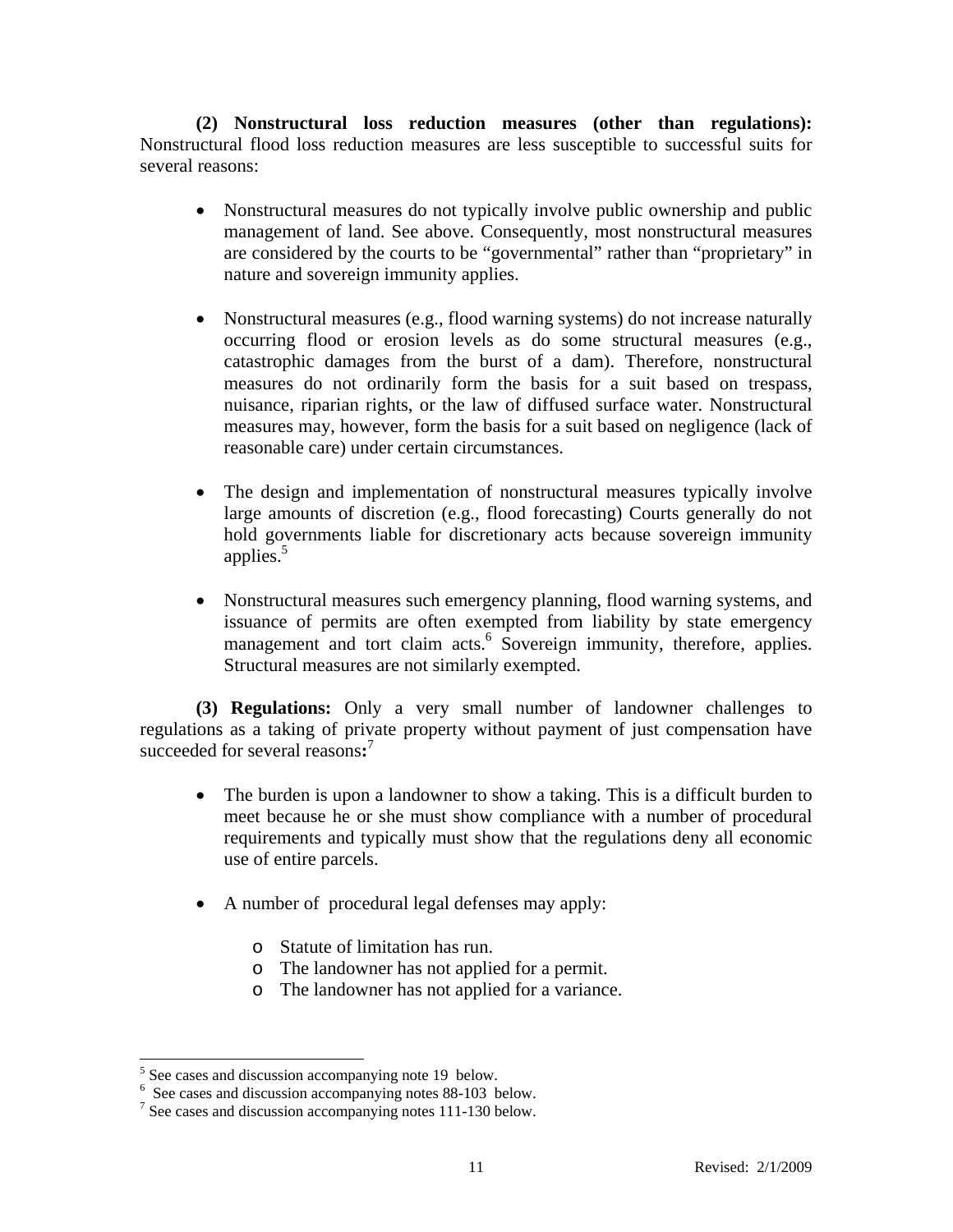**(2) Nonstructural loss reduction measures (other than regulations):** Nonstructural flood loss reduction measures are less susceptible to successful suits for several reasons:

- Nonstructural measures do not typically involve public ownership and public management of land. See above. Consequently, most nonstructural measures are considered by the courts to be "governmental" rather than "proprietary" in nature and sovereign immunity applies.

- Nonstructural measures (e.g., flood warning systems) do not increase naturally occurring flood or erosion levels as do some structural measures (e.g., catastrophic damages from the burst of a dam). Therefore, nonstructural measures do not ordinarily form the basis for a suit based on trespass, nuisance, riparian rights, or the law of diffused surface water. Nonstructural measures may, however, form the basis for a suit based on negligence (lack of reasonable care) under certain circumstances.

- The design and implementation of nonstructural measures typically involve large amounts of discretion (e.g., flood forecasting) Courts generally do not hold governments liable for discretionary acts because sovereign immunity applies.[5]

- Nonstructural measures such emergency planning, flood warning systems, and issuance of permits are often exempted from liability by state emergency management and tort claim acts.[6] Sovereign immunity, therefore, applies. Structural measures are not similarly exempted.

**(3) Regulations:** Only a very small number of landowner challenges to regulations as a taking of private property without payment of just compensation have succeeded for several reasons**:**[7]

- The burden is upon a landowner to show a taking. This is a difficult burden to meet because he or she must show compliance with a number of procedural requirements and typically must show that the regulations deny all economic use of entire parcels.

- A number of procedural legal defenses may apply:
    - Statute of limitation has run.
    - The landowner has not applied for a permit.
    - The landowner has not applied for a variance.

---

[5] See cases and discussion accompanying note 19 below.

[6] See cases and discussion accompanying notes 88-103 below.

[7] See cases and discussion accompanying notes 111-130 below.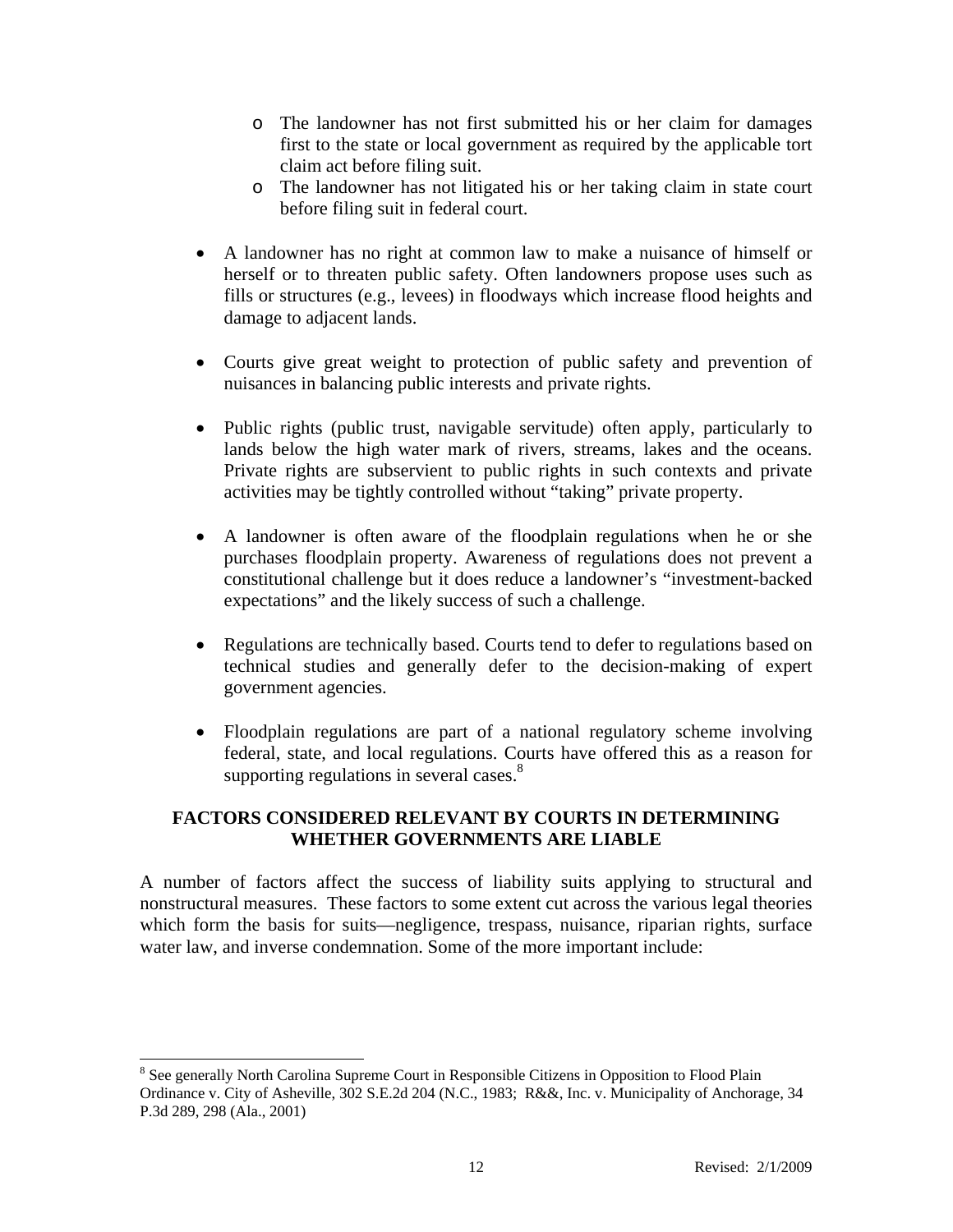- The landowner has not first submitted his or her claim for damages first to the state or local government as required by the applicable tort claim act before filing suit.
  - The landowner has not litigated his or her taking claim in state court before filing suit in federal court.

- A landowner has no right at common law to make a nuisance of himself or herself or to threaten public safety. Often landowners propose uses such as fills or structures (e.g., levees) in floodways which increase flood heights and damage to adjacent lands.

- Courts give great weight to protection of public safety and prevention of nuisances in balancing public interests and private rights.

- Public rights (public trust, navigable servitude) often apply, particularly to lands below the high water mark of rivers, streams, lakes and the oceans. Private rights are subservient to public rights in such contexts and private activities may be tightly controlled without "taking" private property.

- A landowner is often aware of the floodplain regulations when he or she purchases floodplain property. Awareness of regulations does not prevent a constitutional challenge but it does reduce a landowner's "investment-backed expectations" and the likely success of such a challenge.

- Regulations are technically based. Courts tend to defer to regulations based on technical studies and generally defer to the decision-making of expert government agencies.

- Floodplain regulations are part of a national regulatory scheme involving federal, state, and local regulations. Courts have offered this as a reason for supporting regulations in several cases.[8]

## FACTORS CONSIDERED RELEVANT BY COURTS IN DETERMINING WHETHER GOVERNMENTS ARE LIABLE

A number of factors affect the success of liability suits applying to structural and nonstructural measures. These factors to some extent cut across the various legal theories which form the basis for suits—negligence, trespass, nuisance, riparian rights, surface water law, and inverse condemnation. Some of the more important include:

---

[8] See generally North Carolina Supreme Court in Responsible Citizens in Opposition to Flood Plain Ordinance v. City of Asheville, 302 S.E.2d 204 (N.C., 1983; R&&, Inc. v. Municipality of Anchorage, 34 P.3d 289, 298 (Ala., 2001)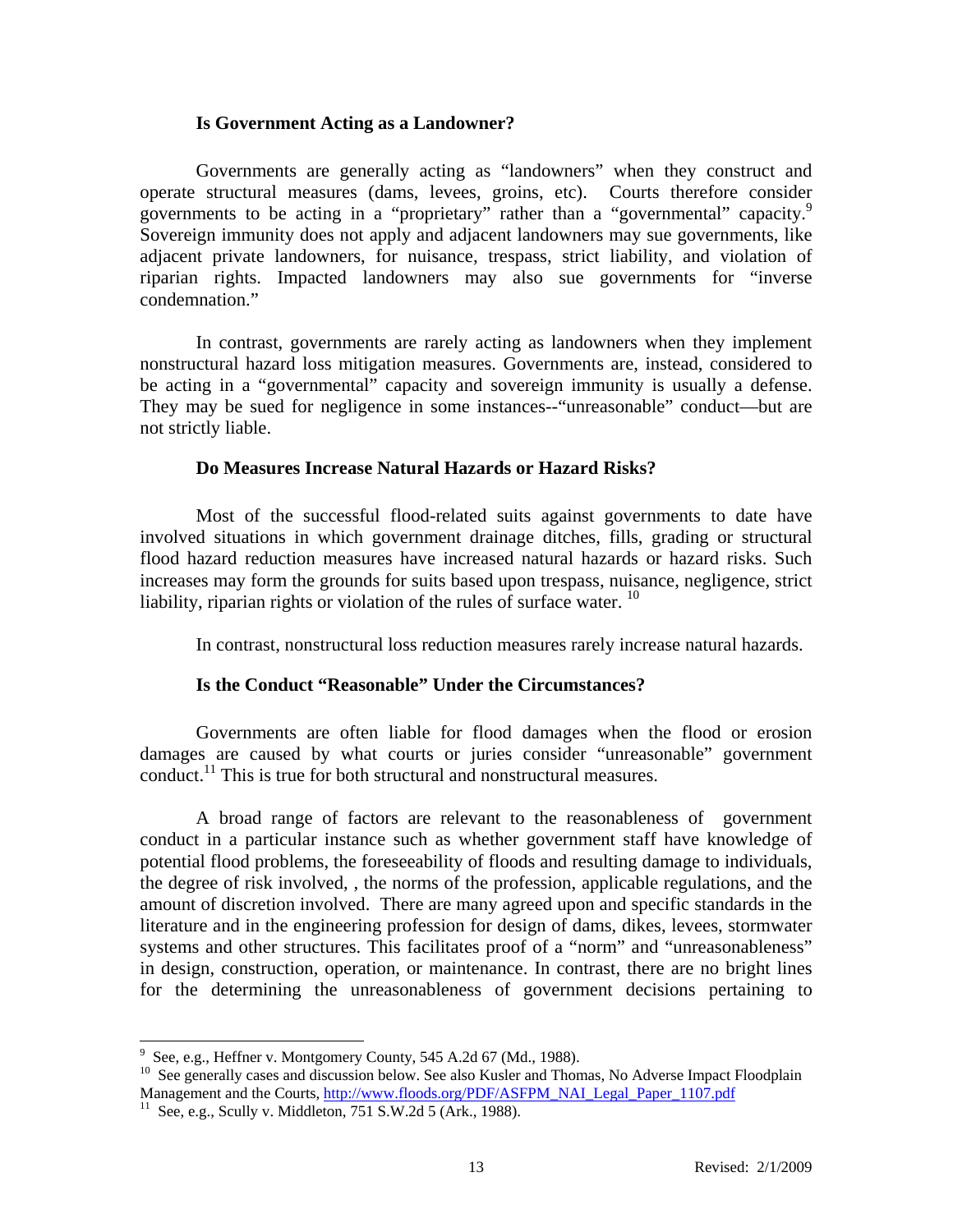### Is Government Acting as a Landowner?

Governments are generally acting as "landowners" when they construct and operate structural measures (dams, levees, groins, etc). Courts therefore consider governments to be acting in a "proprietary" rather than a "governmental" capacity.[9] Sovereign immunity does not apply and adjacent landowners may sue governments, like adjacent private landowners, for nuisance, trespass, strict liability, and violation of riparian rights. Impacted landowners may also sue governments for "inverse condemnation."

In contrast, governments are rarely acting as landowners when they implement nonstructural hazard loss mitigation measures. Governments are, instead, considered to be acting in a "governmental" capacity and sovereign immunity is usually a defense. They may be sued for negligence in some instances--"unreasonable" conduct—but are not strictly liable.

### Do Measures Increase Natural Hazards or Hazard Risks?

Most of the successful flood-related suits against governments to date have involved situations in which government drainage ditches, fills, grading or structural flood hazard reduction measures have increased natural hazards or hazard risks. Such increases may form the grounds for suits based upon trespass, nuisance, negligence, strict liability, riparian rights or violation of the rules of surface water. [10]

In contrast, nonstructural loss reduction measures rarely increase natural hazards.

### Is the Conduct "Reasonable" Under the Circumstances?

Governments are often liable for flood damages when the flood or erosion damages are caused by what courts or juries consider "unreasonable" government conduct.[11] This is true for both structural and nonstructural measures.

A broad range of factors are relevant to the reasonableness of government conduct in a particular instance such as whether government staff have knowledge of potential flood problems, the foreseeability of floods and resulting damage to individuals, the degree of risk involved, , the norms of the profession, applicable regulations, and the amount of discretion involved. There are many agreed upon and specific standards in the literature and in the engineering profession for design of dams, dikes, levees, stormwater systems and other structures. This facilitates proof of a "norm" and "unreasonableness" in design, construction, operation, or maintenance. In contrast, there are no bright lines for the determining the unreasonableness of government decisions pertaining to

---

[9] See, e.g., Heffner v. Montgomery County, 545 A.2d 67 (Md., 1988).

[10] See generally cases and discussion below. See also Kusler and Thomas, No Adverse Impact Floodplain Management and the Courts, http://www.floods.org/PDF/ASFPM_NAI_Legal_Paper_1107.pdf

[11] See, e.g., Scully v. Middleton, 751 S.W.2d 5 (Ark., 1988).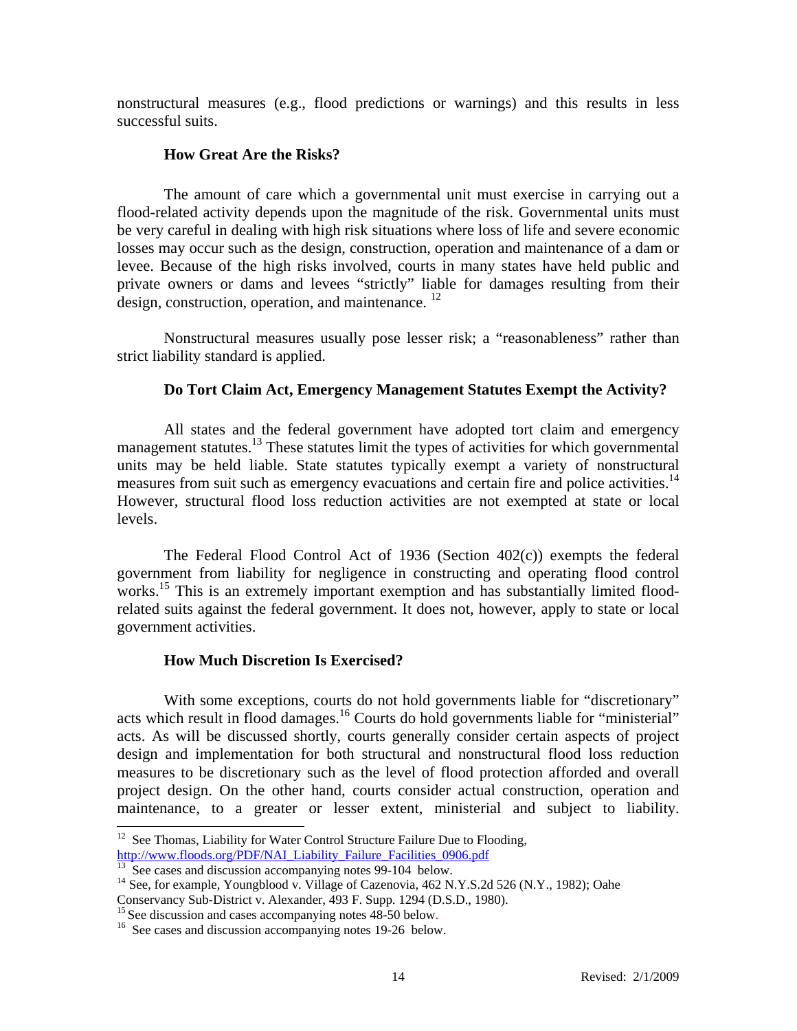nonstructural measures (e.g., flood predictions or warnings) and this results in less successful suits.

**How Great Are the Risks?**

The amount of care which a governmental unit must exercise in carrying out a flood-related activity depends upon the magnitude of the risk. Governmental units must be very careful in dealing with high risk situations where loss of life and severe economic losses may occur such as the design, construction, operation and maintenance of a dam or levee. Because of the high risks involved, courts in many states have held public and private owners or dams and levees "strictly" liable for damages resulting from their design, construction, operation, and maintenance. [12]

Nonstructural measures usually pose lesser risk; a "reasonableness" rather than strict liability standard is applied.

**Do Tort Claim Act, Emergency Management Statutes Exempt the Activity?**

All states and the federal government have adopted tort claim and emergency management statutes.[13] These statutes limit the types of activities for which governmental units may be held liable. State statutes typically exempt a variety of nonstructural measures from suit such as emergency evacuations and certain fire and police activities.[14] However, structural flood loss reduction activities are not exempted at state or local levels.

The Federal Flood Control Act of 1936 (Section 402(c)) exempts the federal government from liability for negligence in constructing and operating flood control works.[15] This is an extremely important exemption and has substantially limited flood-related suits against the federal government. It does not, however, apply to state or local government activities.

**How Much Discretion Is Exercised?**

With some exceptions, courts do not hold governments liable for "discretionary" acts which result in flood damages.[16] Courts do hold governments liable for "ministerial" acts. As will be discussed shortly, courts generally consider certain aspects of project design and implementation for both structural and nonstructural flood loss reduction measures to be discretionary such as the level of flood protection afforded and overall project design. On the other hand, courts consider actual construction, operation and maintenance, to a greater or lesser extent, ministerial and subject to liability.

---

[12] See Thomas, Liability for Water Control Structure Failure Due to Flooding, http://www.floods.org/PDF/NAI_Liability_Failure_Facilities_0906.pdf

[13] See cases and discussion accompanying notes 99-104 below.

[14] See, for example, Youngblood v. Village of Cazenovia, 462 N.Y.S.2d 526 (N.Y., 1982); Oahe Conservancy Sub-District v. Alexander, 493 F. Supp. 1294 (D.S.D., 1980).

[15] See discussion and cases accompanying notes 48-50 below.

[16] See cases and discussion accompanying notes 19-26 below.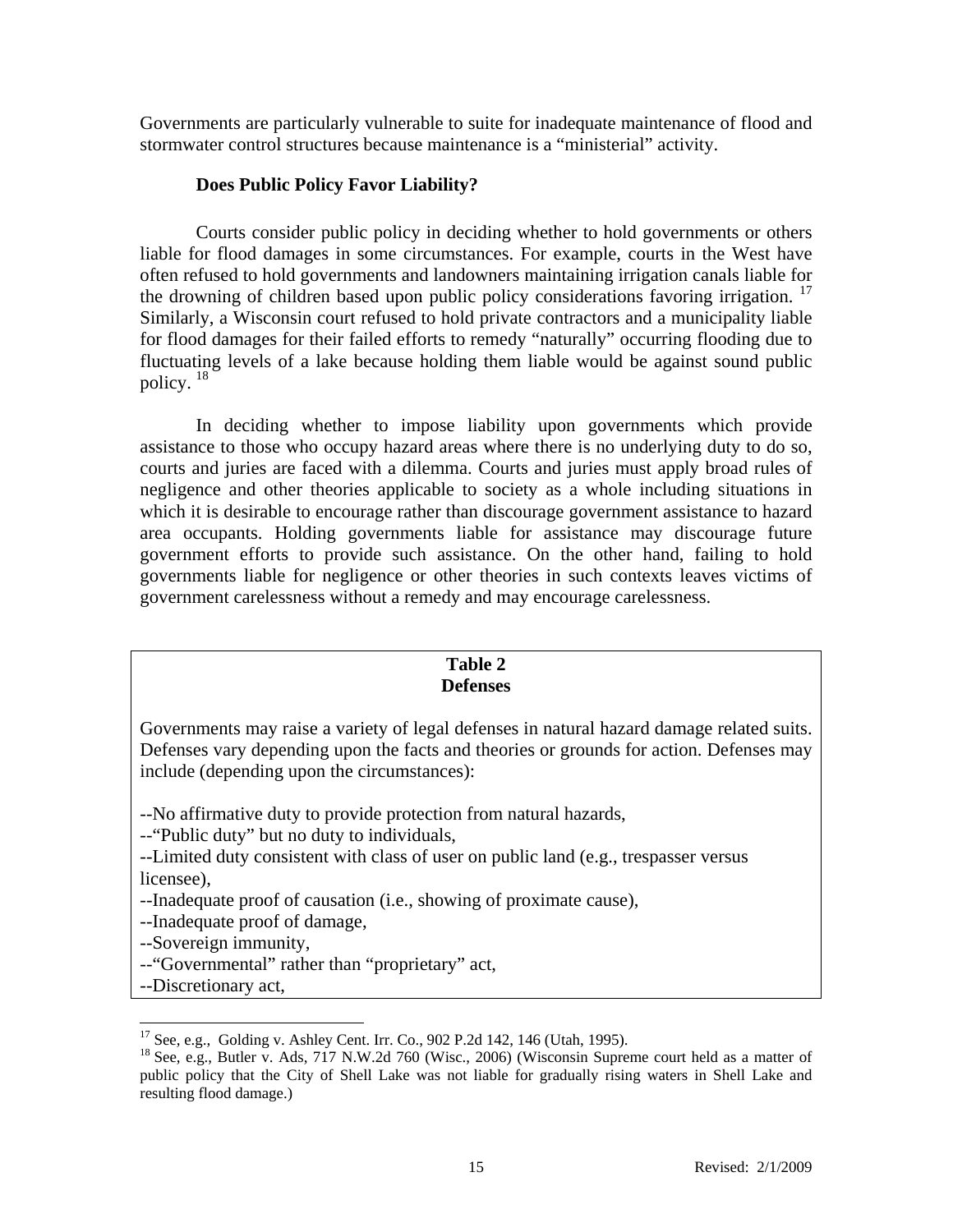Governments are particularly vulnerable to suite for inadequate maintenance of flood and stormwater control structures because maintenance is a "ministerial" activity.

### Does Public Policy Favor Liability?

Courts consider public policy in deciding whether to hold governments or others liable for flood damages in some circumstances. For example, courts in the West have often refused to hold governments and landowners maintaining irrigation canals liable for the drowning of children based upon public policy considerations favoring irrigation. [17] Similarly, a Wisconsin court refused to hold private contractors and a municipality liable for flood damages for their failed efforts to remedy "naturally" occurring flooding due to fluctuating levels of a lake because holding them liable would be against sound public policy. [18]

In deciding whether to impose liability upon governments which provide assistance to those who occupy hazard areas where there is no underlying duty to do so, courts and juries are faced with a dilemma. Courts and juries must apply broad rules of negligence and other theories applicable to society as a whole including situations in which it is desirable to encourage rather than discourage government assistance to hazard area occupants. Holding governments liable for assistance may discourage future government efforts to provide such assistance. On the other hand, failing to hold governments liable for negligence or other theories in such contexts leaves victims of government carelessness without a remedy and may encourage carelessness.

**Table 2**
**Defenses**

Governments may raise a variety of legal defenses in natural hazard damage related suits. Defenses vary depending upon the facts and theories or grounds for action. Defenses may include (depending upon the circumstances):

--No affirmative duty to provide protection from natural hazards,
--"Public duty" but no duty to individuals,
--Limited duty consistent with class of user on public land (e.g., trespasser versus licensee),
--Inadequate proof of causation (i.e., showing of proximate cause),
--Inadequate proof of damage,
--Sovereign immunity,
--"Governmental" rather than "proprietary" act,
--Discretionary act,

---

[17] See, e.g., Golding v. Ashley Cent. Irr. Co., 902 P.2d 142, 146 (Utah, 1995).

[18] See, e.g., Butler v. Ads, 717 N.W.2d 760 (Wisc., 2006) (Wisconsin Supreme court held as a matter of public policy that the City of Shell Lake was not liable for gradually rising waters in Shell Lake and resulting flood damage.)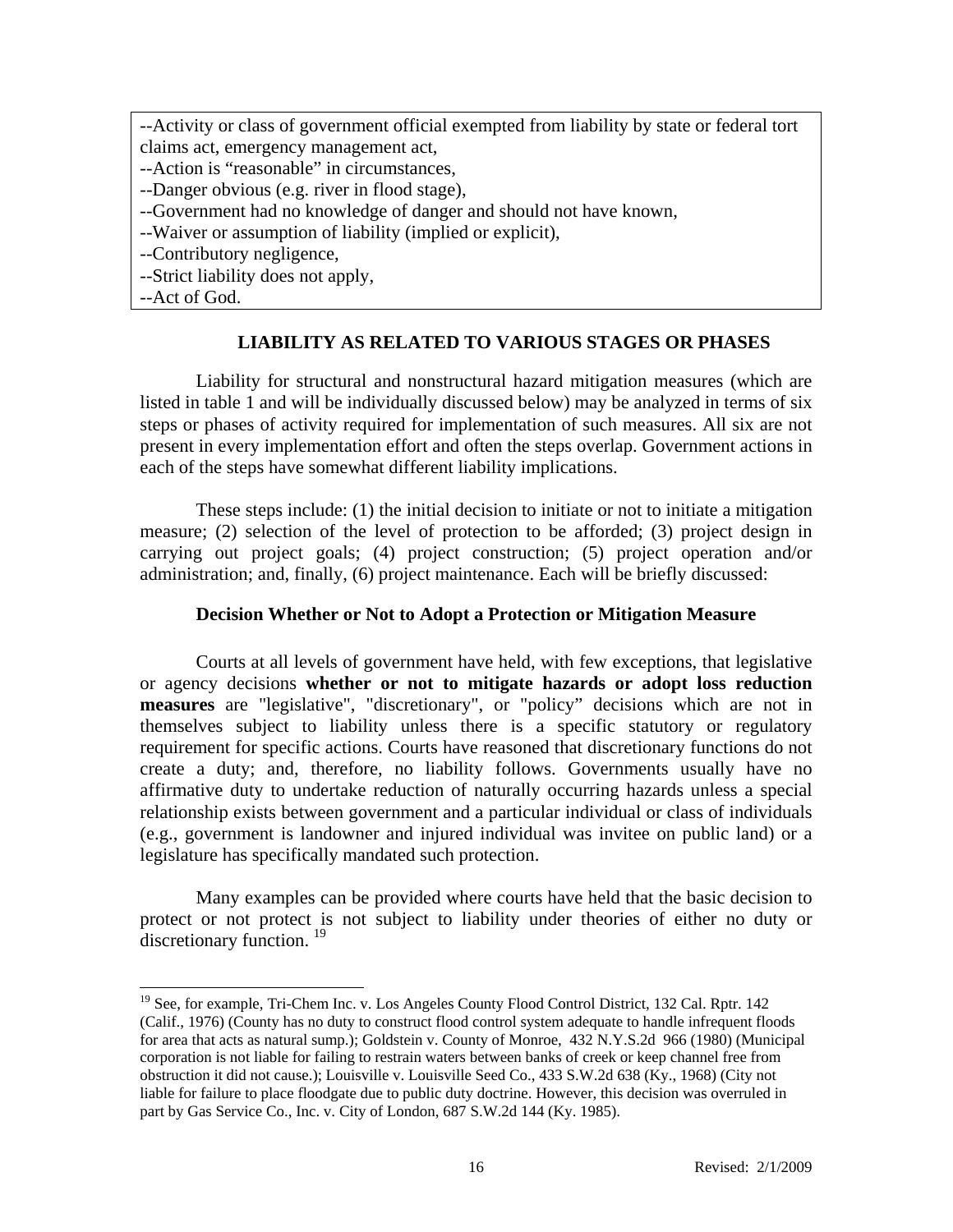--Activity or class of government official exempted from liability by state or federal tort claims act, emergency management act,
--Action is "reasonable" in circumstances,
--Danger obvious (e.g. river in flood stage),
--Government had no knowledge of danger and should not have known,
--Waiver or assumption of liability (implied or explicit),
--Contributory negligence,
--Strict liability does not apply,
--Act of God.

## LIABILITY AS RELATED TO VARIOUS STAGES OR PHASES

Liability for structural and nonstructural hazard mitigation measures (which are listed in table 1 and will be individually discussed below) may be analyzed in terms of six steps or phases of activity required for implementation of such measures. All six are not present in every implementation effort and often the steps overlap. Government actions in each of the steps have somewhat different liability implications.

These steps include: (1) the initial decision to initiate or not to initiate a mitigation measure; (2) selection of the level of protection to be afforded; (3) project design in carrying out project goals; (4) project construction; (5) project operation and/or administration; and, finally, (6) project maintenance. Each will be briefly discussed:

### Decision Whether or Not to Adopt a Protection or Mitigation Measure

Courts at all levels of government have held, with few exceptions, that legislative or agency decisions **whether or not to mitigate hazards or adopt loss reduction measures** are "legislative", "discretionary", or "policy" decisions which are not in themselves subject to liability unless there is a specific statutory or regulatory requirement for specific actions. Courts have reasoned that discretionary functions do not create a duty; and, therefore, no liability follows. Governments usually have no affirmative duty to undertake reduction of naturally occurring hazards unless a special relationship exists between government and a particular individual or class of individuals (e.g., government is landowner and injured individual was invitee on public land) or a legislature has specifically mandated such protection.

Many examples can be provided where courts have held that the basic decision to protect or not protect is not subject to liability under theories of either no duty or discretionary function. [19]

---

[19] See, for example, Tri-Chem Inc. v. Los Angeles County Flood Control District, 132 Cal. Rptr. 142 (Calif., 1976) (County has no duty to construct flood control system adequate to handle infrequent floods for area that acts as natural sump.); Goldstein v. County of Monroe, 432 N.Y.S.2d 966 (1980) (Municipal corporation is not liable for failing to restrain waters between banks of creek or keep channel free from obstruction it did not cause.); Louisville v. Louisville Seed Co., 433 S.W.2d 638 (Ky., 1968) (City not liable for failure to place floodgate due to public duty doctrine. However, this decision was overruled in part by Gas Service Co., Inc. v. City of London, 687 S.W.2d 144 (Ky. 1985).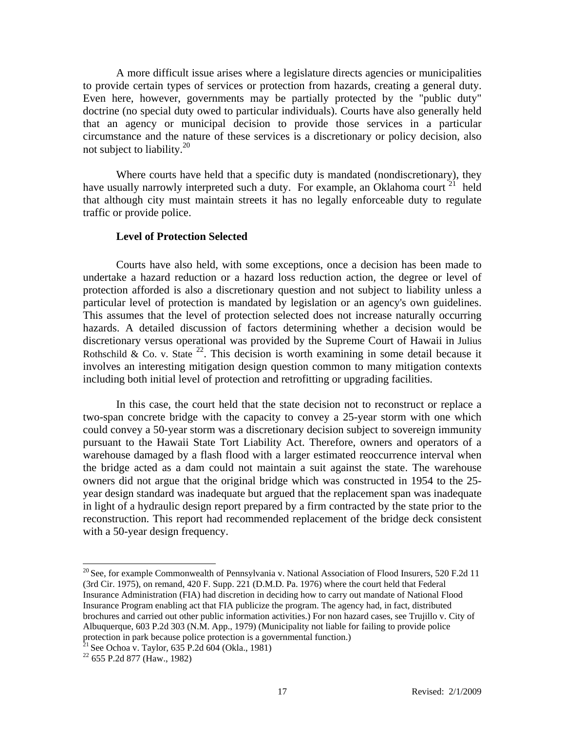A more difficult issue arises where a legislature directs agencies or municipalities to provide certain types of services or protection from hazards, creating a general duty. Even here, however, governments may be partially protected by the "public duty" doctrine (no special duty owed to particular individuals). Courts have also generally held that an agency or municipal decision to provide those services in a particular circumstance and the nature of these services is a discretionary or policy decision, also not subject to liability.[20]

Where courts have held that a specific duty is mandated (nondiscretionary), they have usually narrowly interpreted such a duty. For example, an Oklahoma court [21] held that although city must maintain streets it has no legally enforceable duty to regulate traffic or provide police.

**Level of Protection Selected**

Courts have also held, with some exceptions, once a decision has been made to undertake a hazard reduction or a hazard loss reduction action, the degree or level of protection afforded is also a discretionary question and not subject to liability unless a particular level of protection is mandated by legislation or an agency's own guidelines. This assumes that the level of protection selected does not increase naturally occurring hazards. A detailed discussion of factors determining whether a decision would be discretionary versus operational was provided by the Supreme Court of Hawaii in Julius Rothschild & Co. v. State [22]. This decision is worth examining in some detail because it involves an interesting mitigation design question common to many mitigation contexts including both initial level of protection and retrofitting or upgrading facilities.

In this case, the court held that the state decision not to reconstruct or replace a two-span concrete bridge with the capacity to convey a 25-year storm with one which could convey a 50-year storm was a discretionary decision subject to sovereign immunity pursuant to the Hawaii State Tort Liability Act. Therefore, owners and operators of a warehouse damaged by a flash flood with a larger estimated reoccurrence interval when the bridge acted as a dam could not maintain a suit against the state. The warehouse owners did not argue that the original bridge which was constructed in 1954 to the 25-year design standard was inadequate but argued that the replacement span was inadequate in light of a hydraulic design report prepared by a firm contracted by the state prior to the reconstruction. This report had recommended replacement of the bridge deck consistent with a 50-year design frequency.

---

[20] See, for example Commonwealth of Pennsylvania v. National Association of Flood Insurers, 520 F.2d 11 (3rd Cir. 1975), on remand, 420 F. Supp. 221 (D.M.D. Pa. 1976) where the court held that Federal Insurance Administration (FIA) had discretion in deciding how to carry out mandate of National Flood Insurance Program enabling act that FIA publicize the program. The agency had, in fact, distributed brochures and carried out other public information activities.) For non hazard cases, see Trujillo v. City of Albuquerque, 603 P.2d 303 (N.M. App., 1979) (Municipality not liable for failing to provide police protection in park because police protection is a governmental function.)

[21] See Ochoa v. Taylor, 635 P.2d 604 (Okla., 1981)

[22] 655 P.2d 877 (Haw., 1982)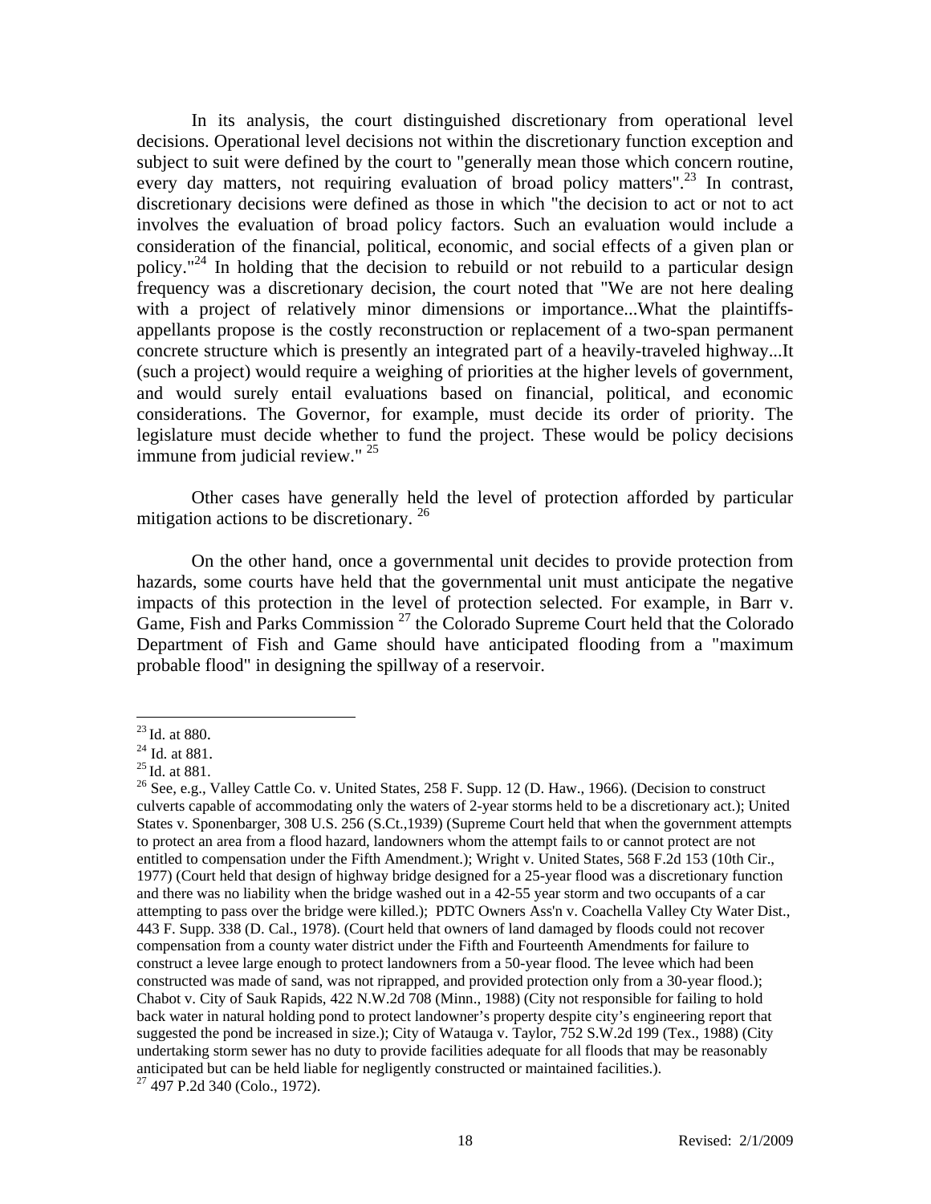In its analysis, the court distinguished discretionary from operational level decisions. Operational level decisions not within the discretionary function exception and subject to suit were defined by the court to "generally mean those which concern routine, every day matters, not requiring evaluation of broad policy matters".[23] In contrast, discretionary decisions were defined as those in which "the decision to act or not to act involves the evaluation of broad policy factors. Such an evaluation would include a consideration of the financial, political, economic, and social effects of a given plan or policy."[24] In holding that the decision to rebuild or not rebuild to a particular design frequency was a discretionary decision, the court noted that "We are not here dealing with a project of relatively minor dimensions or importance...What the plaintiffs-appellants propose is the costly reconstruction or replacement of a two-span permanent concrete structure which is presently an integrated part of a heavily-traveled highway...It (such a project) would require a weighing of priorities at the higher levels of government, and would surely entail evaluations based on financial, political, and economic considerations. The Governor, for example, must decide its order of priority. The legislature must decide whether to fund the project. These would be policy decisions immune from judicial review." [25]

Other cases have generally held the level of protection afforded by particular mitigation actions to be discretionary. [26]

On the other hand, once a governmental unit decides to provide protection from hazards, some courts have held that the governmental unit must anticipate the negative impacts of this protection in the level of protection selected. For example, in Barr v. Game, Fish and Parks Commission [27] the Colorado Supreme Court held that the Colorado Department of Fish and Game should have anticipated flooding from a "maximum probable flood" in designing the spillway of a reservoir.

---

[23] Id. at 880.

[24] Id. at 881.

[25] Id. at 881.

[26] See, e.g., Valley Cattle Co. v. United States, 258 F. Supp. 12 (D. Haw., 1966). (Decision to construct culverts capable of accommodating only the waters of 2-year storms held to be a discretionary act.); United States v. Sponenbarger, 308 U.S. 256 (S.Ct.,1939) (Supreme Court held that when the government attempts to protect an area from a flood hazard, landowners whom the attempt fails to or cannot protect are not entitled to compensation under the Fifth Amendment.); Wright v. United States, 568 F.2d 153 (10th Cir., 1977) (Court held that design of highway bridge designed for a 25-year flood was a discretionary function and there was no liability when the bridge washed out in a 42-55 year storm and two occupants of a car attempting to pass over the bridge were killed.); PDTC Owners Ass'n v. Coachella Valley Cty Water Dist., 443 F. Supp. 338 (D. Cal., 1978). (Court held that owners of land damaged by floods could not recover compensation from a county water district under the Fifth and Fourteenth Amendments for failure to construct a levee large enough to protect landowners from a 50-year flood. The levee which had been constructed was made of sand, was not riprapped, and provided protection only from a 30-year flood.); Chabot v. City of Sauk Rapids, 422 N.W.2d 708 (Minn., 1988) (City not responsible for failing to hold back water in natural holding pond to protect landowner's property despite city's engineering report that suggested the pond be increased in size.); City of Watauga v. Taylor, 752 S.W.2d 199 (Tex., 1988) (City undertaking storm sewer has no duty to provide facilities adequate for all floods that may be reasonably anticipated but can be held liable for negligently constructed or maintained facilities.).

[27] 497 P.2d 340 (Colo., 1972).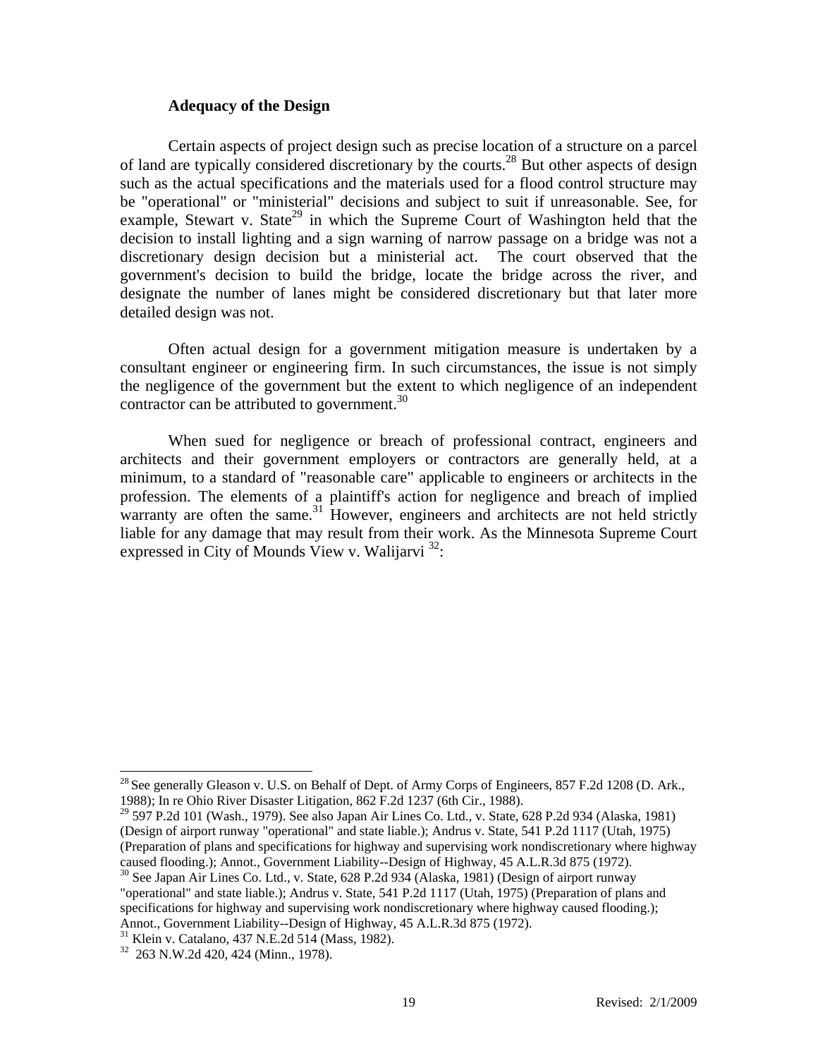### Adequacy of the Design

Certain aspects of project design such as precise location of a structure on a parcel of land are typically considered discretionary by the courts.[28] But other aspects of design such as the actual specifications and the materials used for a flood control structure may be "operational" or "ministerial" decisions and subject to suit if unreasonable. See, for example, Stewart v. State[29] in which the Supreme Court of Washington held that the decision to install lighting and a sign warning of narrow passage on a bridge was not a discretionary design decision but a ministerial act. The court observed that the government's decision to build the bridge, locate the bridge across the river, and designate the number of lanes might be considered discretionary but that later more detailed design was not.

Often actual design for a government mitigation measure is undertaken by a consultant engineer or engineering firm. In such circumstances, the issue is not simply the negligence of the government but the extent to which negligence of an independent contractor can be attributed to government.[30]

When sued for negligence or breach of professional contract, engineers and architects and their government employers or contractors are generally held, at a minimum, to a standard of "reasonable care" applicable to engineers or architects in the profession. The elements of a plaintiff's action for negligence and breach of implied warranty are often the same.[31] However, engineers and architects are not held strictly liable for any damage that may result from their work. As the Minnesota Supreme Court expressed in City of Mounds View v. Walijarvi [32]:

---

[28] See generally Gleason v. U.S. on Behalf of Dept. of Army Corps of Engineers, 857 F.2d 1208 (D. Ark., 1988); In re Ohio River Disaster Litigation, 862 F.2d 1237 (6th Cir., 1988).

[29] 597 P.2d 101 (Wash., 1979). See also Japan Air Lines Co. Ltd., v. State, 628 P.2d 934 (Alaska, 1981) (Design of airport runway "operational" and state liable.); Andrus v. State, 541 P.2d 1117 (Utah, 1975) (Preparation of plans and specifications for highway and supervising work nondiscretionary where highway caused flooding.); Annot., Government Liability--Design of Highway, 45 A.L.R.3d 875 (1972).

[30] See Japan Air Lines Co. Ltd., v. State, 628 P.2d 934 (Alaska, 1981) (Design of airport runway "operational" and state liable.); Andrus v. State, 541 P.2d 1117 (Utah, 1975) (Preparation of plans and specifications for highway and supervising work nondiscretionary where highway caused flooding.); Annot., Government Liability--Design of Highway, 45 A.L.R.3d 875 (1972).

[31] Klein v. Catalano, 437 N.E.2d 514 (Mass, 1982).

[32] 263 N.W.2d 420, 424 (Minn., 1978).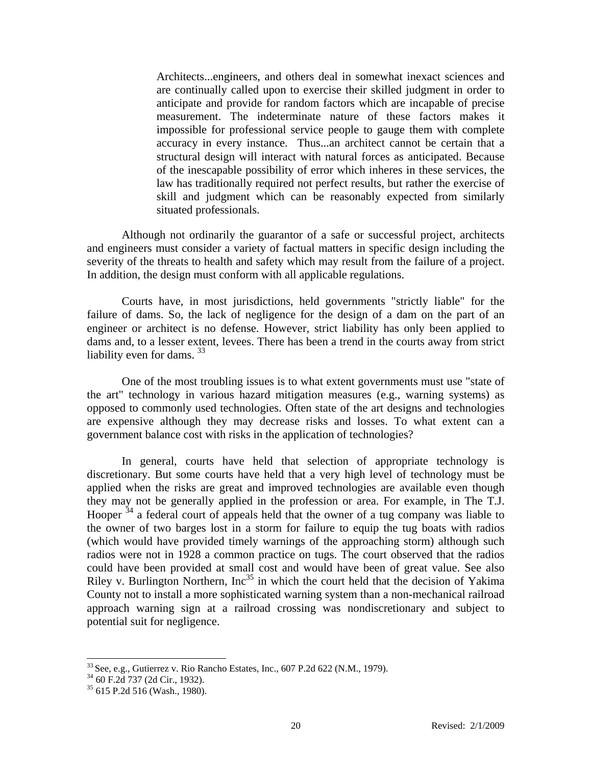> Architects...engineers, and others deal in somewhat inexact sciences and are continually called upon to exercise their skilled judgment in order to anticipate and provide for random factors which are incapable of precise measurement. The indeterminate nature of these factors makes it impossible for professional service people to gauge them with complete accuracy in every instance. Thus...an architect cannot be certain that a structural design will interact with natural forces as anticipated. Because of the inescapable possibility of error which inheres in these services, the law has traditionally required not perfect results, but rather the exercise of skill and judgment which can be reasonably expected from similarly situated professionals.

Although not ordinarily the guarantor of a safe or successful project, architects and engineers must consider a variety of factual matters in specific design including the severity of the threats to health and safety which may result from the failure of a project. In addition, the design must conform with all applicable regulations.

Courts have, in most jurisdictions, held governments "strictly liable" for the failure of dams. So, the lack of negligence for the design of a dam on the part of an engineer or architect is no defense. However, strict liability has only been applied to dams and, to a lesser extent, levees. There has been a trend in the courts away from strict liability even for dams. [33]

One of the most troubling issues is to what extent governments must use "state of the art" technology in various hazard mitigation measures (e.g., warning systems) as opposed to commonly used technologies. Often state of the art designs and technologies are expensive although they may decrease risks and losses. To what extent can a government balance cost with risks in the application of technologies?

In general, courts have held that selection of appropriate technology is discretionary. But some courts have held that a very high level of technology must be applied when the risks are great and improved technologies are available even though they may not be generally applied in the profession or area. For example, in The T.J. Hooper [34] a federal court of appeals held that the owner of a tug company was liable to the owner of two barges lost in a storm for failure to equip the tug boats with radios (which would have provided timely warnings of the approaching storm) although such radios were not in 1928 a common practice on tugs. The court observed that the radios could have been provided at small cost and would have been of great value. See also Riley v. Burlington Northern, Inc[35] in which the court held that the decision of Yakima County not to install a more sophisticated warning system than a non-mechanical railroad approach warning sign at a railroad crossing was nondiscretionary and subject to potential suit for negligence.

---

[33] See, e.g., Gutierrez v. Rio Rancho Estates, Inc., 607 P.2d 622 (N.M., 1979).

[34] 60 F.2d 737 (2d Cir., 1932).

[35] 615 P.2d 516 (Wash., 1980).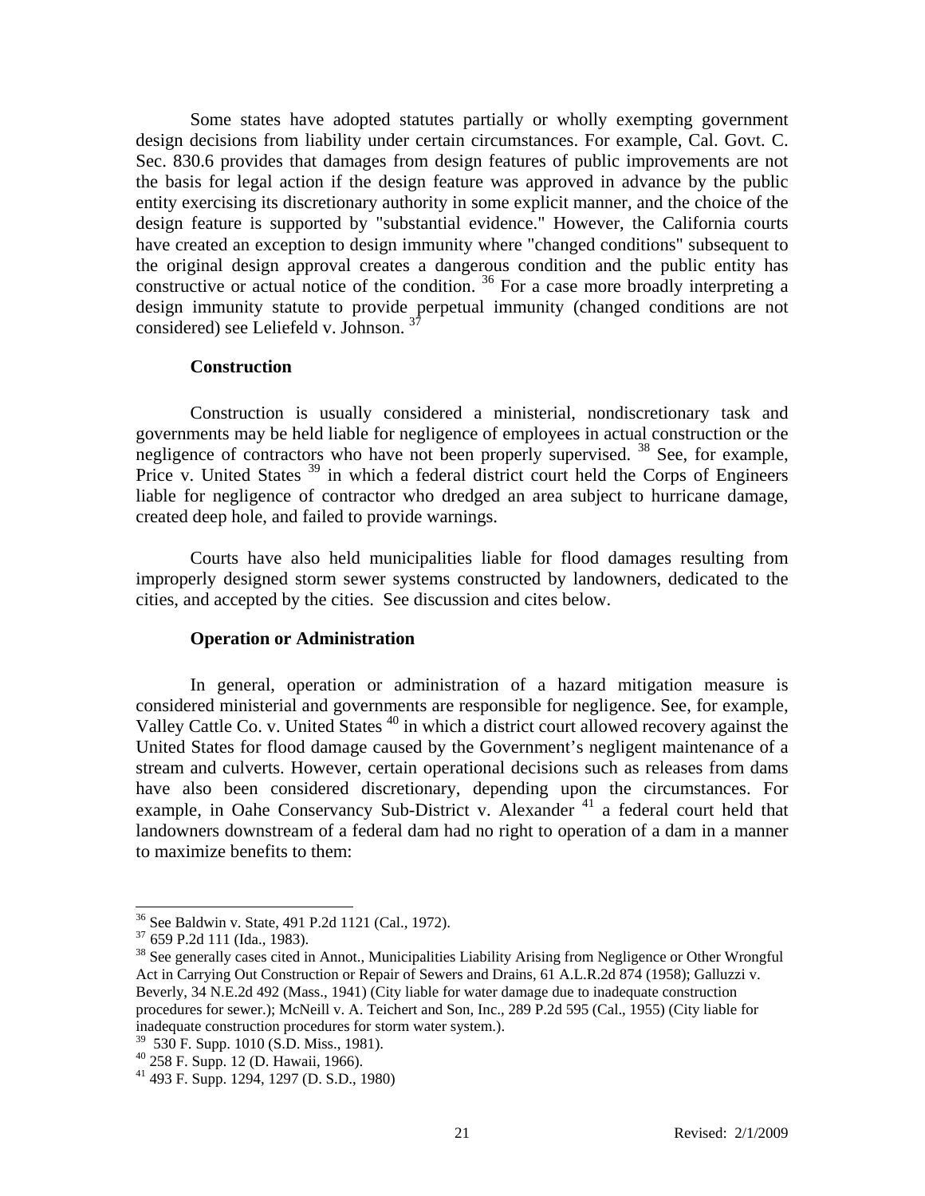Some states have adopted statutes partially or wholly exempting government design decisions from liability under certain circumstances. For example, Cal. Govt. C. Sec. 830.6 provides that damages from design features of public improvements are not the basis for legal action if the design feature was approved in advance by the public entity exercising its discretionary authority in some explicit manner, and the choice of the design feature is supported by "substantial evidence." However, the California courts have created an exception to design immunity where "changed conditions" subsequent to the original design approval creates a dangerous condition and the public entity has constructive or actual notice of the condition. [36] For a case more broadly interpreting a design immunity statute to provide perpetual immunity (changed conditions are not considered) see Leliefeld v. Johnson. [37]

### Construction

Construction is usually considered a ministerial, nondiscretionary task and governments may be held liable for negligence of employees in actual construction or the negligence of contractors who have not been properly supervised. [38] See, for example, Price v. United States [39] in which a federal district court held the Corps of Engineers liable for negligence of contractor who dredged an area subject to hurricane damage, created deep hole, and failed to provide warnings.

Courts have also held municipalities liable for flood damages resulting from improperly designed storm sewer systems constructed by landowners, dedicated to the cities, and accepted by the cities. See discussion and cites below.

### Operation or Administration

In general, operation or administration of a hazard mitigation measure is considered ministerial and governments are responsible for negligence. See, for example, Valley Cattle Co. v. United States [40] in which a district court allowed recovery against the United States for flood damage caused by the Government's negligent maintenance of a stream and culverts. However, certain operational decisions such as releases from dams have also been considered discretionary, depending upon the circumstances. For example, in Oahe Conservancy Sub-District v. Alexander [41] a federal court held that landowners downstream of a federal dam had no right to operation of a dam in a manner to maximize benefits to them:

---

[36] See Baldwin v. State, 491 P.2d 1121 (Cal., 1972).

[37] 659 P.2d 111 (Ida., 1983).

[38] See generally cases cited in Annot., Municipalities Liability Arising from Negligence or Other Wrongful Act in Carrying Out Construction or Repair of Sewers and Drains, 61 A.L.R.2d 874 (1958); Galluzzi v. Beverly, 34 N.E.2d 492 (Mass., 1941) (City liable for water damage due to inadequate construction procedures for sewer.); McNeill v. A. Teichert and Son, Inc., 289 P.2d 595 (Cal., 1955) (City liable for inadequate construction procedures for storm water system.).

[39] 530 F. Supp. 1010 (S.D. Miss., 1981).

[40] 258 F. Supp. 12 (D. Hawaii, 1966).

[41] 493 F. Supp. 1294, 1297 (D. S.D., 1980)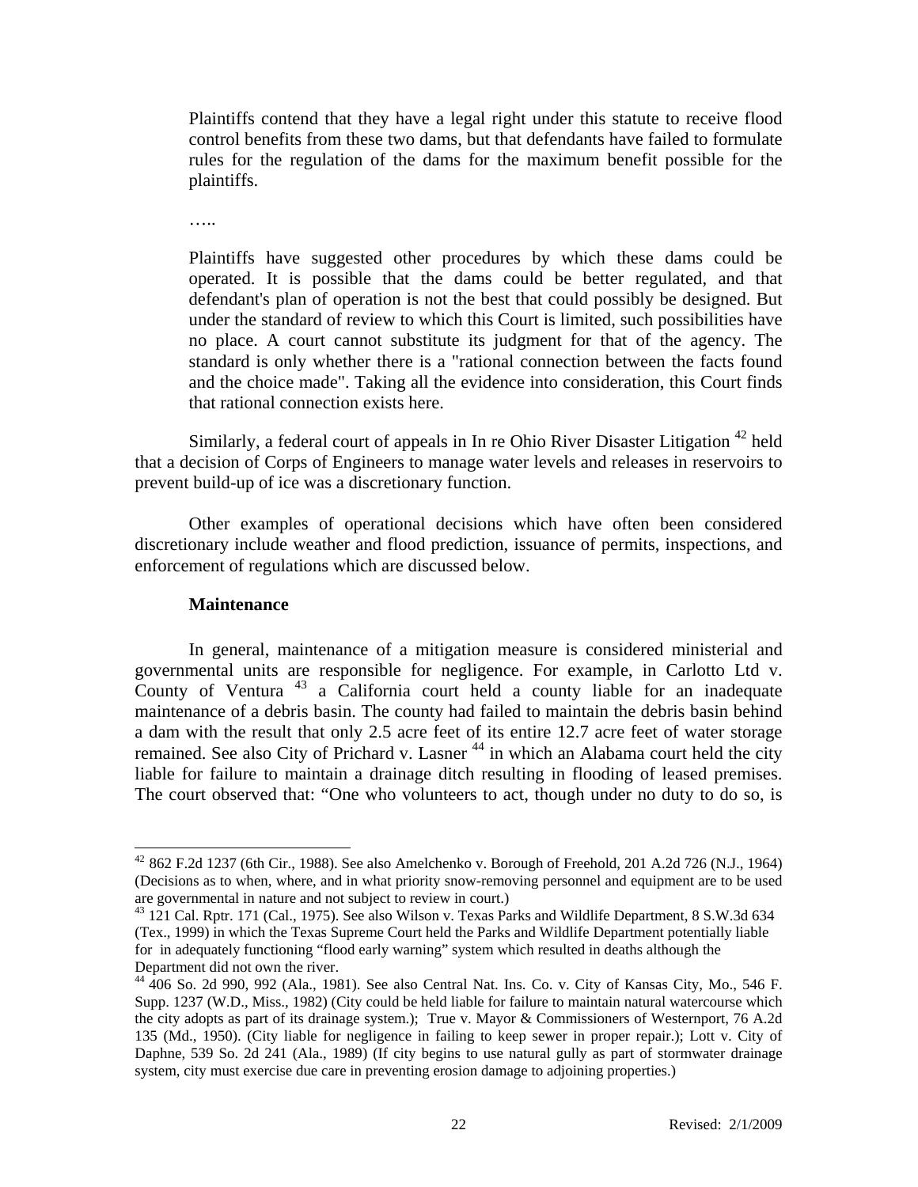> Plaintiffs contend that they have a legal right under this statute to receive flood control benefits from these two dams, but that defendants have failed to formulate rules for the regulation of the dams for the maximum benefit possible for the plaintiffs.
>
> …..
>
> Plaintiffs have suggested other procedures by which these dams could be operated. It is possible that the dams could be better regulated, and that defendant's plan of operation is not the best that could possibly be designed. But under the standard of review to which this Court is limited, such possibilities have no place. A court cannot substitute its judgment for that of the agency. The standard is only whether there is a "rational connection between the facts found and the choice made". Taking all the evidence into consideration, this Court finds that rational connection exists here.

Similarly, a federal court of appeals in In re Ohio River Disaster Litigation [42] held that a decision of Corps of Engineers to manage water levels and releases in reservoirs to prevent build-up of ice was a discretionary function.

Other examples of operational decisions which have often been considered discretionary include weather and flood prediction, issuance of permits, inspections, and enforcement of regulations which are discussed below.

**Maintenance**

In general, maintenance of a mitigation measure is considered ministerial and governmental units are responsible for negligence. For example, in Carlotto Ltd v. County of Ventura [43] a California court held a county liable for an inadequate maintenance of a debris basin. The county had failed to maintain the debris basin behind a dam with the result that only 2.5 acre feet of its entire 12.7 acre feet of water storage remained. See also City of Prichard v. Lasner [44] in which an Alabama court held the city liable for failure to maintain a drainage ditch resulting in flooding of leased premises. The court observed that: "One who volunteers to act, though under no duty to do so, is

---

[42] 862 F.2d 1237 (6th Cir., 1988). See also Amelchenko v. Borough of Freehold, 201 A.2d 726 (N.J., 1964) (Decisions as to when, where, and in what priority snow-removing personnel and equipment are to be used are governmental in nature and not subject to review in court.)

[43] 121 Cal. Rptr. 171 (Cal., 1975). See also Wilson v. Texas Parks and Wildlife Department, 8 S.W.3d 634 (Tex., 1999) in which the Texas Supreme Court held the Parks and Wildlife Department potentially liable for in adequately functioning "flood early warning" system which resulted in deaths although the Department did not own the river.

[44] 406 So. 2d 990, 992 (Ala., 1981). See also Central Nat. Ins. Co. v. City of Kansas City, Mo., 546 F. Supp. 1237 (W.D., Miss., 1982) (City could be held liable for failure to maintain natural watercourse which the city adopts as part of its drainage system.); True v. Mayor & Commissioners of Westernport, 76 A.2d 135 (Md., 1950). (City liable for negligence in failing to keep sewer in proper repair.); Lott v. City of Daphne, 539 So. 2d 241 (Ala., 1989) (If city begins to use natural gully as part of stormwater drainage system, city must exercise due care in preventing erosion damage to adjoining properties.)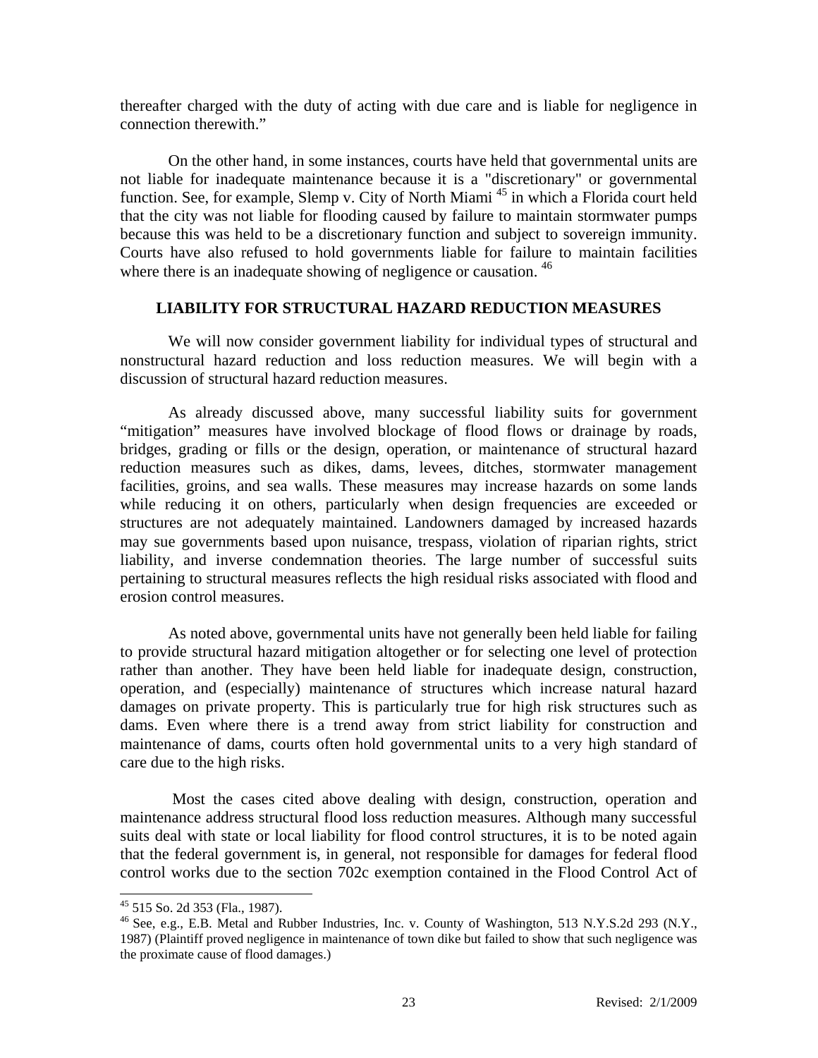thereafter charged with the duty of acting with due care and is liable for negligence in connection therewith."

On the other hand, in some instances, courts have held that governmental units are not liable for inadequate maintenance because it is a "discretionary" or governmental function. See, for example, Slemp v. City of North Miami [45] in which a Florida court held that the city was not liable for flooding caused by failure to maintain stormwater pumps because this was held to be a discretionary function and subject to sovereign immunity. Courts have also refused to hold governments liable for failure to maintain facilities where there is an inadequate showing of negligence or causation. [46]

## LIABILITY FOR STRUCTURAL HAZARD REDUCTION MEASURES

We will now consider government liability for individual types of structural and nonstructural hazard reduction and loss reduction measures. We will begin with a discussion of structural hazard reduction measures.

As already discussed above, many successful liability suits for government "mitigation" measures have involved blockage of flood flows or drainage by roads, bridges, grading or fills or the design, operation, or maintenance of structural hazard reduction measures such as dikes, dams, levees, ditches, stormwater management facilities, groins, and sea walls. These measures may increase hazards on some lands while reducing it on others, particularly when design frequencies are exceeded or structures are not adequately maintained. Landowners damaged by increased hazards may sue governments based upon nuisance, trespass, violation of riparian rights, strict liability, and inverse condemnation theories. The large number of successful suits pertaining to structural measures reflects the high residual risks associated with flood and erosion control measures.

As noted above, governmental units have not generally been held liable for failing to provide structural hazard mitigation altogether or for selecting one level of protection rather than another. They have been held liable for inadequate design, construction, operation, and (especially) maintenance of structures which increase natural hazard damages on private property. This is particularly true for high risk structures such as dams. Even where there is a trend away from strict liability for construction and maintenance of dams, courts often hold governmental units to a very high standard of care due to the high risks.

Most the cases cited above dealing with design, construction, operation and maintenance address structural flood loss reduction measures. Although many successful suits deal with state or local liability for flood control structures, it is to be noted again that the federal government is, in general, not responsible for damages for federal flood control works due to the section 702c exemption contained in the Flood Control Act of

---

[45] 515 So. 2d 353 (Fla., 1987).

[46] See, e.g., E.B. Metal and Rubber Industries, Inc. v. County of Washington, 513 N.Y.S.2d 293 (N.Y., 1987) (Plaintiff proved negligence in maintenance of town dike but failed to show that such negligence was the proximate cause of flood damages.)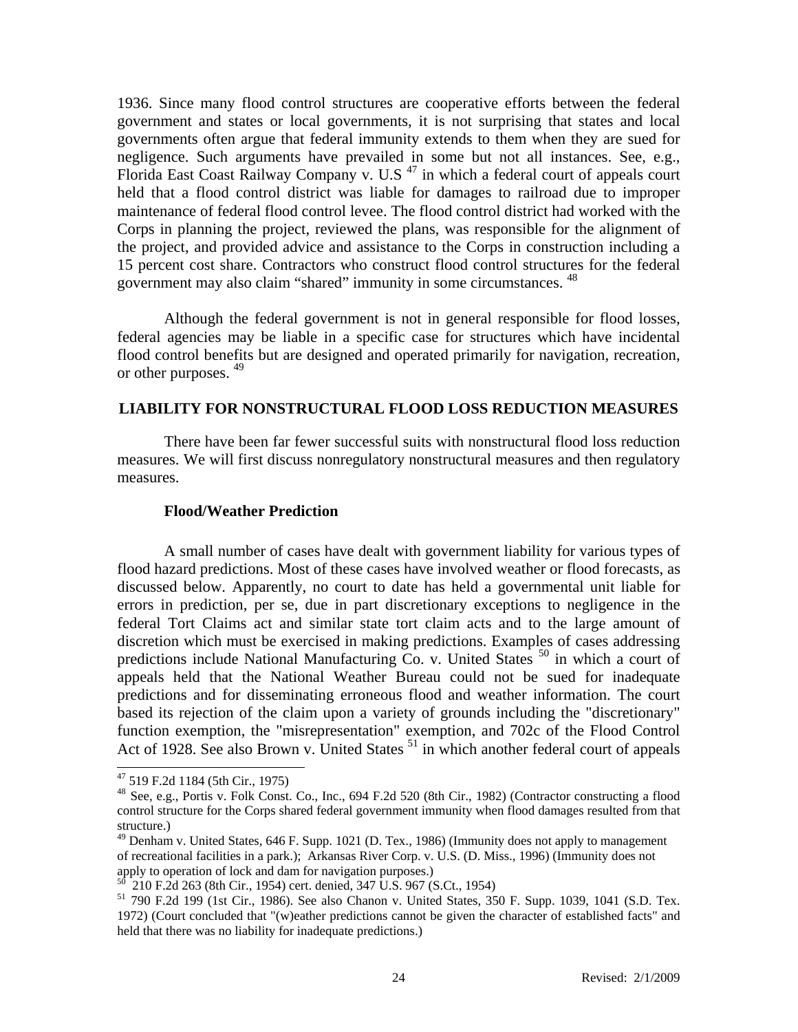1936. Since many flood control structures are cooperative efforts between the federal government and states or local governments, it is not surprising that states and local governments often argue that federal immunity extends to them when they are sued for negligence. Such arguments have prevailed in some but not all instances. See, e.g., Florida East Coast Railway Company v. U.S [47] in which a federal court of appeals court held that a flood control district was liable for damages to railroad due to improper maintenance of federal flood control levee. The flood control district had worked with the Corps in planning the project, reviewed the plans, was responsible for the alignment of the project, and provided advice and assistance to the Corps in construction including a 15 percent cost share. Contractors who construct flood control structures for the federal government may also claim "shared" immunity in some circumstances. [48]

Although the federal government is not in general responsible for flood losses, federal agencies may be liable in a specific case for structures which have incidental flood control benefits but are designed and operated primarily for navigation, recreation, or other purposes. [49]

## LIABILITY FOR NONSTRUCTURAL FLOOD LOSS REDUCTION MEASURES

There have been far fewer successful suits with nonstructural flood loss reduction measures. We will first discuss nonregulatory nonstructural measures and then regulatory measures.

### Flood/Weather Prediction

A small number of cases have dealt with government liability for various types of flood hazard predictions. Most of these cases have involved weather or flood forecasts, as discussed below. Apparently, no court to date has held a governmental unit liable for errors in prediction, per se, due in part discretionary exceptions to negligence in the federal Tort Claims act and similar state tort claim acts and to the large amount of discretion which must be exercised in making predictions. Examples of cases addressing predictions include National Manufacturing Co. v. United States [50] in which a court of appeals held that the National Weather Bureau could not be sued for inadequate predictions and for disseminating erroneous flood and weather information. The court based its rejection of the claim upon a variety of grounds including the "discretionary" function exemption, the "misrepresentation" exemption, and 702c of the Flood Control Act of 1928. See also Brown v. United States [51] in which another federal court of appeals

---

[47] 519 F.2d 1184 (5th Cir., 1975)

[48] See, e.g., Portis v. Folk Const. Co., Inc., 694 F.2d 520 (8th Cir., 1982) (Contractor constructing a flood control structure for the Corps shared federal government immunity when flood damages resulted from that structure.)

[49] Denham v. United States, 646 F. Supp. 1021 (D. Tex., 1986) (Immunity does not apply to management of recreational facilities in a park.); Arkansas River Corp. v. U.S. (D. Miss., 1996) (Immunity does not apply to operation of lock and dam for navigation purposes.)

[50] 210 F.2d 263 (8th Cir., 1954) cert. denied, 347 U.S. 967 (S.Ct., 1954)

[51] 790 F.2d 199 (1st Cir., 1986). See also Chanon v. United States, 350 F. Supp. 1039, 1041 (S.D. Tex. 1972) (Court concluded that "(w)eather predictions cannot be given the character of established facts" and held that there was no liability for inadequate predictions.)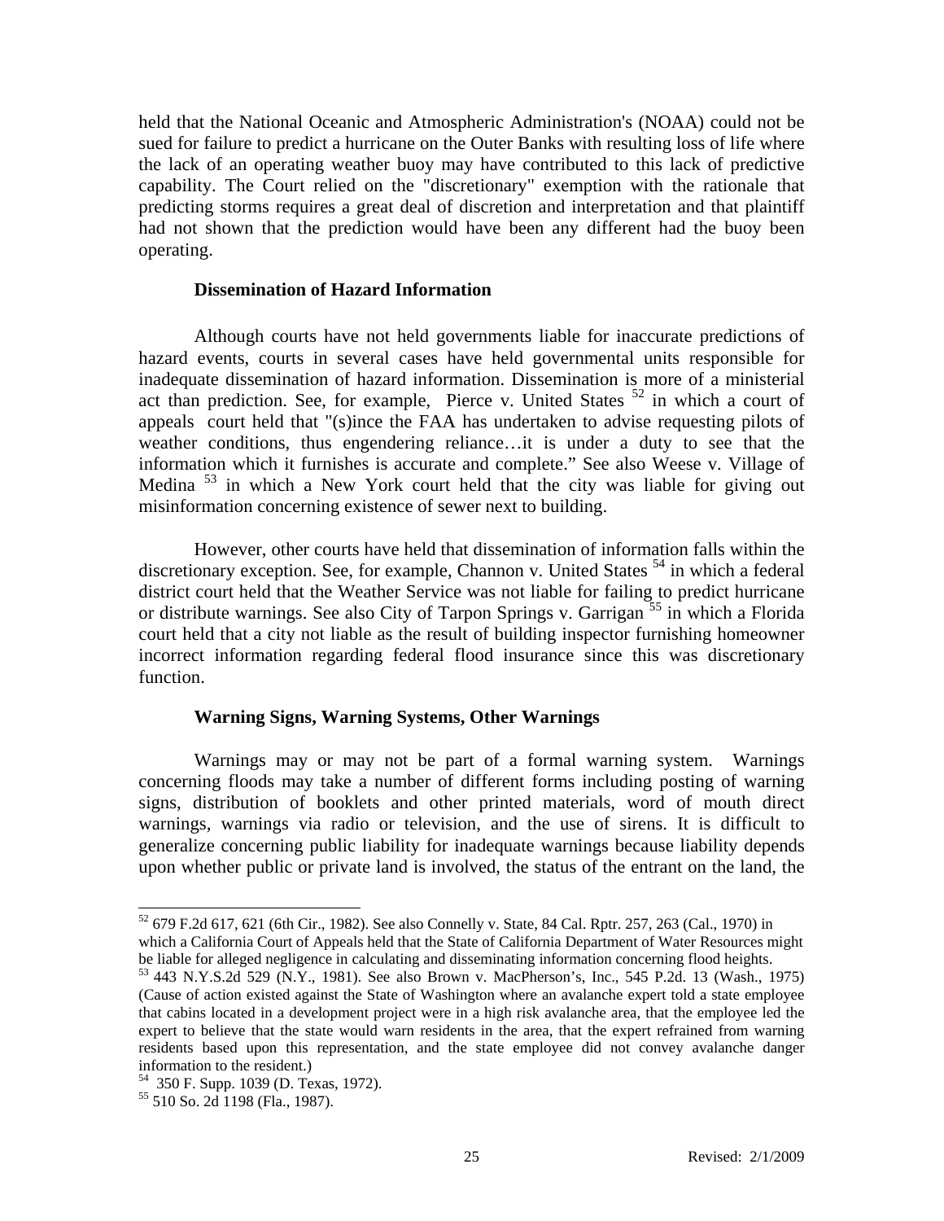held that the National Oceanic and Atmospheric Administration's (NOAA) could not be sued for failure to predict a hurricane on the Outer Banks with resulting loss of life where the lack of an operating weather buoy may have contributed to this lack of predictive capability. The Court relied on the "discretionary" exemption with the rationale that predicting storms requires a great deal of discretion and interpretation and that plaintiff had not shown that the prediction would have been any different had the buoy been operating.

### Dissemination of Hazard Information

Although courts have not held governments liable for inaccurate predictions of hazard events, courts in several cases have held governmental units responsible for inadequate dissemination of hazard information. Dissemination is more of a ministerial act than prediction. See, for example, Pierce v. United States [52] in which a court of appeals court held that "(s)ince the FAA has undertaken to advise requesting pilots of weather conditions, thus engendering reliance…it is under a duty to see that the information which it furnishes is accurate and complete." See also Weese v. Village of Medina [53] in which a New York court held that the city was liable for giving out misinformation concerning existence of sewer next to building.

However, other courts have held that dissemination of information falls within the discretionary exception. See, for example, Channon v. United States [54] in which a federal district court held that the Weather Service was not liable for failing to predict hurricane or distribute warnings. See also City of Tarpon Springs v. Garrigan [55] in which a Florida court held that a city not liable as the result of building inspector furnishing homeowner incorrect information regarding federal flood insurance since this was discretionary function.

### Warning Signs, Warning Systems, Other Warnings

Warnings may or may not be part of a formal warning system. Warnings concerning floods may take a number of different forms including posting of warning signs, distribution of booklets and other printed materials, word of mouth direct warnings, warnings via radio or television, and the use of sirens. It is difficult to generalize concerning public liability for inadequate warnings because liability depends upon whether public or private land is involved, the status of the entrant on the land, the

---

[52] 679 F.2d 617, 621 (6th Cir., 1982). See also Connelly v. State, 84 Cal. Rptr. 257, 263 (Cal., 1970) in which a California Court of Appeals held that the State of California Department of Water Resources might be liable for alleged negligence in calculating and disseminating information concerning flood heights.

[53] 443 N.Y.S.2d 529 (N.Y., 1981). See also Brown v. MacPherson's, Inc., 545 P.2d. 13 (Wash., 1975) (Cause of action existed against the State of Washington where an avalanche expert told a state employee that cabins located in a development project were in a high risk avalanche area, that the employee led the expert to believe that the state would warn residents in the area, that the expert refrained from warning residents based upon this representation, and the state employee did not convey avalanche danger information to the resident.)

[54] 350 F. Supp. 1039 (D. Texas, 1972).

[55] 510 So. 2d 1198 (Fla., 1987).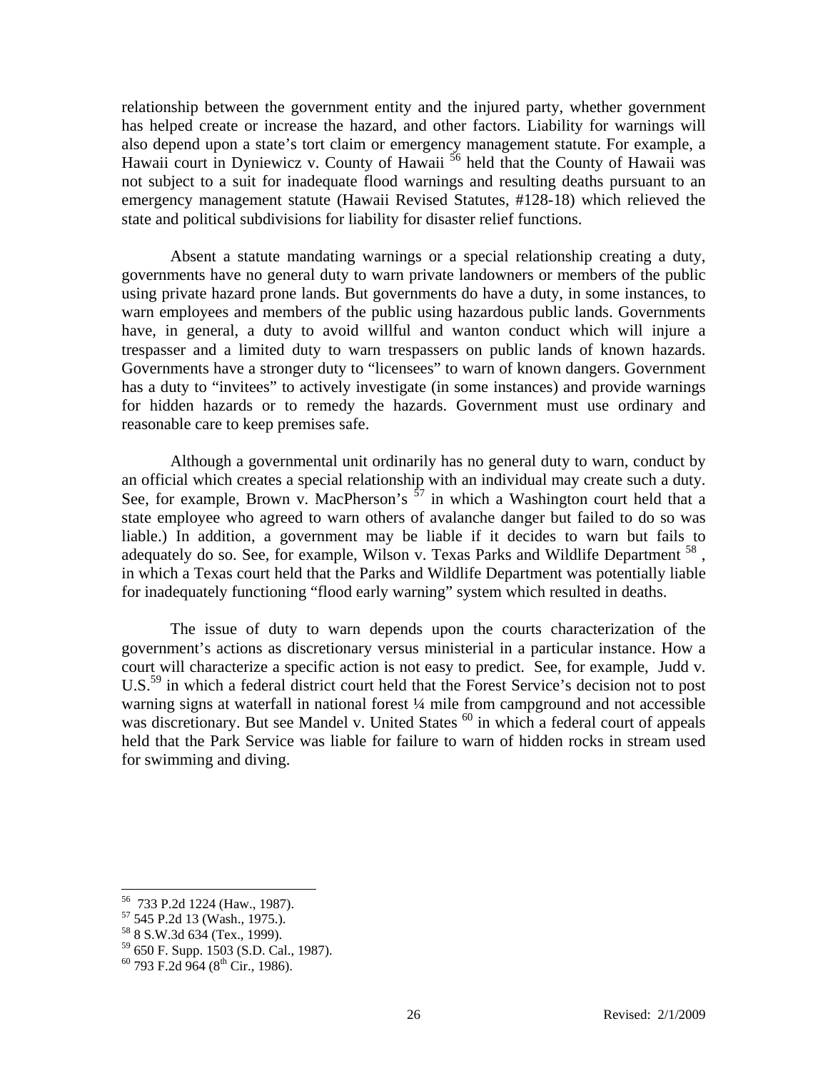relationship between the government entity and the injured party, whether government has helped create or increase the hazard, and other factors. Liability for warnings will also depend upon a state's tort claim or emergency management statute. For example, a Hawaii court in Dyniewicz v. County of Hawaii [56] held that the County of Hawaii was not subject to a suit for inadequate flood warnings and resulting deaths pursuant to an emergency management statute (Hawaii Revised Statutes, #128-18) which relieved the state and political subdivisions for liability for disaster relief functions.

Absent a statute mandating warnings or a special relationship creating a duty, governments have no general duty to warn private landowners or members of the public using private hazard prone lands. But governments do have a duty, in some instances, to warn employees and members of the public using hazardous public lands. Governments have, in general, a duty to avoid willful and wanton conduct which will injure a trespasser and a limited duty to warn trespassers on public lands of known hazards. Governments have a stronger duty to "licensees" to warn of known dangers. Government has a duty to "invitees" to actively investigate (in some instances) and provide warnings for hidden hazards or to remedy the hazards. Government must use ordinary and reasonable care to keep premises safe.

Although a governmental unit ordinarily has no general duty to warn, conduct by an official which creates a special relationship with an individual may create such a duty. See, for example, Brown v. MacPherson's [57] in which a Washington court held that a state employee who agreed to warn others of avalanche danger but failed to do so was liable.) In addition, a government may be liable if it decides to warn but fails to adequately do so. See, for example, Wilson v. Texas Parks and Wildlife Department [58], in which a Texas court held that the Parks and Wildlife Department was potentially liable for inadequately functioning "flood early warning" system which resulted in deaths.

The issue of duty to warn depends upon the courts characterization of the government's actions as discretionary versus ministerial in a particular instance. How a court will characterize a specific action is not easy to predict. See, for example, Judd v. U.S.[59] in which a federal district court held that the Forest Service's decision not to post warning signs at waterfall in national forest ¼ mile from campground and not accessible was discretionary. But see Mandel v. United States [60] in which a federal court of appeals held that the Park Service was liable for failure to warn of hidden rocks in stream used for swimming and diving.

---

[56] 733 P.2d 1224 (Haw., 1987).

[57] 545 P.2d 13 (Wash., 1975.).

[58] 8 S.W.3d 634 (Tex., 1999).

[59] 650 F. Supp. 1503 (S.D. Cal., 1987).

[60] 793 F.2d 964 (8th Cir., 1986).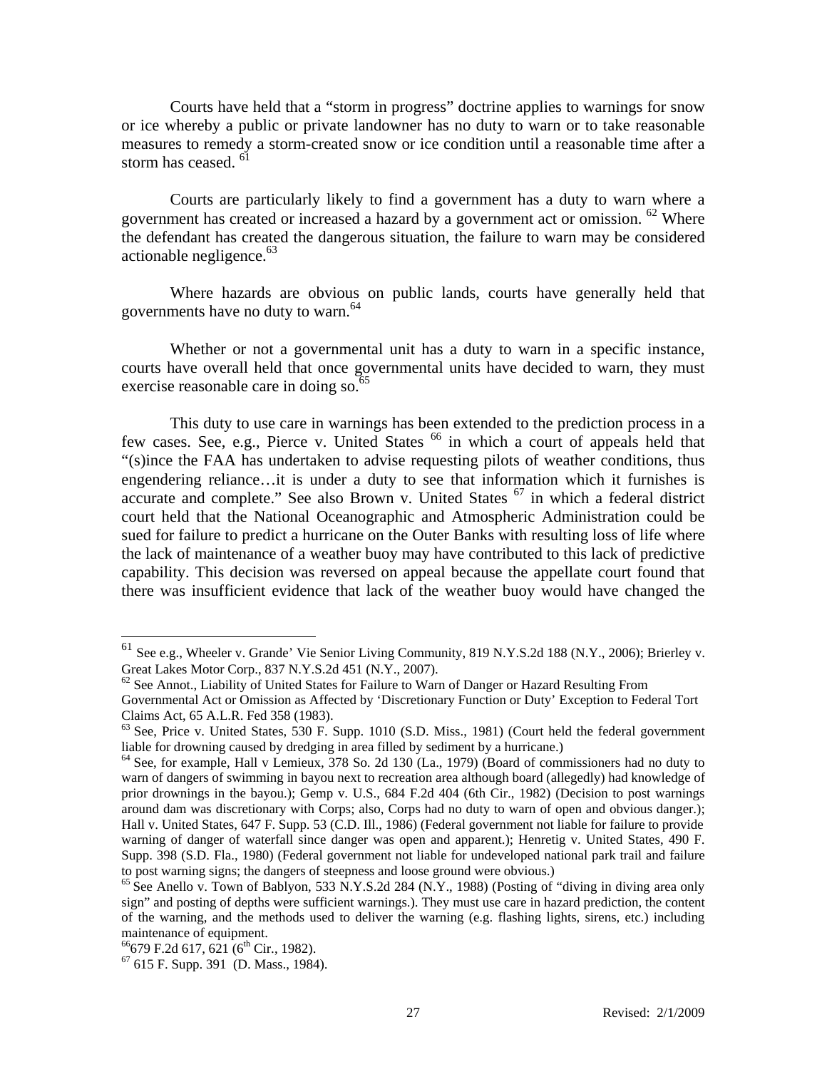Courts have held that a "storm in progress" doctrine applies to warnings for snow or ice whereby a public or private landowner has no duty to warn or to take reasonable measures to remedy a storm-created snow or ice condition until a reasonable time after a storm has ceased. [61]

Courts are particularly likely to find a government has a duty to warn where a government has created or increased a hazard by a government act or omission. [62] Where the defendant has created the dangerous situation, the failure to warn may be considered actionable negligence.[63]

Where hazards are obvious on public lands, courts have generally held that governments have no duty to warn.[64]

Whether or not a governmental unit has a duty to warn in a specific instance, courts have overall held that once governmental units have decided to warn, they must exercise reasonable care in doing so.[65]

This duty to use care in warnings has been extended to the prediction process in a few cases. See, e.g., Pierce v. United States [66] in which a court of appeals held that "(s)ince the FAA has undertaken to advise requesting pilots of weather conditions, thus engendering reliance…it is under a duty to see that information which it furnishes is accurate and complete." See also Brown v. United States [67] in which a federal district court held that the National Oceanographic and Atmospheric Administration could be sued for failure to predict a hurricane on the Outer Banks with resulting loss of life where the lack of maintenance of a weather buoy may have contributed to this lack of predictive capability. This decision was reversed on appeal because the appellate court found that there was insufficient evidence that lack of the weather buoy would have changed the

---

[61] See e.g., Wheeler v. Grande' Vie Senior Living Community, 819 N.Y.S.2d 188 (N.Y., 2006); Brierley v. Great Lakes Motor Corp., 837 N.Y.S.2d 451 (N.Y., 2007).

[62] See Annot., Liability of United States for Failure to Warn of Danger or Hazard Resulting From Governmental Act or Omission as Affected by 'Discretionary Function or Duty' Exception to Federal Tort Claims Act, 65 A.L.R. Fed 358 (1983).

[63] See, Price v. United States, 530 F. Supp. 1010 (S.D. Miss., 1981) (Court held the federal government liable for drowning caused by dredging in area filled by sediment by a hurricane.)

[64] See, for example, Hall v Lemieux, 378 So. 2d 130 (La., 1979) (Board of commissioners had no duty to warn of dangers of swimming in bayou next to recreation area although board (allegedly) had knowledge of prior drownings in the bayou.); Gemp v. U.S., 684 F.2d 404 (6th Cir., 1982) (Decision to post warnings around dam was discretionary with Corps; also, Corps had no duty to warn of open and obvious danger.); Hall v. United States, 647 F. Supp. 53 (C.D. Ill., 1986) (Federal government not liable for failure to provide warning of danger of waterfall since danger was open and apparent.); Henretig v. United States, 490 F. Supp. 398 (S.D. Fla., 1980) (Federal government not liable for undeveloped national park trail and failure to post warning signs; the dangers of steepness and loose ground were obvious.)

[65] See Anello v. Town of Bablyon, 533 N.Y.S.2d 284 (N.Y., 1988) (Posting of "diving in diving area only sign" and posting of depths were sufficient warnings.). They must use care in hazard prediction, the content of the warning, and the methods used to deliver the warning (e.g. flashing lights, sirens, etc.) including maintenance of equipment.

[66] 679 F.2d 617, 621 (6th Cir., 1982).

[67] 615 F. Supp. 391 (D. Mass., 1984).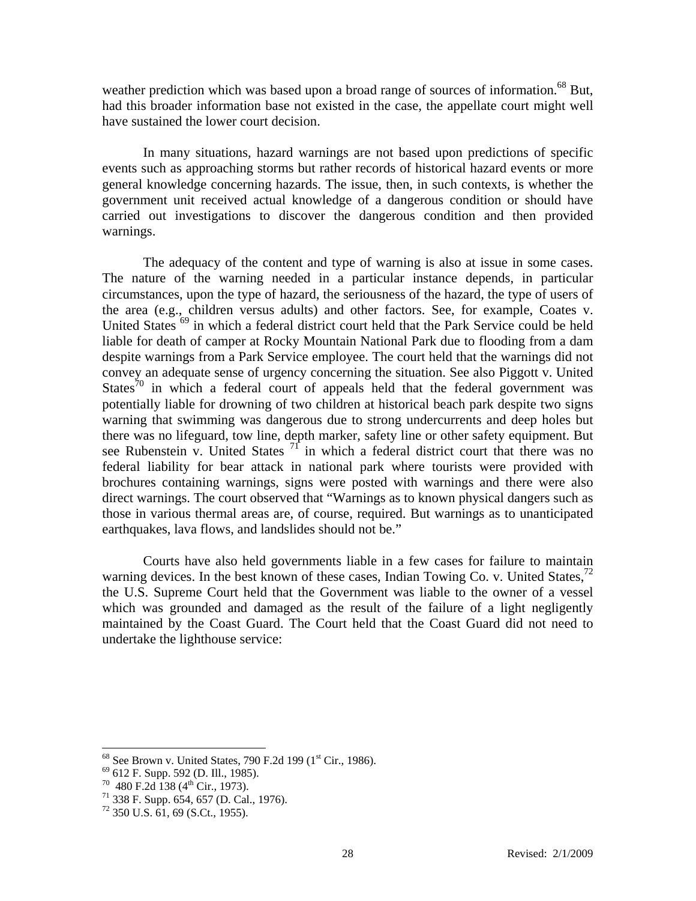weather prediction which was based upon a broad range of sources of information.[68] But, had this broader information base not existed in the case, the appellate court might well have sustained the lower court decision.

In many situations, hazard warnings are not based upon predictions of specific events such as approaching storms but rather records of historical hazard events or more general knowledge concerning hazards. The issue, then, in such contexts, is whether the government unit received actual knowledge of a dangerous condition or should have carried out investigations to discover the dangerous condition and then provided warnings.

The adequacy of the content and type of warning is also at issue in some cases. The nature of the warning needed in a particular instance depends, in particular circumstances, upon the type of hazard, the seriousness of the hazard, the type of users of the area (e.g., children versus adults) and other factors. See, for example, Coates v. United States [69] in which a federal district court held that the Park Service could be held liable for death of camper at Rocky Mountain National Park due to flooding from a dam despite warnings from a Park Service employee. The court held that the warnings did not convey an adequate sense of urgency concerning the situation. See also Piggott v. United States[70] in which a federal court of appeals held that the federal government was potentially liable for drowning of two children at historical beach park despite two signs warning that swimming was dangerous due to strong undercurrents and deep holes but there was no lifeguard, tow line, depth marker, safety line or other safety equipment. But see Rubenstein v. United States [71] in which a federal district court that there was no federal liability for bear attack in national park where tourists were provided with brochures containing warnings, signs were posted with warnings and there were also direct warnings. The court observed that "Warnings as to known physical dangers such as those in various thermal areas are, of course, required. But warnings as to unanticipated earthquakes, lava flows, and landslides should not be."

Courts have also held governments liable in a few cases for failure to maintain warning devices. In the best known of these cases, Indian Towing Co. v. United States,[72] the U.S. Supreme Court held that the Government was liable to the owner of a vessel which was grounded and damaged as the result of the failure of a light negligently maintained by the Coast Guard. The Court held that the Coast Guard did not need to undertake the lighthouse service:

---

[68] See Brown v. United States, 790 F.2d 199 (1st Cir., 1986).
[69] 612 F. Supp. 592 (D. Ill., 1985).
[70] 480 F.2d 138 (4th Cir., 1973).
[71] 338 F. Supp. 654, 657 (D. Cal., 1976).
[72] 350 U.S. 61, 69 (S.Ct., 1955).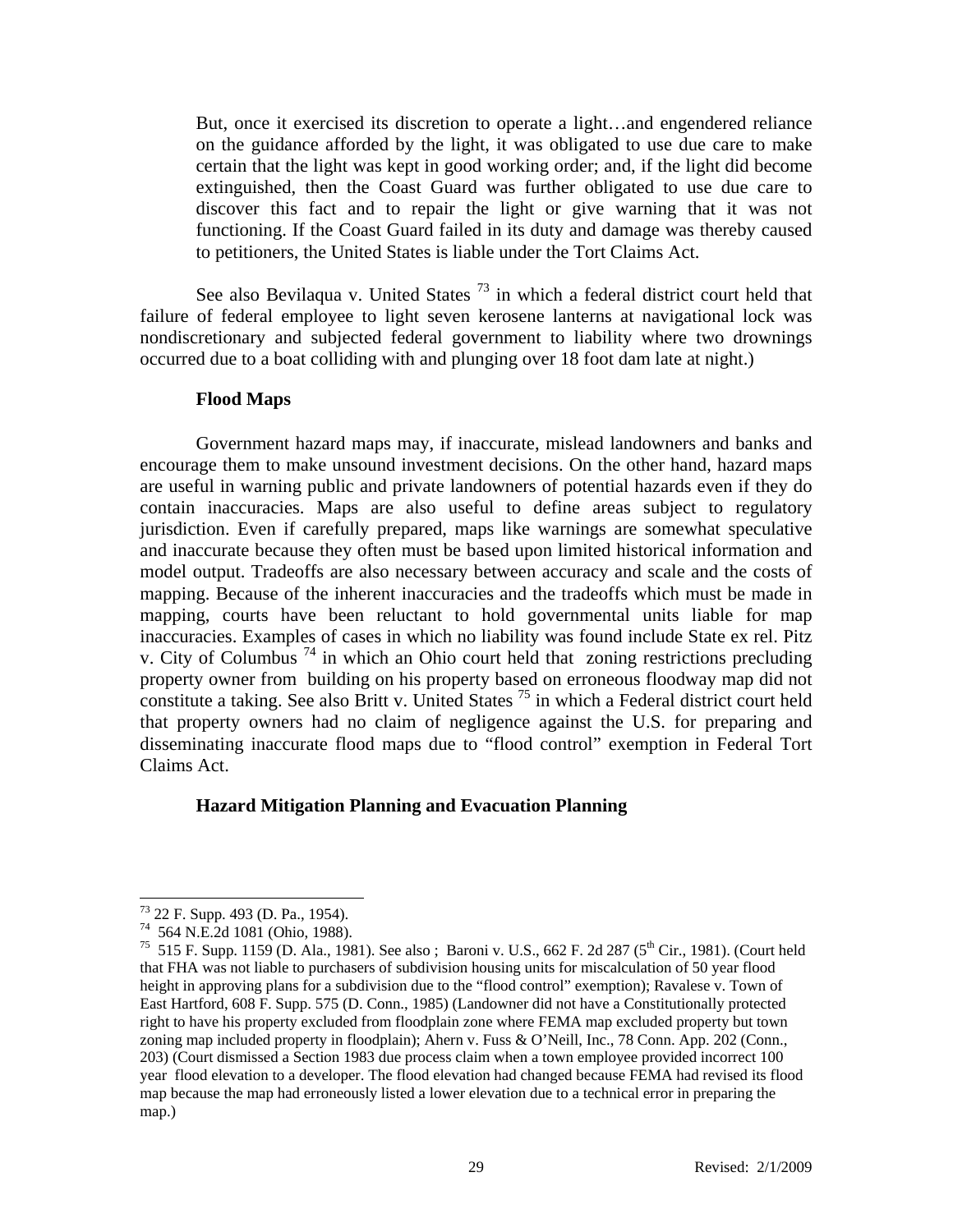> But, once it exercised its discretion to operate a light…and engendered reliance on the guidance afforded by the light, it was obligated to use due care to make certain that the light was kept in good working order; and, if the light did become extinguished, then the Coast Guard was further obligated to use due care to discover this fact and to repair the light or give warning that it was not functioning. If the Coast Guard failed in its duty and damage was thereby caused to petitioners, the United States is liable under the Tort Claims Act.

See also Bevilaqua v. United States [73] in which a federal district court held that failure of federal employee to light seven kerosene lanterns at navigational lock was nondiscretionary and subjected federal government to liability where two drownings occurred due to a boat colliding with and plunging over 18 foot dam late at night.)

**Flood Maps**

Government hazard maps may, if inaccurate, mislead landowners and banks and encourage them to make unsound investment decisions. On the other hand, hazard maps are useful in warning public and private landowners of potential hazards even if they do contain inaccuracies. Maps are also useful to define areas subject to regulatory jurisdiction. Even if carefully prepared, maps like warnings are somewhat speculative and inaccurate because they often must be based upon limited historical information and model output. Tradeoffs are also necessary between accuracy and scale and the costs of mapping. Because of the inherent inaccuracies and the tradeoffs which must be made in mapping, courts have been reluctant to hold governmental units liable for map inaccuracies. Examples of cases in which no liability was found include State ex rel. Pitz v. City of Columbus [74] in which an Ohio court held that zoning restrictions precluding property owner from building on his property based on erroneous floodway map did not constitute a taking. See also Britt v. United States [75] in which a Federal district court held that property owners had no claim of negligence against the U.S. for preparing and disseminating inaccurate flood maps due to "flood control" exemption in Federal Tort Claims Act.

**Hazard Mitigation Planning and Evacuation Planning**

---

[73] 22 F. Supp. 493 (D. Pa., 1954).

[74] 564 N.E.2d 1081 (Ohio, 1988).

[75] 515 F. Supp. 1159 (D. Ala., 1981). See also ; Baroni v. U.S., 662 F. 2d 287 (5th Cir., 1981). (Court held that FHA was not liable to purchasers of subdivision housing units for miscalculation of 50 year flood height in approving plans for a subdivision due to the "flood control" exemption); Ravalese v. Town of East Hartford, 608 F. Supp. 575 (D. Conn., 1985) (Landowner did not have a Constitutionally protected right to have his property excluded from floodplain zone where FEMA map excluded property but town zoning map included property in floodplain); Ahern v. Fuss & O'Neill, Inc., 78 Conn. App. 202 (Conn., 203) (Court dismissed a Section 1983 due process claim when a town employee provided incorrect 100 year flood elevation to a developer. The flood elevation had changed because FEMA had revised its flood map because the map had erroneously listed a lower elevation due to a technical error in preparing the map.)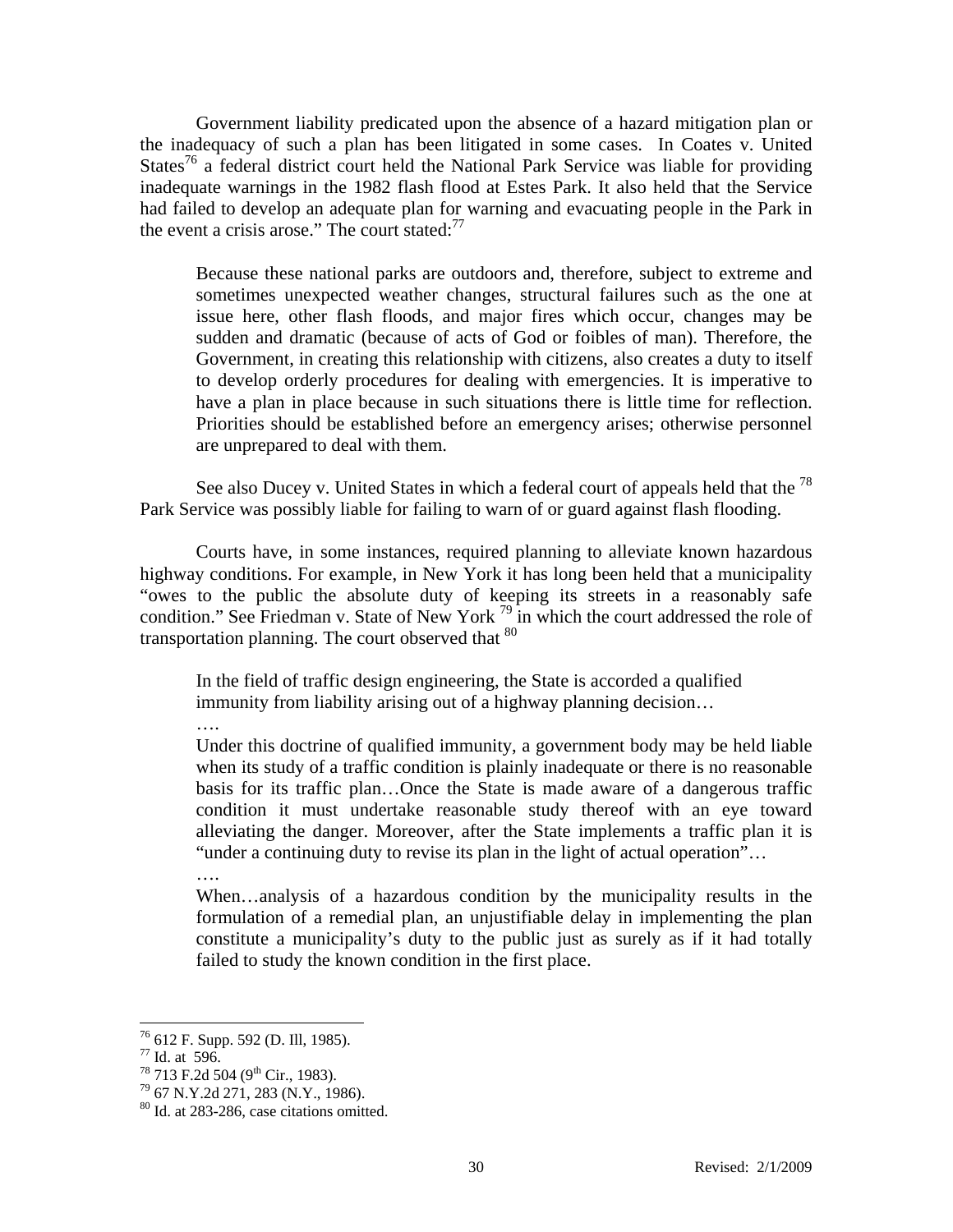Government liability predicated upon the absence of a hazard mitigation plan or the inadequacy of such a plan has been litigated in some cases. In Coates v. United States[76] a federal district court held the National Park Service was liable for providing inadequate warnings in the 1982 flash flood at Estes Park. It also held that the Service had failed to develop an adequate plan for warning and evacuating people in the Park in the event a crisis arose." The court stated:[77]

> Because these national parks are outdoors and, therefore, subject to extreme and sometimes unexpected weather changes, structural failures such as the one at issue here, other flash floods, and major fires which occur, changes may be sudden and dramatic (because of acts of God or foibles of man). Therefore, the Government, in creating this relationship with citizens, also creates a duty to itself to develop orderly procedures for dealing with emergencies. It is imperative to have a plan in place because in such situations there is little time for reflection. Priorities should be established before an emergency arises; otherwise personnel are unprepared to deal with them.

See also Ducey v. United States in which a federal court of appeals held that the [78] Park Service was possibly liable for failing to warn of or guard against flash flooding.

Courts have, in some instances, required planning to alleviate known hazardous highway conditions. For example, in New York it has long been held that a municipality "owes to the public the absolute duty of keeping its streets in a reasonably safe condition." See Friedman v. State of New York [79] in which the court addressed the role of transportation planning. The court observed that [80]

> In the field of traffic design engineering, the State is accorded a qualified immunity from liability arising out of a highway planning decision…
>
> ….
>
> Under this doctrine of qualified immunity, a government body may be held liable when its study of a traffic condition is plainly inadequate or there is no reasonable basis for its traffic plan…Once the State is made aware of a dangerous traffic condition it must undertake reasonable study thereof with an eye toward alleviating the danger. Moreover, after the State implements a traffic plan it is "under a continuing duty to revise its plan in the light of actual operation"…
>
> ….
>
> When…analysis of a hazardous condition by the municipality results in the formulation of a remedial plan, an unjustifiable delay in implementing the plan constitute a municipality's duty to the public just as surely as if it had totally failed to study the known condition in the first place.

---

[76] 612 F. Supp. 592 (D. Ill, 1985).

[77] Id. at 596.

[78] 713 F.2d 504 (9th Cir., 1983).

[79] 67 N.Y.2d 271, 283 (N.Y., 1986).

[80] Id. at 283-286, case citations omitted.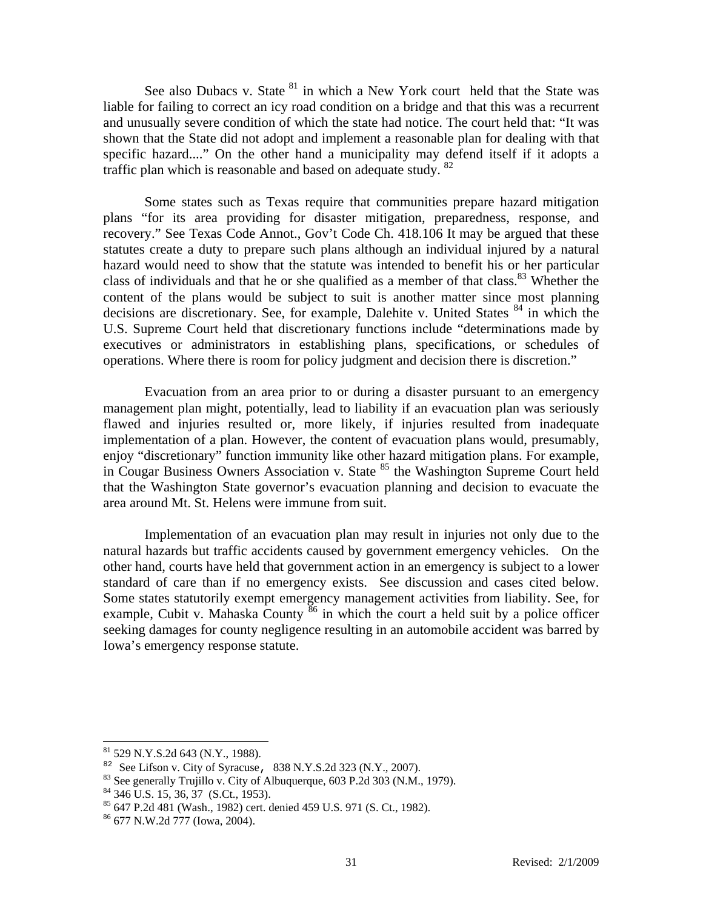See also Dubacs v. State [81] in which a New York court held that the State was liable for failing to correct an icy road condition on a bridge and that this was a recurrent and unusually severe condition of which the state had notice. The court held that: "It was shown that the State did not adopt and implement a reasonable plan for dealing with that specific hazard...." On the other hand a municipality may defend itself if it adopts a traffic plan which is reasonable and based on adequate study. [82]

Some states such as Texas require that communities prepare hazard mitigation plans "for its area providing for disaster mitigation, preparedness, response, and recovery." See Texas Code Annot., Gov't Code Ch. 418.106 It may be argued that these statutes create a duty to prepare such plans although an individual injured by a natural hazard would need to show that the statute was intended to benefit his or her particular class of individuals and that he or she qualified as a member of that class.[83] Whether the content of the plans would be subject to suit is another matter since most planning decisions are discretionary. See, for example, Dalehite v. United States [84] in which the U.S. Supreme Court held that discretionary functions include "determinations made by executives or administrators in establishing plans, specifications, or schedules of operations. Where there is room for policy judgment and decision there is discretion."

Evacuation from an area prior to or during a disaster pursuant to an emergency management plan might, potentially, lead to liability if an evacuation plan was seriously flawed and injuries resulted or, more likely, if injuries resulted from inadequate implementation of a plan. However, the content of evacuation plans would, presumably, enjoy "discretionary" function immunity like other hazard mitigation plans. For example, in Cougar Business Owners Association v. State [85] the Washington Supreme Court held that the Washington State governor's evacuation planning and decision to evacuate the area around Mt. St. Helens were immune from suit.

Implementation of an evacuation plan may result in injuries not only due to the natural hazards but traffic accidents caused by government emergency vehicles. On the other hand, courts have held that government action in an emergency is subject to a lower standard of care than if no emergency exists. See discussion and cases cited below. Some states statutorily exempt emergency management activities from liability. See, for example, Cubit v. Mahaska County [86] in which the court a held suit by a police officer seeking damages for county negligence resulting in an automobile accident was barred by Iowa's emergency response statute.

---

[81] 529 N.Y.S.2d 643 (N.Y., 1988).

[82] See Lifson v. City of Syracuse, 838 N.Y.S.2d 323 (N.Y., 2007).

[83] See generally Trujillo v. City of Albuquerque, 603 P.2d 303 (N.M., 1979).

[84] 346 U.S. 15, 36, 37 (S.Ct., 1953).

[85] 647 P.2d 481 (Wash., 1982) cert. denied 459 U.S. 971 (S. Ct., 1982).

[86] 677 N.W.2d 777 (Iowa, 2004).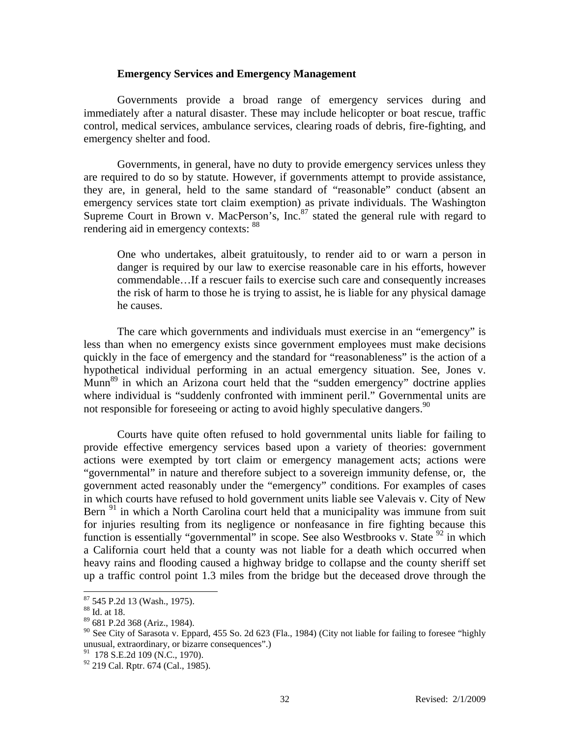### Emergency Services and Emergency Management

Governments provide a broad range of emergency services during and immediately after a natural disaster. These may include helicopter or boat rescue, traffic control, medical services, ambulance services, clearing roads of debris, fire-fighting, and emergency shelter and food.

Governments, in general, have no duty to provide emergency services unless they are required to do so by statute. However, if governments attempt to provide assistance, they are, in general, held to the same standard of "reasonable" conduct (absent an emergency services state tort claim exemption) as private individuals. The Washington Supreme Court in Brown v. MacPerson's, Inc.[87] stated the general rule with regard to rendering aid in emergency contexts: [88]

> One who undertakes, albeit gratuitously, to render aid to or warn a person in danger is required by our law to exercise reasonable care in his efforts, however commendable…If a rescuer fails to exercise such care and consequently increases the risk of harm to those he is trying to assist, he is liable for any physical damage he causes.

The care which governments and individuals must exercise in an "emergency" is less than when no emergency exists since government employees must make decisions quickly in the face of emergency and the standard for "reasonableness" is the action of a hypothetical individual performing in an actual emergency situation. See, Jones v. Munn[89] in which an Arizona court held that the "sudden emergency" doctrine applies where individual is "suddenly confronted with imminent peril." Governmental units are not responsible for foreseeing or acting to avoid highly speculative dangers.[90]

Courts have quite often refused to hold governmental units liable for failing to provide effective emergency services based upon a variety of theories: government actions were exempted by tort claim or emergency management acts; actions were "governmental" in nature and therefore subject to a sovereign immunity defense, or, the government acted reasonably under the "emergency" conditions. For examples of cases in which courts have refused to hold government units liable see Valevais v. City of New Bern [91] in which a North Carolina court held that a municipality was immune from suit for injuries resulting from its negligence or nonfeasance in fire fighting because this function is essentially "governmental" in scope. See also Westbrooks v. State [92] in which a California court held that a county was not liable for a death which occurred when heavy rains and flooding caused a highway bridge to collapse and the county sheriff set up a traffic control point 1.3 miles from the bridge but the deceased drove through the

---

[87] 545 P.2d 13 (Wash., 1975).

[88] Id. at 18.

[89] 681 P.2d 368 (Ariz., 1984).

[90] See City of Sarasota v. Eppard, 455 So. 2d 623 (Fla., 1984) (City not liable for failing to foresee "highly unusual, extraordinary, or bizarre consequences".)

[91] 178 S.E.2d 109 (N.C., 1970).

[92] 219 Cal. Rptr. 674 (Cal., 1985).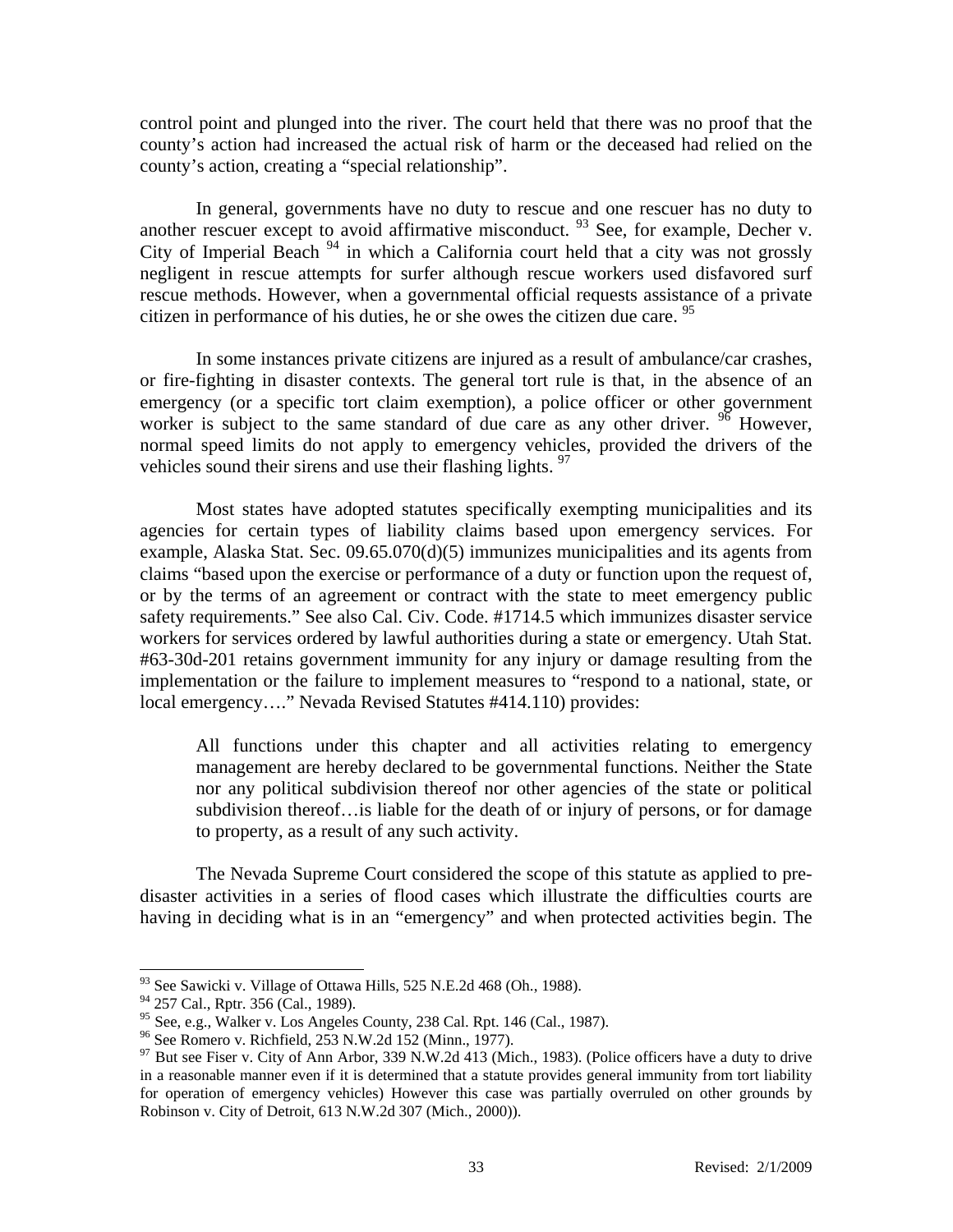control point and plunged into the river. The court held that there was no proof that the county's action had increased the actual risk of harm or the deceased had relied on the county's action, creating a "special relationship".

In general, governments have no duty to rescue and one rescuer has no duty to another rescuer except to avoid affirmative misconduct. [93] See, for example, Decher v. City of Imperial Beach [94] in which a California court held that a city was not grossly negligent in rescue attempts for surfer although rescue workers used disfavored surf rescue methods. However, when a governmental official requests assistance of a private citizen in performance of his duties, he or she owes the citizen due care. [95]

In some instances private citizens are injured as a result of ambulance/car crashes, or fire-fighting in disaster contexts. The general tort rule is that, in the absence of an emergency (or a specific tort claim exemption), a police officer or other government worker is subject to the same standard of due care as any other driver. [96] However, normal speed limits do not apply to emergency vehicles, provided the drivers of the vehicles sound their sirens and use their flashing lights. [97]

Most states have adopted statutes specifically exempting municipalities and its agencies for certain types of liability claims based upon emergency services. For example, Alaska Stat. Sec. 09.65.070(d)(5) immunizes municipalities and its agents from claims "based upon the exercise or performance of a duty or function upon the request of, or by the terms of an agreement or contract with the state to meet emergency public safety requirements." See also Cal. Civ. Code. #1714.5 which immunizes disaster service workers for services ordered by lawful authorities during a state or emergency. Utah Stat. #63-30d-201 retains government immunity for any injury or damage resulting from the implementation or the failure to implement measures to "respond to a national, state, or local emergency…." Nevada Revised Statutes #414.110) provides:

> All functions under this chapter and all activities relating to emergency management are hereby declared to be governmental functions. Neither the State nor any political subdivision thereof nor other agencies of the state or political subdivision thereof…is liable for the death of or injury of persons, or for damage to property, as a result of any such activity.

The Nevada Supreme Court considered the scope of this statute as applied to pre-disaster activities in a series of flood cases which illustrate the difficulties courts are having in deciding what is in an "emergency" and when protected activities begin. The

---

[93] See Sawicki v. Village of Ottawa Hills, 525 N.E.2d 468 (Oh., 1988).

[94] 257 Cal., Rptr. 356 (Cal., 1989).

[95] See, e.g., Walker v. Los Angeles County, 238 Cal. Rpt. 146 (Cal., 1987).

[96] See Romero v. Richfield, 253 N.W.2d 152 (Minn., 1977).

[97] But see Fiser v. City of Ann Arbor, 339 N.W.2d 413 (Mich., 1983). (Police officers have a duty to drive in a reasonable manner even if it is determined that a statute provides general immunity from tort liability for operation of emergency vehicles) However this case was partially overruled on other grounds by Robinson v. City of Detroit, 613 N.W.2d 307 (Mich., 2000)).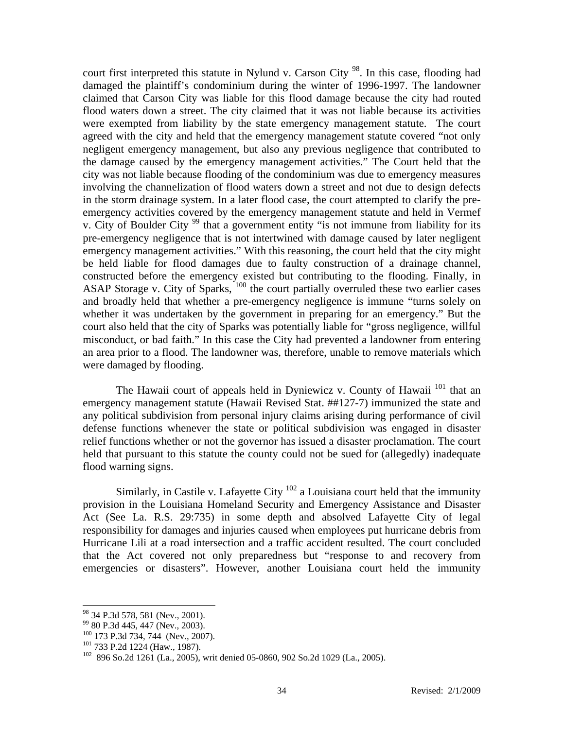court first interpreted this statute in Nylund v. Carson City [98]. In this case, flooding had damaged the plaintiff's condominium during the winter of 1996-1997. The landowner claimed that Carson City was liable for this flood damage because the city had routed flood waters down a street. The city claimed that it was not liable because its activities were exempted from liability by the state emergency management statute. The court agreed with the city and held that the emergency management statute covered "not only negligent emergency management, but also any previous negligence that contributed to the damage caused by the emergency management activities." The Court held that the city was not liable because flooding of the condominium was due to emergency measures involving the channelization of flood waters down a street and not due to design defects in the storm drainage system. In a later flood case, the court attempted to clarify the pre-emergency activities covered by the emergency management statute and held in Vermef v. City of Boulder City [99] that a government entity "is not immune from liability for its pre-emergency negligence that is not intertwined with damage caused by later negligent emergency management activities." With this reasoning, the court held that the city might be held liable for flood damages due to faulty construction of a drainage channel, constructed before the emergency existed but contributing to the flooding. Finally, in ASAP Storage v. City of Sparks, [100] the court partially overruled these two earlier cases and broadly held that whether a pre-emergency negligence is immune "turns solely on whether it was undertaken by the government in preparing for an emergency." But the court also held that the city of Sparks was potentially liable for "gross negligence, willful misconduct, or bad faith." In this case the City had prevented a landowner from entering an area prior to a flood. The landowner was, therefore, unable to remove materials which were damaged by flooding.

The Hawaii court of appeals held in Dyniewicz v. County of Hawaii [101] that an emergency management statute (Hawaii Revised Stat. ##127-7) immunized the state and any political subdivision from personal injury claims arising during performance of civil defense functions whenever the state or political subdivision was engaged in disaster relief functions whether or not the governor has issued a disaster proclamation. The court held that pursuant to this statute the county could not be sued for (allegedly) inadequate flood warning signs.

Similarly, in Castile v. Lafayette City [102] a Louisiana court held that the immunity provision in the Louisiana Homeland Security and Emergency Assistance and Disaster Act (See La. R.S. 29:735) in some depth and absolved Lafayette City of legal responsibility for damages and injuries caused when employees put hurricane debris from Hurricane Lili at a road intersection and a traffic accident resulted. The court concluded that the Act covered not only preparedness but "response to and recovery from emergencies or disasters". However, another Louisiana court held the immunity

---

[98] 34 P.3d 578, 581 (Nev., 2001).

[99] 80 P.3d 445, 447 (Nev., 2003).

[100] 173 P.3d 734, 744 (Nev., 2007).

[101] 733 P.2d 1224 (Haw., 1987).

[102] 896 So.2d 1261 (La., 2005), writ denied 05-0860, 902 So.2d 1029 (La., 2005).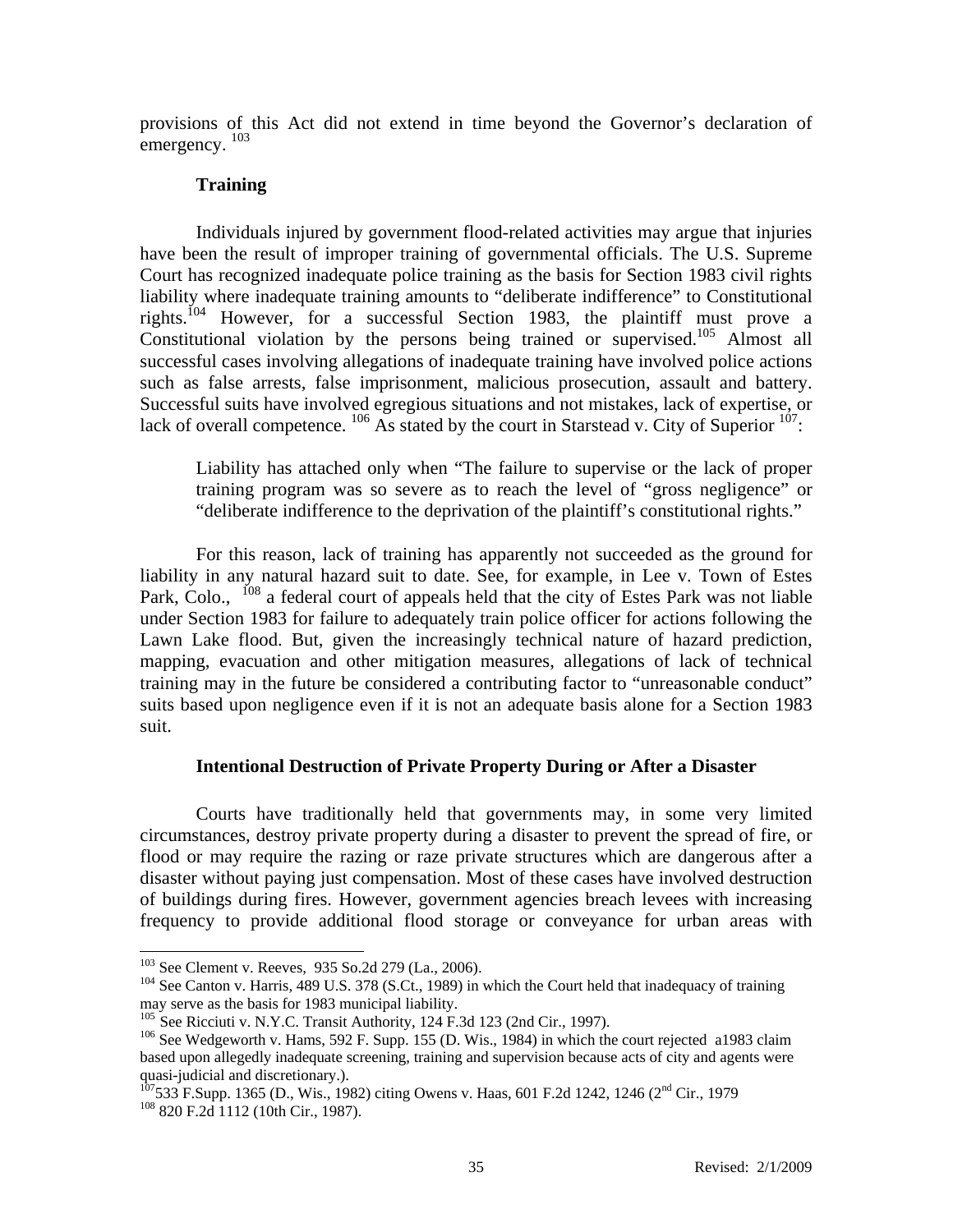provisions of this Act did not extend in time beyond the Governor's declaration of emergency. [103]

### Training

Individuals injured by government flood-related activities may argue that injuries have been the result of improper training of governmental officials. The U.S. Supreme Court has recognized inadequate police training as the basis for Section 1983 civil rights liability where inadequate training amounts to "deliberate indifference" to Constitutional rights.[104] However, for a successful Section 1983, the plaintiff must prove a Constitutional violation by the persons being trained or supervised.[105] Almost all successful cases involving allegations of inadequate training have involved police actions such as false arrests, false imprisonment, malicious prosecution, assault and battery. Successful suits have involved egregious situations and not mistakes, lack of expertise, or lack of overall competence. [106] As stated by the court in Starstead v. City of Superior [107]:

> Liability has attached only when "The failure to supervise or the lack of proper training program was so severe as to reach the level of "gross negligence" or "deliberate indifference to the deprivation of the plaintiff's constitutional rights."

For this reason, lack of training has apparently not succeeded as the ground for liability in any natural hazard suit to date. See, for example, in Lee v. Town of Estes Park, Colo., [108] a federal court of appeals held that the city of Estes Park was not liable under Section 1983 for failure to adequately train police officer for actions following the Lawn Lake flood. But, given the increasingly technical nature of hazard prediction, mapping, evacuation and other mitigation measures, allegations of lack of technical training may in the future be considered a contributing factor to "unreasonable conduct" suits based upon negligence even if it is not an adequate basis alone for a Section 1983 suit.

### Intentional Destruction of Private Property During or After a Disaster

Courts have traditionally held that governments may, in some very limited circumstances, destroy private property during a disaster to prevent the spread of fire, or flood or may require the razing or raze private structures which are dangerous after a disaster without paying just compensation. Most of these cases have involved destruction of buildings during fires. However, government agencies breach levees with increasing frequency to provide additional flood storage or conveyance for urban areas with

---

[103] See Clement v. Reeves, 935 So.2d 279 (La., 2006).

[104] See Canton v. Harris, 489 U.S. 378 (S.Ct., 1989) in which the Court held that inadequacy of training may serve as the basis for 1983 municipal liability.

[105] See Ricciuti v. N.Y.C. Transit Authority, 124 F.3d 123 (2nd Cir., 1997).

[106] See Wedgeworth v. Hams, 592 F. Supp. 155 (D. Wis., 1984) in which the court rejected a1983 claim based upon allegedly inadequate screening, training and supervision because acts of city and agents were quasi-judicial and discretionary.).

[107] 533 F.Supp. 1365 (D., Wis., 1982) citing Owens v. Haas, 601 F.2d 1242, 1246 (2nd Cir., 1979

[108] 820 F.2d 1112 (10th Cir., 1987).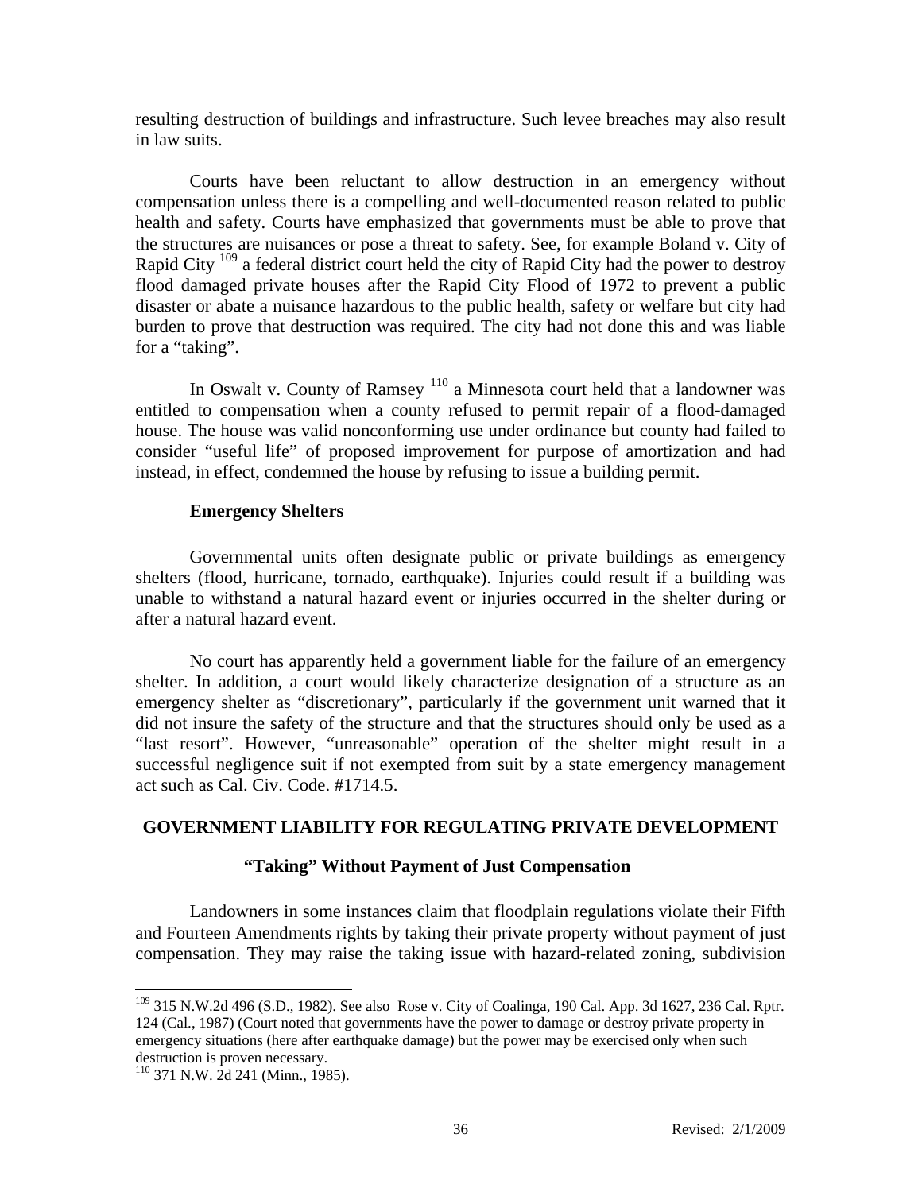resulting destruction of buildings and infrastructure. Such levee breaches may also result in law suits.

Courts have been reluctant to allow destruction in an emergency without compensation unless there is a compelling and well-documented reason related to public health and safety. Courts have emphasized that governments must be able to prove that the structures are nuisances or pose a threat to safety. See, for example Boland v. City of Rapid City [109] a federal district court held the city of Rapid City had the power to destroy flood damaged private houses after the Rapid City Flood of 1972 to prevent a public disaster or abate a nuisance hazardous to the public health, safety or welfare but city had burden to prove that destruction was required. The city had not done this and was liable for a "taking".

In Oswalt v. County of Ramsey [110] a Minnesota court held that a landowner was entitled to compensation when a county refused to permit repair of a flood-damaged house. The house was valid nonconforming use under ordinance but county had failed to consider "useful life" of proposed improvement for purpose of amortization and had instead, in effect, condemned the house by refusing to issue a building permit.

### Emergency Shelters

Governmental units often designate public or private buildings as emergency shelters (flood, hurricane, tornado, earthquake). Injuries could result if a building was unable to withstand a natural hazard event or injuries occurred in the shelter during or after a natural hazard event.

No court has apparently held a government liable for the failure of an emergency shelter. In addition, a court would likely characterize designation of a structure as an emergency shelter as "discretionary", particularly if the government unit warned that it did not insure the safety of the structure and that the structures should only be used as a "last resort". However, "unreasonable" operation of the shelter might result in a successful negligence suit if not exempted from suit by a state emergency management act such as Cal. Civ. Code. #1714.5.

## GOVERNMENT LIABILITY FOR REGULATING PRIVATE DEVELOPMENT

### "Taking" Without Payment of Just Compensation

Landowners in some instances claim that floodplain regulations violate their Fifth and Fourteen Amendments rights by taking their private property without payment of just compensation. They may raise the taking issue with hazard-related zoning, subdivision

---

[109] 315 N.W.2d 496 (S.D., 1982). See also Rose v. City of Coalinga, 190 Cal. App. 3d 1627, 236 Cal. Rptr. 124 (Cal., 1987) (Court noted that governments have the power to damage or destroy private property in emergency situations (here after earthquake damage) but the power may be exercised only when such destruction is proven necessary.

[110] 371 N.W. 2d 241 (Minn., 1985).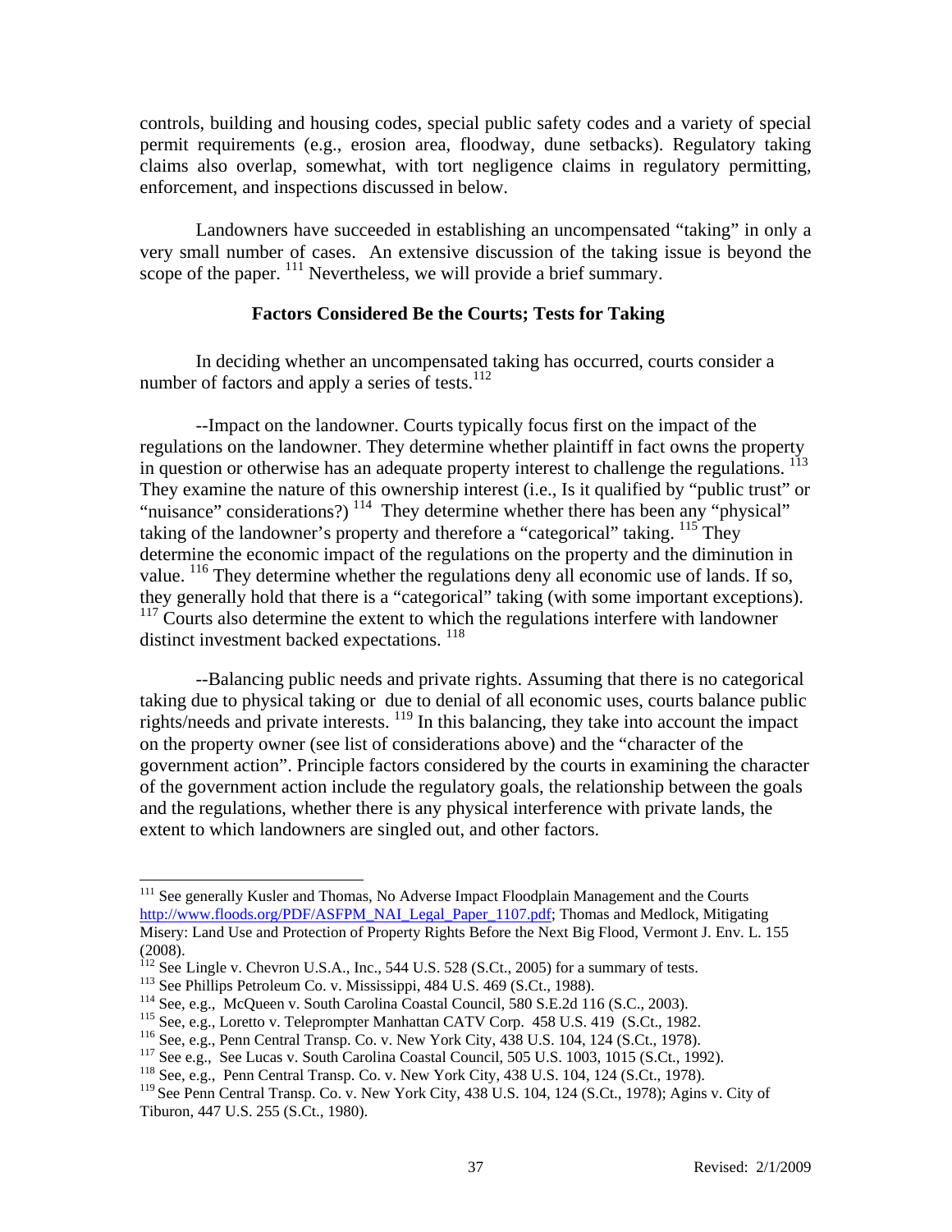controls, building and housing codes, special public safety codes and a variety of special permit requirements (e.g., erosion area, floodway, dune setbacks). Regulatory taking claims also overlap, somewhat, with tort negligence claims in regulatory permitting, enforcement, and inspections discussed in below.

Landowners have succeeded in establishing an uncompensated "taking" in only a very small number of cases. An extensive discussion of the taking issue is beyond the scope of the paper. [111] Nevertheless, we will provide a brief summary.

### Factors Considered Be the Courts; Tests for Taking

In deciding whether an uncompensated taking has occurred, courts consider a number of factors and apply a series of tests.[112]

--Impact on the landowner. Courts typically focus first on the impact of the regulations on the landowner. They determine whether plaintiff in fact owns the property in question or otherwise has an adequate property interest to challenge the regulations. [113] They examine the nature of this ownership interest (i.e., Is it qualified by "public trust" or "nuisance" considerations?) [114] They determine whether there has been any "physical" taking of the landowner's property and therefore a "categorical" taking. [115] They determine the economic impact of the regulations on the property and the diminution in value. [116] They determine whether the regulations deny all economic use of lands. If so, they generally hold that there is a "categorical" taking (with some important exceptions). [117] Courts also determine the extent to which the regulations interfere with landowner distinct investment backed expectations. [118]

--Balancing public needs and private rights. Assuming that there is no categorical taking due to physical taking or due to denial of all economic uses, courts balance public rights/needs and private interests. [119] In this balancing, they take into account the impact on the property owner (see list of considerations above) and the "character of the government action". Principle factors considered by the courts in examining the character of the government action include the regulatory goals, the relationship between the goals and the regulations, whether there is any physical interference with private lands, the extent to which landowners are singled out, and other factors.

---

[111] See generally Kusler and Thomas, No Adverse Impact Floodplain Management and the Courts http://www.floods.org/PDF/ASFPM_NAI_Legal_Paper_1107.pdf; Thomas and Medlock, Mitigating Misery: Land Use and Protection of Property Rights Before the Next Big Flood, Vermont J. Env. L. 155 (2008).

[112] See Lingle v. Chevron U.S.A., Inc., 544 U.S. 528 (S.Ct., 2005) for a summary of tests.

[113] See Phillips Petroleum Co. v. Mississippi, 484 U.S. 469 (S.Ct., 1988).

[114] See, e.g., McQueen v. South Carolina Coastal Council, 580 S.E.2d 116 (S.C., 2003).

[115] See, e.g., Loretto v. Teleprompter Manhattan CATV Corp. 458 U.S. 419 (S.Ct., 1982.

[116] See, e.g., Penn Central Transp. Co. v. New York City, 438 U.S. 104, 124 (S.Ct., 1978).

[117] See e.g., See Lucas v. South Carolina Coastal Council, 505 U.S. 1003, 1015 (S.Ct., 1992).

[118] See, e.g., Penn Central Transp. Co. v. New York City, 438 U.S. 104, 124 (S.Ct., 1978).

[119] See Penn Central Transp. Co. v. New York City, 438 U.S. 104, 124 (S.Ct., 1978); Agins v. City of Tiburon, 447 U.S. 255 (S.Ct., 1980).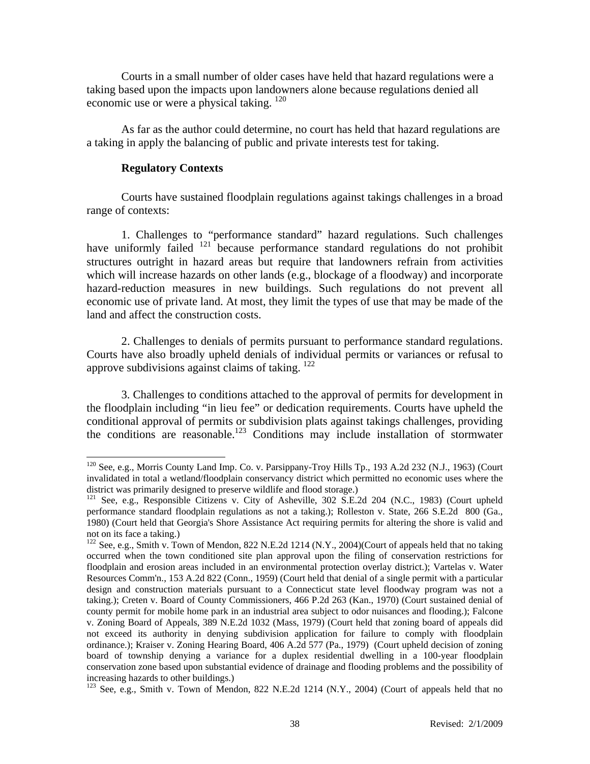Courts in a small number of older cases have held that hazard regulations were a taking based upon the impacts upon landowners alone because regulations denied all economic use or were a physical taking. [120]

As far as the author could determine, no court has held that hazard regulations are a taking in apply the balancing of public and private interests test for taking.

**Regulatory Contexts**

Courts have sustained floodplain regulations against takings challenges in a broad range of contexts:

1. Challenges to "performance standard" hazard regulations. Such challenges have uniformly failed [121] because performance standard regulations do not prohibit structures outright in hazard areas but require that landowners refrain from activities which will increase hazards on other lands (e.g., blockage of a floodway) and incorporate hazard-reduction measures in new buildings. Such regulations do not prevent all economic use of private land. At most, they limit the types of use that may be made of the land and affect the construction costs.

2. Challenges to denials of permits pursuant to performance standard regulations. Courts have also broadly upheld denials of individual permits or variances or refusal to approve subdivisions against claims of taking. [122]

3. Challenges to conditions attached to the approval of permits for development in the floodplain including "in lieu fee" or dedication requirements. Courts have upheld the conditional approval of permits or subdivision plats against takings challenges, providing the conditions are reasonable.[123] Conditions may include installation of stormwater

---

[120] See, e.g., Morris County Land Imp. Co. v. Parsippany-Troy Hills Tp., 193 A.2d 232 (N.J., 1963) (Court invalidated in total a wetland/floodplain conservancy district which permitted no economic uses where the district was primarily designed to preserve wildlife and flood storage.)

[121] See, e.g., Responsible Citizens v. City of Asheville, 302 S.E.2d 204 (N.C., 1983) (Court upheld performance standard floodplain regulations as not a taking.); Rolleston v. State, 266 S.E.2d 800 (Ga., 1980) (Court held that Georgia's Shore Assistance Act requiring permits for altering the shore is valid and not on its face a taking.)

[122] See, e.g., Smith v. Town of Mendon, 822 N.E.2d 1214 (N.Y., 2004)(Court of appeals held that no taking occurred when the town conditioned site plan approval upon the filing of conservation restrictions for floodplain and erosion areas included in an environmental protection overlay district.); Vartelas v. Water Resources Comm'n., 153 A.2d 822 (Conn., 1959) (Court held that denial of a single permit with a particular design and construction materials pursuant to a Connecticut state level floodway program was not a taking.); Creten v. Board of County Commissioners, 466 P.2d 263 (Kan., 1970) (Court sustained denial of county permit for mobile home park in an industrial area subject to odor nuisances and flooding.); Falcone v. Zoning Board of Appeals, 389 N.E.2d 1032 (Mass, 1979) (Court held that zoning board of appeals did not exceed its authority in denying subdivision application for failure to comply with floodplain ordinance.); Kraiser v. Zoning Hearing Board, 406 A.2d 577 (Pa., 1979) (Court upheld decision of zoning board of township denying a variance for a duplex residential dwelling in a 100-year floodplain conservation zone based upon substantial evidence of drainage and flooding problems and the possibility of increasing hazards to other buildings.)

[123] See, e.g., Smith v. Town of Mendon, 822 N.E.2d 1214 (N.Y., 2004) (Court of appeals held that no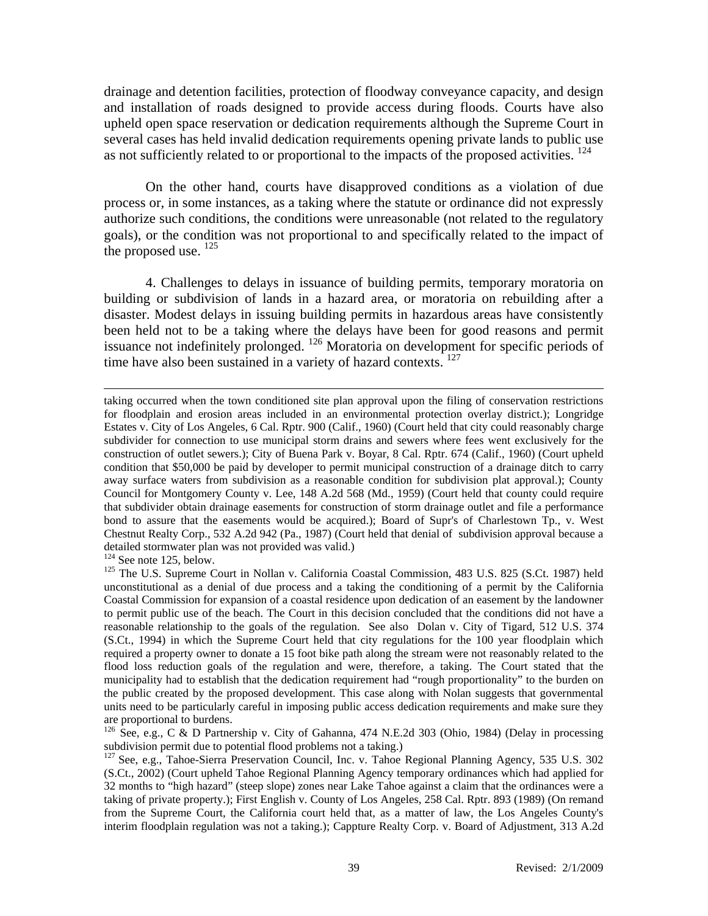drainage and detention facilities, protection of floodway conveyance capacity, and design and installation of roads designed to provide access during floods. Courts have also upheld open space reservation or dedication requirements although the Supreme Court in several cases has held invalid dedication requirements opening private lands to public use as not sufficiently related to or proportional to the impacts of the proposed activities. [124]

On the other hand, courts have disapproved conditions as a violation of due process or, in some instances, as a taking where the statute or ordinance did not expressly authorize such conditions, the conditions were unreasonable (not related to the regulatory goals), or the condition was not proportional to and specifically related to the impact of the proposed use. [125]

4. Challenges to delays in issuance of building permits, temporary moratoria on building or subdivision of lands in a hazard area, or moratoria on rebuilding after a disaster. Modest delays in issuing building permits in hazardous areas have consistently been held not to be a taking where the delays have been for good reasons and permit issuance not indefinitely prolonged. [126] Moratoria on development for specific periods of time have also been sustained in a variety of hazard contexts. [127]

---

taking occurred when the town conditioned site plan approval upon the filing of conservation restrictions for floodplain and erosion areas included in an environmental protection overlay district.); Longridge Estates v. City of Los Angeles, 6 Cal. Rptr. 900 (Calif., 1960) (Court held that city could reasonably charge subdivider for connection to use municipal storm drains and sewers where fees went exclusively for the construction of outlet sewers.); City of Buena Park v. Boyar, 8 Cal. Rptr. 674 (Calif., 1960) (Court upheld condition that $50,000 be paid by developer to permit municipal construction of a drainage ditch to carry away surface waters from subdivision as a reasonable condition for subdivision plat approval.); County Council for Montgomery County v. Lee, 148 A.2d 568 (Md., 1959) (Court held that county could require that subdivider obtain drainage easements for construction of storm drainage outlet and file a performance bond to assure that the easements would be acquired.); Board of Supr's of Charlestown Tp., v. West Chestnut Realty Corp., 532 A.2d 942 (Pa., 1987) (Court held that denial of subdivision approval because a detailed stormwater plan was not provided was valid.)

[124] See note 125, below.

[125] The U.S. Supreme Court in Nollan v. California Coastal Commission, 483 U.S. 825 (S.Ct. 1987) held unconstitutional as a denial of due process and a taking the conditioning of a permit by the California Coastal Commission for expansion of a coastal residence upon dedication of an easement by the landowner to permit public use of the beach. The Court in this decision concluded that the conditions did not have a reasonable relationship to the goals of the regulation. See also Dolan v. City of Tigard, 512 U.S. 374 (S.Ct., 1994) in which the Supreme Court held that city regulations for the 100 year floodplain which required a property owner to donate a 15 foot bike path along the stream were not reasonably related to the flood loss reduction goals of the regulation and were, therefore, a taking. The Court stated that the municipality had to establish that the dedication requirement had "rough proportionality" to the burden on the public created by the proposed development. This case along with Nolan suggests that governmental units need to be particularly careful in imposing public access dedication requirements and make sure they are proportional to burdens.

[126] See, e.g., C & D Partnership v. City of Gahanna, 474 N.E.2d 303 (Ohio, 1984) (Delay in processing subdivision permit due to potential flood problems not a taking.)

[127] See, e.g., Tahoe-Sierra Preservation Council, Inc. v. Tahoe Regional Planning Agency, 535 U.S. 302 (S.Ct., 2002) (Court upheld Tahoe Regional Planning Agency temporary ordinances which had applied for 32 months to "high hazard" (steep slope) zones near Lake Tahoe against a claim that the ordinances were a taking of private property.); First English v. County of Los Angeles, 258 Cal. Rptr. 893 (1989) (On remand from the Supreme Court, the California court held that, as a matter of law, the Los Angeles County's interim floodplain regulation was not a taking.); Cappture Realty Corp. v. Board of Adjustment, 313 A.2d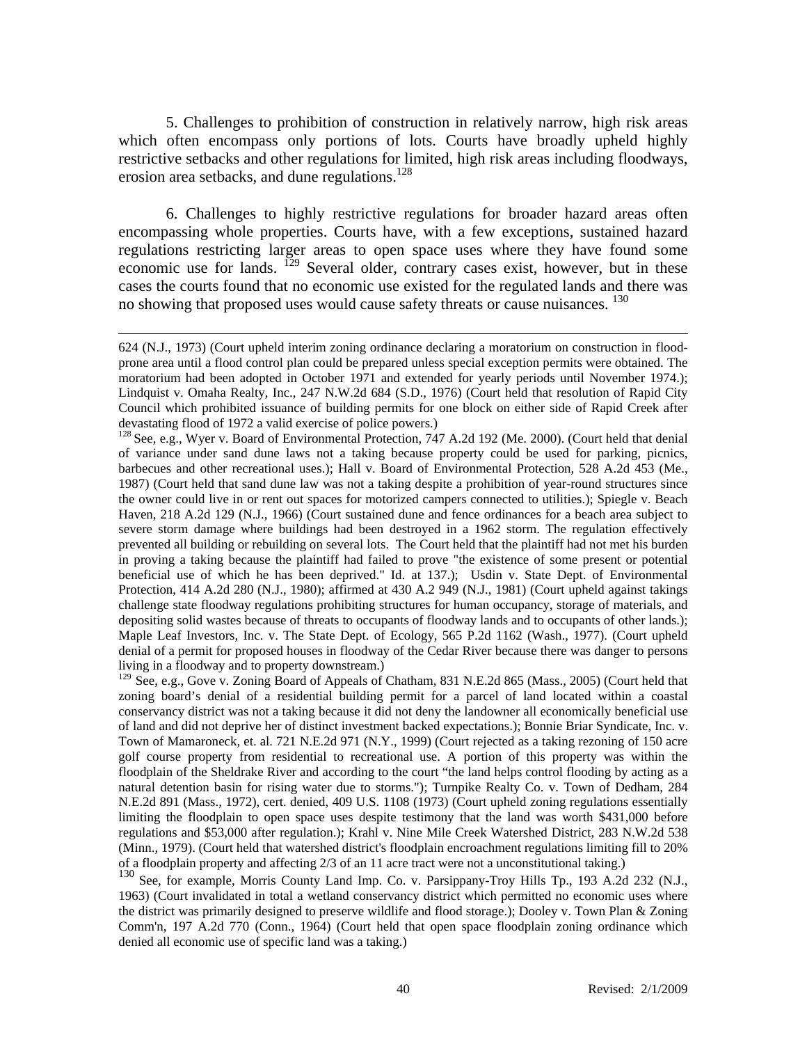5. Challenges to prohibition of construction in relatively narrow, high risk areas which often encompass only portions of lots. Courts have broadly upheld highly restrictive setbacks and other regulations for limited, high risk areas including floodways, erosion area setbacks, and dune regulations.[128]

6. Challenges to highly restrictive regulations for broader hazard areas often encompassing whole properties. Courts have, with a few exceptions, sustained hazard regulations restricting larger areas to open space uses where they have found some economic use for lands. [129] Several older, contrary cases exist, however, but in these cases the courts found that no economic use existed for the regulated lands and there was no showing that proposed uses would cause safety threats or cause nuisances. [130]

---

624 (N.J., 1973) (Court upheld interim zoning ordinance declaring a moratorium on construction in flood-prone area until a flood control plan could be prepared unless special exception permits were obtained. The moratorium had been adopted in October 1971 and extended for yearly periods until November 1974.); Lindquist v. Omaha Realty, Inc., 247 N.W.2d 684 (S.D., 1976) (Court held that resolution of Rapid City Council which prohibited issuance of building permits for one block on either side of Rapid Creek after devastating flood of 1972 a valid exercise of police powers.)

[128] See, e.g., Wyer v. Board of Environmental Protection, 747 A.2d 192 (Me. 2000). (Court held that denial of variance under sand dune laws not a taking because property could be used for parking, picnics, barbecues and other recreational uses.); Hall v. Board of Environmental Protection, 528 A.2d 453 (Me., 1987) (Court held that sand dune law was not a taking despite a prohibition of year-round structures since the owner could live in or rent out spaces for motorized campers connected to utilities.); Spiegle v. Beach Haven, 218 A.2d 129 (N.J., 1966) (Court sustained dune and fence ordinances for a beach area subject to severe storm damage where buildings had been destroyed in a 1962 storm. The regulation effectively prevented all building or rebuilding on several lots. The Court held that the plaintiff had not met his burden in proving a taking because the plaintiff had failed to prove "the existence of some present or potential beneficial use of which he has been deprived." Id. at 137.); Usdin v. State Dept. of Environmental Protection, 414 A.2d 280 (N.J., 1980); affirmed at 430 A.2 949 (N.J., 1981) (Court upheld against takings challenge state floodway regulations prohibiting structures for human occupancy, storage of materials, and depositing solid wastes because of threats to occupants of floodway lands and to occupants of other lands.); Maple Leaf Investors, Inc. v. The State Dept. of Ecology, 565 P.2d 1162 (Wash., 1977). (Court upheld denial of a permit for proposed houses in floodway of the Cedar River because there was danger to persons living in a floodway and to property downstream.)

[129] See, e.g., Gove v. Zoning Board of Appeals of Chatham, 831 N.E.2d 865 (Mass., 2005) (Court held that zoning board's denial of a residential building permit for a parcel of land located within a coastal conservancy district was not a taking because it did not deny the landowner all economically beneficial use of land and did not deprive her of distinct investment backed expectations.); Bonnie Briar Syndicate, Inc. v. Town of Mamaroneck, et. al. 721 N.E.2d 971 (N.Y., 1999) (Court rejected as a taking rezoning of 150 acre golf course property from residential to recreational use. A portion of this property was within the floodplain of the Sheldrake River and according to the court "the land helps control flooding by acting as a natural detention basin for rising water due to storms."); Turnpike Realty Co. v. Town of Dedham, 284 N.E.2d 891 (Mass., 1972), cert. denied, 409 U.S. 1108 (1973) (Court upheld zoning regulations essentially limiting the floodplain to open space uses despite testimony that the land was worth $431,000 before regulations and $53,000 after regulation.); Krahl v. Nine Mile Creek Watershed District, 283 N.W.2d 538 (Minn., 1979). (Court held that watershed district's floodplain encroachment regulations limiting fill to 20% of a floodplain property and affecting 2/3 of an 11 acre tract were not a unconstitutional taking.)

[130] See, for example, Morris County Land Imp. Co. v. Parsippany-Troy Hills Tp., 193 A.2d 232 (N.J., 1963) (Court invalidated in total a wetland conservancy district which permitted no economic uses where the district was primarily designed to preserve wildlife and flood storage.); Dooley v. Town Plan & Zoning Comm'n, 197 A.2d 770 (Conn., 1964) (Court held that open space floodplain zoning ordinance which denied all economic use of specific land was a taking.)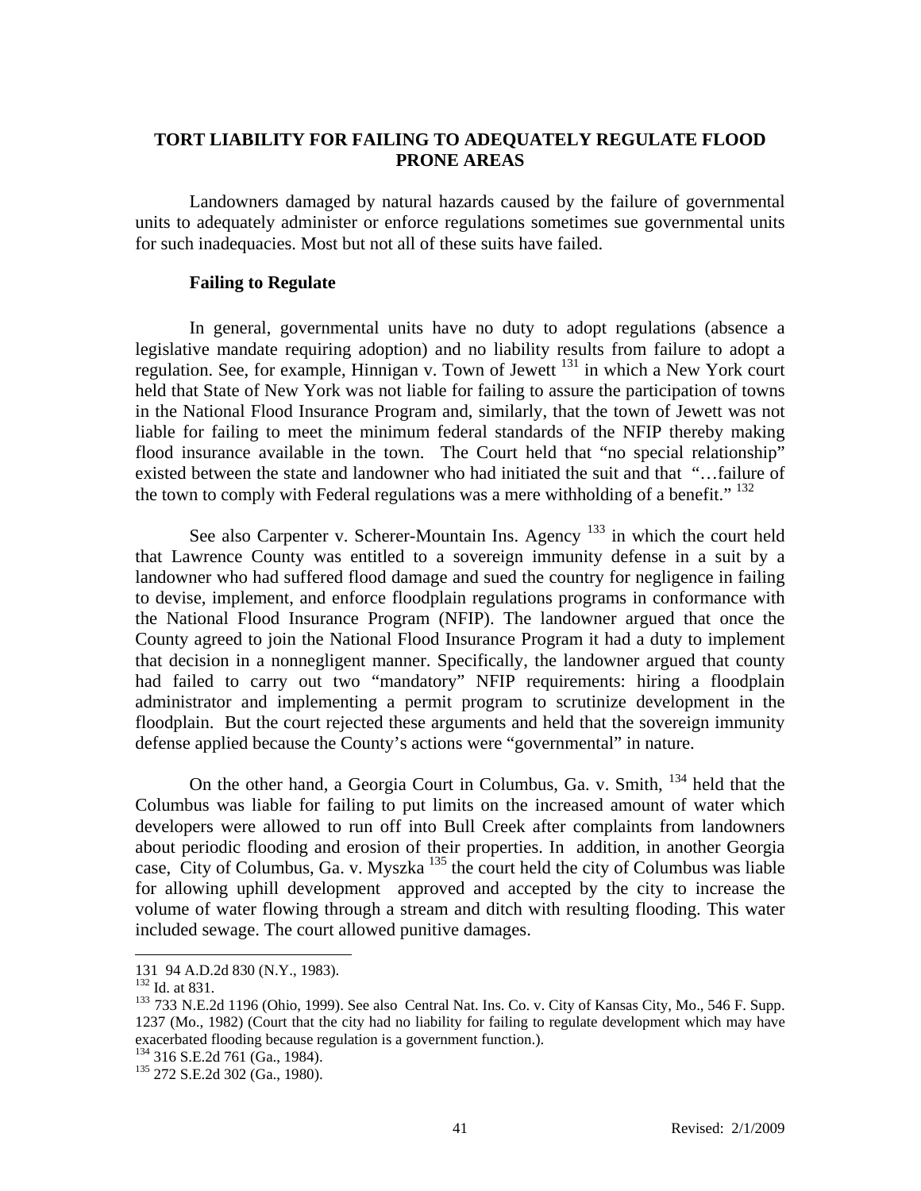## TORT LIABILITY FOR FAILING TO ADEQUATELY REGULATE FLOOD PRONE AREAS

Landowners damaged by natural hazards caused by the failure of governmental units to adequately administer or enforce regulations sometimes sue governmental units for such inadequacies. Most but not all of these suits have failed.

### Failing to Regulate

In general, governmental units have no duty to adopt regulations (absence a legislative mandate requiring adoption) and no liability results from failure to adopt a regulation. See, for example, Hinnigan v. Town of Jewett [131] in which a New York court held that State of New York was not liable for failing to assure the participation of towns in the National Flood Insurance Program and, similarly, that the town of Jewett was not liable for failing to meet the minimum federal standards of the NFIP thereby making flood insurance available in the town. The Court held that "no special relationship" existed between the state and landowner who had initiated the suit and that "…failure of the town to comply with Federal regulations was a mere withholding of a benefit." [132]

See also Carpenter v. Scherer-Mountain Ins. Agency [133] in which the court held that Lawrence County was entitled to a sovereign immunity defense in a suit by a landowner who had suffered flood damage and sued the country for negligence in failing to devise, implement, and enforce floodplain regulations programs in conformance with the National Flood Insurance Program (NFIP). The landowner argued that once the County agreed to join the National Flood Insurance Program it had a duty to implement that decision in a nonnegligent manner. Specifically, the landowner argued that county had failed to carry out two "mandatory" NFIP requirements: hiring a floodplain administrator and implementing a permit program to scrutinize development in the floodplain. But the court rejected these arguments and held that the sovereign immunity defense applied because the County's actions were "governmental" in nature.

On the other hand, a Georgia Court in Columbus, Ga. v. Smith, [134] held that the Columbus was liable for failing to put limits on the increased amount of water which developers were allowed to run off into Bull Creek after complaints from landowners about periodic flooding and erosion of their properties. In addition, in another Georgia case, City of Columbus, Ga. v. Myszka [135] the court held the city of Columbus was liable for allowing uphill development approved and accepted by the city to increase the volume of water flowing through a stream and ditch with resulting flooding. This water included sewage. The court allowed punitive damages.

---

131 94 A.D.2d 830 (N.Y., 1983).

132 Id. at 831.

133 733 N.E.2d 1196 (Ohio, 1999). See also Central Nat. Ins. Co. v. City of Kansas City, Mo., 546 F. Supp. 1237 (Mo., 1982) (Court that the city had no liability for failing to regulate development which may have exacerbated flooding because regulation is a government function.).

134 316 S.E.2d 761 (Ga., 1984).

135 272 S.E.2d 302 (Ga., 1980).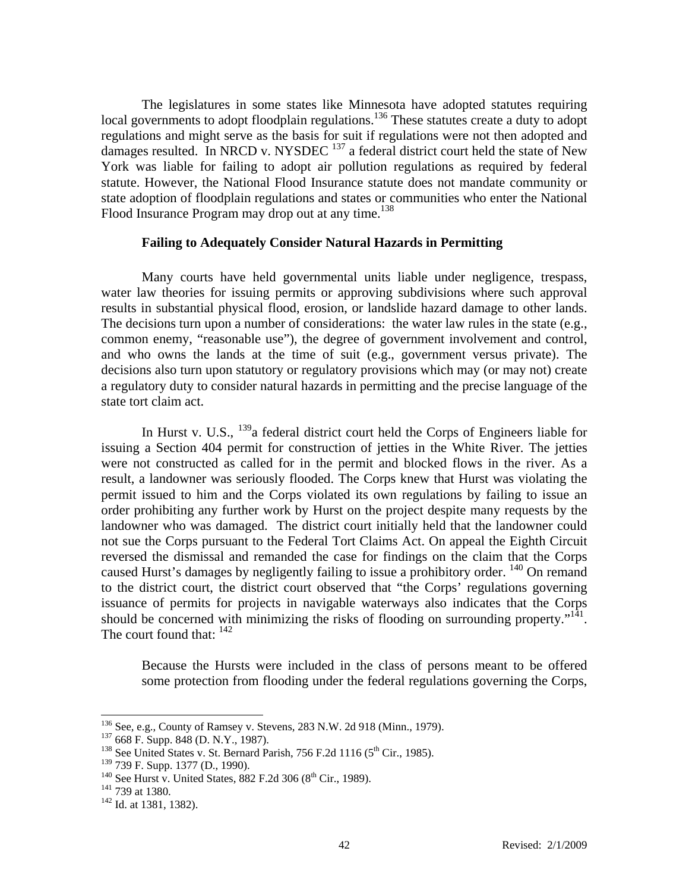The legislatures in some states like Minnesota have adopted statutes requiring local governments to adopt floodplain regulations.[136] These statutes create a duty to adopt regulations and might serve as the basis for suit if regulations were not then adopted and damages resulted. In NRCD v. NYSDEC [137] a federal district court held the state of New York was liable for failing to adopt air pollution regulations as required by federal statute. However, the National Flood Insurance statute does not mandate community or state adoption of floodplain regulations and states or communities who enter the National Flood Insurance Program may drop out at any time.[138]

### Failing to Adequately Consider Natural Hazards in Permitting

Many courts have held governmental units liable under negligence, trespass, water law theories for issuing permits or approving subdivisions where such approval results in substantial physical flood, erosion, or landslide hazard damage to other lands. The decisions turn upon a number of considerations: the water law rules in the state (e.g., common enemy, "reasonable use"), the degree of government involvement and control, and who owns the lands at the time of suit (e.g., government versus private). The decisions also turn upon statutory or regulatory provisions which may (or may not) create a regulatory duty to consider natural hazards in permitting and the precise language of the state tort claim act.

In Hurst v. U.S., [139]a federal district court held the Corps of Engineers liable for issuing a Section 404 permit for construction of jetties in the White River. The jetties were not constructed as called for in the permit and blocked flows in the river. As a result, a landowner was seriously flooded. The Corps knew that Hurst was violating the permit issued to him and the Corps violated its own regulations by failing to issue an order prohibiting any further work by Hurst on the project despite many requests by the landowner who was damaged. The district court initially held that the landowner could not sue the Corps pursuant to the Federal Tort Claims Act. On appeal the Eighth Circuit reversed the dismissal and remanded the case for findings on the claim that the Corps caused Hurst's damages by negligently failing to issue a prohibitory order. [140] On remand to the district court, the district court observed that "the Corps' regulations governing issuance of permits for projects in navigable waterways also indicates that the Corps should be concerned with minimizing the risks of flooding on surrounding property."[141]. The court found that: [142]

> Because the Hursts were included in the class of persons meant to be offered some protection from flooding under the federal regulations governing the Corps,

---

[136] See, e.g., County of Ramsey v. Stevens, 283 N.W. 2d 918 (Minn., 1979).
[137] 668 F. Supp. 848 (D. N.Y., 1987).
[138] See United States v. St. Bernard Parish, 756 F.2d 1116 (5th Cir., 1985).
[139] 739 F. Supp. 1377 (D., 1990).
[140] See Hurst v. United States, 882 F.2d 306 (8th Cir., 1989).
[141] 739 at 1380.
[142] Id. at 1381, 1382).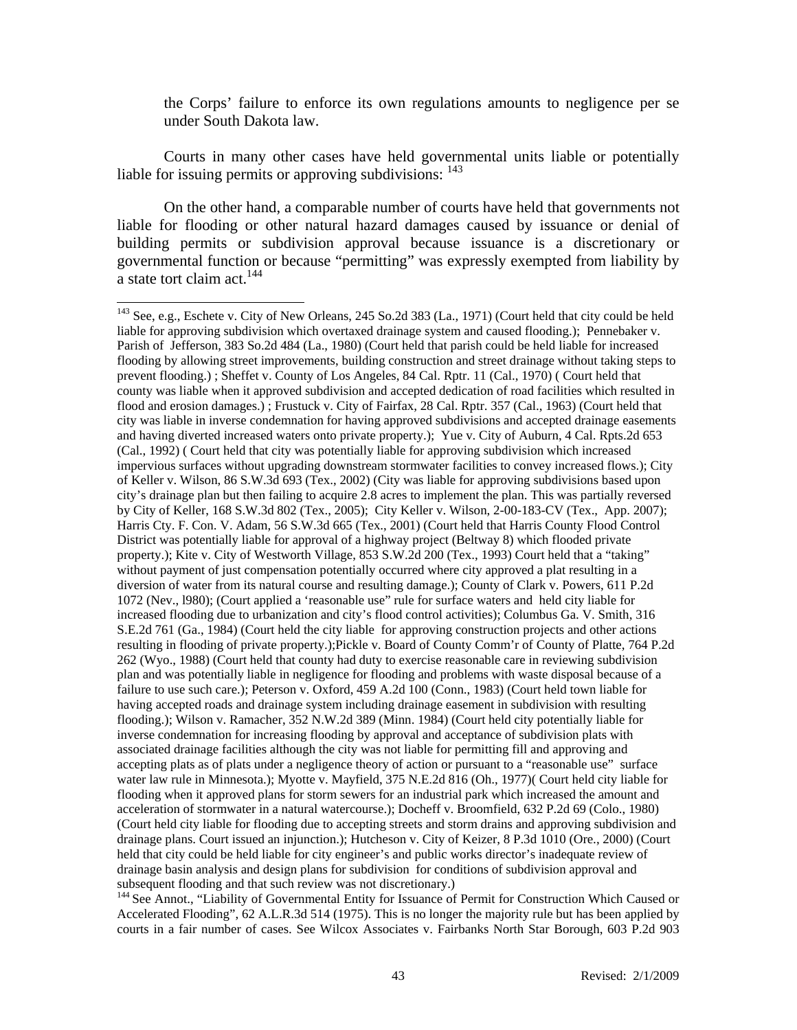the Corps' failure to enforce its own regulations amounts to negligence per se under South Dakota law.

Courts in many other cases have held governmental units liable or potentially liable for issuing permits or approving subdivisions: [143]

On the other hand, a comparable number of courts have held that governments not liable for flooding or other natural hazard damages caused by issuance or denial of building permits or subdivision approval because issuance is a discretionary or governmental function or because "permitting" was expressly exempted from liability by a state tort claim act.[144]

---

[143] See, e.g., Eschete v. City of New Orleans, 245 So.2d 383 (La., 1971) (Court held that city could be held liable for approving subdivision which overtaxed drainage system and caused flooding.); Pennebaker v. Parish of Jefferson, 383 So.2d 484 (La., 1980) (Court held that parish could be held liable for increased flooding by allowing street improvements, building construction and street drainage without taking steps to prevent flooding.) ; Sheffet v. County of Los Angeles, 84 Cal. Rptr. 11 (Cal., 1970) ( Court held that county was liable when it approved subdivision and accepted dedication of road facilities which resulted in flood and erosion damages.) ; Frustuck v. City of Fairfax, 28 Cal. Rptr. 357 (Cal., 1963) (Court held that city was liable in inverse condemnation for having approved subdivisions and accepted drainage easements and having diverted increased waters onto private property.); Yue v. City of Auburn, 4 Cal. Rpts.2d 653 (Cal., 1992) ( Court held that city was potentially liable for approving subdivision which increased impervious surfaces without upgrading downstream stormwater facilities to convey increased flows.); City of Keller v. Wilson, 86 S.W.3d 693 (Tex., 2002) (City was liable for approving subdivisions based upon city's drainage plan but then failing to acquire 2.8 acres to implement the plan. This was partially reversed by City of Keller, 168 S.W.3d 802 (Tex., 2005); City Keller v. Wilson, 2-00-183-CV (Tex., App. 2007); Harris Cty. F. Con. V. Adam, 56 S.W.3d 665 (Tex., 2001) (Court held that Harris County Flood Control District was potentially liable for approval of a highway project (Beltway 8) which flooded private property.); Kite v. City of Westworth Village, 853 S.W.2d 200 (Tex., 1993) Court held that a "taking" without payment of just compensation potentially occurred where city approved a plat resulting in a diversion of water from its natural course and resulting damage.); County of Clark v. Powers, 611 P.2d 1072 (Nev., l980); (Court applied a 'reasonable use" rule for surface waters and held city liable for increased flooding due to urbanization and city's flood control activities); Columbus Ga. V. Smith, 316 S.E.2d 761 (Ga., 1984) (Court held the city liable for approving construction projects and other actions resulting in flooding of private property.);Pickle v. Board of County Comm'r of County of Platte, 764 P.2d 262 (Wyo., 1988) (Court held that county had duty to exercise reasonable care in reviewing subdivision plan and was potentially liable in negligence for flooding and problems with waste disposal because of a failure to use such care.); Peterson v. Oxford, 459 A.2d 100 (Conn., 1983) (Court held town liable for having accepted roads and drainage system including drainage easement in subdivision with resulting flooding.); Wilson v. Ramacher, 352 N.W.2d 389 (Minn. 1984) (Court held city potentially liable for inverse condemnation for increasing flooding by approval and acceptance of subdivision plats with associated drainage facilities although the city was not liable for permitting fill and approving and accepting plats as of plats under a negligence theory of action or pursuant to a "reasonable use" surface water law rule in Minnesota.); Myotte v. Mayfield, 375 N.E.2d 816 (Oh., 1977)( Court held city liable for flooding when it approved plans for storm sewers for an industrial park which increased the amount and acceleration of stormwater in a natural watercourse.); Docheff v. Broomfield, 632 P.2d 69 (Colo., 1980) (Court held city liable for flooding due to accepting streets and storm drains and approving subdivision and drainage plans. Court issued an injunction.); Hutcheson v. City of Keizer, 8 P.3d 1010 (Ore., 2000) (Court held that city could be held liable for city engineer's and public works director's inadequate review of drainage basin analysis and design plans for subdivision for conditions of subdivision approval and subsequent flooding and that such review was not discretionary.)

[144] See Annot., "Liability of Governmental Entity for Issuance of Permit for Construction Which Caused or Accelerated Flooding", 62 A.L.R.3d 514 (1975). This is no longer the majority rule but has been applied by courts in a fair number of cases. See Wilcox Associates v. Fairbanks North Star Borough, 603 P.2d 903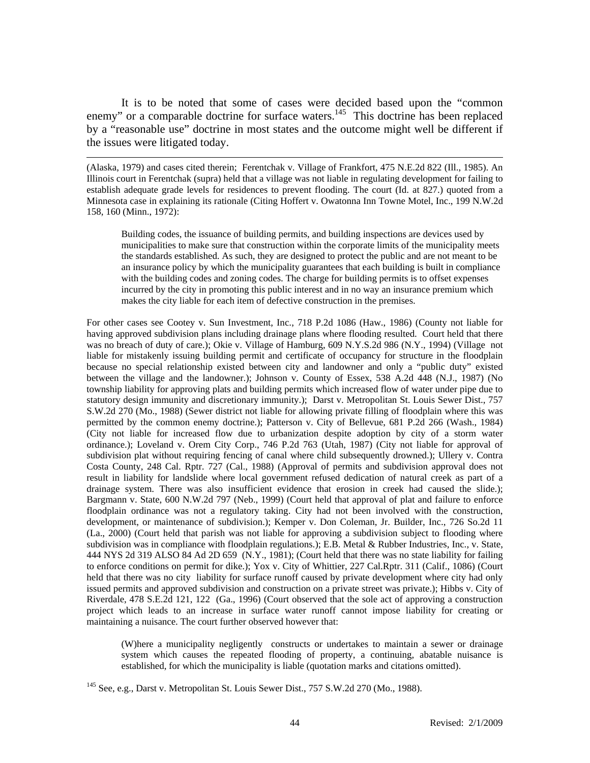It is to be noted that some of cases were decided based upon the "common enemy" or a comparable doctrine for surface waters.[145] This doctrine has been replaced by a "reasonable use" doctrine in most states and the outcome might well be different if the issues were litigated today.

---

(Alaska, 1979) and cases cited therein; Ferentchak v. Village of Frankfort, 475 N.E.2d 822 (Ill., 1985). An Illinois court in Ferentchak (supra) held that a village was not liable in regulating development for failing to establish adequate grade levels for residences to prevent flooding. The court (Id. at 827.) quoted from a Minnesota case in explaining its rationale (Citing Hoffert v. Owatonna Inn Towne Motel, Inc., 199 N.W.2d 158, 160 (Minn., 1972):

> Building codes, the issuance of building permits, and building inspections are devices used by municipalities to make sure that construction within the corporate limits of the municipality meets the standards established. As such, they are designed to protect the public and are not meant to be an insurance policy by which the municipality guarantees that each building is built in compliance with the building codes and zoning codes. The charge for building permits is to offset expenses incurred by the city in promoting this public interest and in no way an insurance premium which makes the city liable for each item of defective construction in the premises.

For other cases see Cootey v. Sun Investment, Inc., 718 P.2d 1086 (Haw., 1986) (County not liable for having approved subdivision plans including drainage plans where flooding resulted. Court held that there was no breach of duty of care.); Okie v. Village of Hamburg, 609 N.Y.S.2d 986 (N.Y., 1994) (Village not liable for mistakenly issuing building permit and certificate of occupancy for structure in the floodplain because no special relationship existed between city and landowner and only a "public duty" existed between the village and the landowner.); Johnson v. County of Essex, 538 A.2d 448 (N.J., 1987) (No township liability for approving plats and building permits which increased flow of water under pipe due to statutory design immunity and discretionary immunity.); Darst v. Metropolitan St. Louis Sewer Dist., 757 S.W.2d 270 (Mo., 1988) (Sewer district not liable for allowing private filling of floodplain where this was permitted by the common enemy doctrine.); Patterson v. City of Bellevue, 681 P.2d 266 (Wash., 1984) (City not liable for increased flow due to urbanization despite adoption by city of a storm water ordinance.); Loveland v. Orem City Corp., 746 P.2d 763 (Utah, 1987) (City not liable for approval of subdivision plat without requiring fencing of canal where child subsequently drowned.); Ullery v. Contra Costa County, 248 Cal. Rptr. 727 (Cal., 1988) (Approval of permits and subdivision approval does not result in liability for landslide where local government refused dedication of natural creek as part of a drainage system. There was also insufficient evidence that erosion in creek had caused the slide.); Bargmann v. State, 600 N.W.2d 797 (Neb., 1999) (Court held that approval of plat and failure to enforce floodplain ordinance was not a regulatory taking. City had not been involved with the construction, development, or maintenance of subdivision.); Kemper v. Don Coleman, Jr. Builder, Inc., 726 So.2d 11 (La., 2000) (Court held that parish was not liable for approving a subdivision subject to flooding where subdivision was in compliance with floodplain regulations.); E.B. Metal & Rubber Industries, Inc., v. State, 444 NYS 2d 319 ALSO 84 Ad 2D 659 (N.Y., 1981); (Court held that there was no state liability for failing to enforce conditions on permit for dike.); Yox v. City of Whittier, 227 Cal.Rptr. 311 (Calif., 1086) (Court held that there was no city liability for surface runoff caused by private development where city had only issued permits and approved subdivision and construction on a private street was private.); Hibbs v. City of Riverdale, 478 S.E.2d 121, 122 (Ga., 1996) (Court observed that the sole act of approving a construction project which leads to an increase in surface water runoff cannot impose liability for creating or maintaining a nuisance. The court further observed however that:

> (W)here a municipality negligently constructs or undertakes to maintain a sewer or drainage system which causes the repeated flooding of property, a continuing, abatable nuisance is established, for which the municipality is liable (quotation marks and citations omitted).

[145] See, e.g., Darst v. Metropolitan St. Louis Sewer Dist., 757 S.W.2d 270 (Mo., 1988).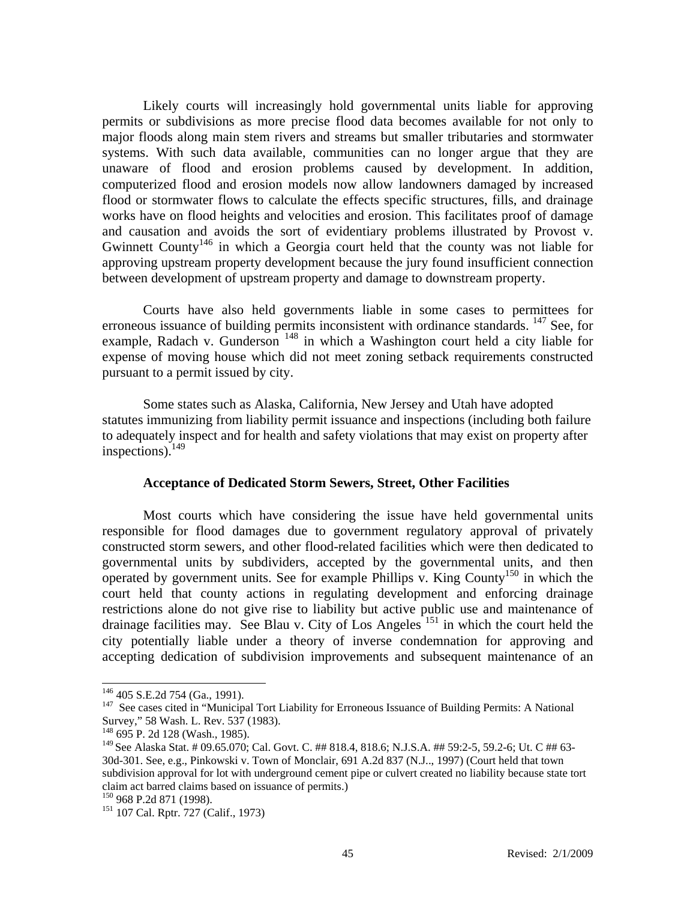Likely courts will increasingly hold governmental units liable for approving permits or subdivisions as more precise flood data becomes available for not only to major floods along main stem rivers and streams but smaller tributaries and stormwater systems. With such data available, communities can no longer argue that they are unaware of flood and erosion problems caused by development. In addition, computerized flood and erosion models now allow landowners damaged by increased flood or stormwater flows to calculate the effects specific structures, fills, and drainage works have on flood heights and velocities and erosion. This facilitates proof of damage and causation and avoids the sort of evidentiary problems illustrated by Provost v. Gwinnett County[146] in which a Georgia court held that the county was not liable for approving upstream property development because the jury found insufficient connection between development of upstream property and damage to downstream property.

Courts have also held governments liable in some cases to permittees for erroneous issuance of building permits inconsistent with ordinance standards. [147] See, for example, Radach v. Gunderson [148] in which a Washington court held a city liable for expense of moving house which did not meet zoning setback requirements constructed pursuant to a permit issued by city.

Some states such as Alaska, California, New Jersey and Utah have adopted statutes immunizing from liability permit issuance and inspections (including both failure to adequately inspect and for health and safety violations that may exist on property after inspections).[149]

**Acceptance of Dedicated Storm Sewers, Street, Other Facilities**

Most courts which have considering the issue have held governmental units responsible for flood damages due to government regulatory approval of privately constructed storm sewers, and other flood-related facilities which were then dedicated to governmental units by subdividers, accepted by the governmental units, and then operated by government units. See for example Phillips v. King County[150] in which the court held that county actions in regulating development and enforcing drainage restrictions alone do not give rise to liability but active public use and maintenance of drainage facilities may. See Blau v. City of Los Angeles [151] in which the court held the city potentially liable under a theory of inverse condemnation for approving and accepting dedication of subdivision improvements and subsequent maintenance of an

---

[146] 405 S.E.2d 754 (Ga., 1991).

[147] See cases cited in "Municipal Tort Liability for Erroneous Issuance of Building Permits: A National Survey," 58 Wash. L. Rev. 537 (1983).

[148] 695 P. 2d 128 (Wash., 1985).

[149] See Alaska Stat. # 09.65.070; Cal. Govt. C. ## 818.4, 818.6; N.J.S.A. ## 59:2-5, 59.2-6; Ut. C ## 63-30d-301. See, e.g., Pinkowski v. Town of Monclair, 691 A.2d 837 (N.J.., 1997) (Court held that town subdivision approval for lot with underground cement pipe or culvert created no liability because state tort claim act barred claims based on issuance of permits.)

[150] 968 P.2d 871 (1998).

[151] 107 Cal. Rptr. 727 (Calif., 1973)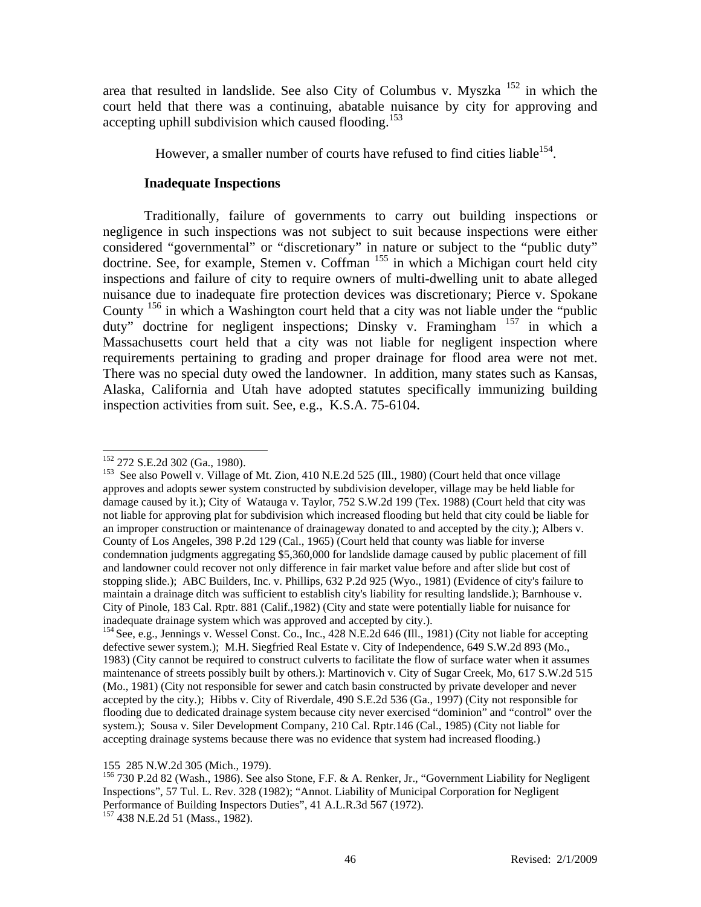area that resulted in landslide. See also City of Columbus v. Myszka [152] in which the court held that there was a continuing, abatable nuisance by city for approving and accepting uphill subdivision which caused flooding.[153]

However, a smaller number of courts have refused to find cities liable[154].

**Inadequate Inspections**

Traditionally, failure of governments to carry out building inspections or negligence in such inspections was not subject to suit because inspections were either considered "governmental" or "discretionary" in nature or subject to the "public duty" doctrine. See, for example, Stemen v. Coffman [155] in which a Michigan court held city inspections and failure of city to require owners of multi-dwelling unit to abate alleged nuisance due to inadequate fire protection devices was discretionary; Pierce v. Spokane County [156] in which a Washington court held that a city was not liable under the "public duty" doctrine for negligent inspections; Dinsky v. Framingham [157] in which a Massachusetts court held that a city was not liable for negligent inspection where requirements pertaining to grading and proper drainage for flood area were not met. There was no special duty owed the landowner. In addition, many states such as Kansas, Alaska, California and Utah have adopted statutes specifically immunizing building inspection activities from suit. See, e.g., K.S.A. 75-6104.

---

[152] 272 S.E.2d 302 (Ga., 1980).

[153] See also Powell v. Village of Mt. Zion, 410 N.E.2d 525 (Ill., 1980) (Court held that once village approves and adopts sewer system constructed by subdivision developer, village may be held liable for damage caused by it.); City of Watauga v. Taylor, 752 S.W.2d 199 (Tex. 1988) (Court held that city was not liable for approving plat for subdivision which increased flooding but held that city could be liable for an improper construction or maintenance of drainageway donated to and accepted by the city.); Albers v. County of Los Angeles, 398 P.2d 129 (Cal., 1965) (Court held that county was liable for inverse condemnation judgments aggregating $5,360,000 for landslide damage caused by public placement of fill and landowner could recover not only difference in fair market value before and after slide but cost of stopping slide.); ABC Builders, Inc. v. Phillips, 632 P.2d 925 (Wyo., 1981) (Evidence of city's failure to maintain a drainage ditch was sufficient to establish city's liability for resulting landslide.); Barnhouse v. City of Pinole, 183 Cal. Rptr. 881 (Calif.,1982) (City and state were potentially liable for nuisance for inadequate drainage system which was approved and accepted by city.).

[154] See, e.g., Jennings v. Wessel Const. Co., Inc., 428 N.E.2d 646 (Ill., 1981) (City not liable for accepting defective sewer system.); M.H. Siegfried Real Estate v. City of Independence, 649 S.W.2d 893 (Mo., 1983) (City cannot be required to construct culverts to facilitate the flow of surface water when it assumes maintenance of streets possibly built by others.): Martinovich v. City of Sugar Creek, Mo, 617 S.W.2d 515 (Mo., 1981) (City not responsible for sewer and catch basin constructed by private developer and never accepted by the city.); Hibbs v. City of Riverdale, 490 S.E.2d 536 (Ga., 1997) (City not responsible for flooding due to dedicated drainage system because city never exercised "dominion" and "control" over the system.); Sousa v. Siler Development Company, 210 Cal. Rptr.146 (Cal., 1985) (City not liable for accepting drainage systems because there was no evidence that system had increased flooding.)

[155] 285 N.W.2d 305 (Mich., 1979).

[156] 730 P.2d 82 (Wash., 1986). See also Stone, F.F. & A. Renker, Jr., "Government Liability for Negligent Inspections", 57 Tul. L. Rev. 328 (1982); "Annot. Liability of Municipal Corporation for Negligent Performance of Building Inspectors Duties", 41 A.L.R.3d 567 (1972).

[157] 438 N.E.2d 51 (Mass., 1982).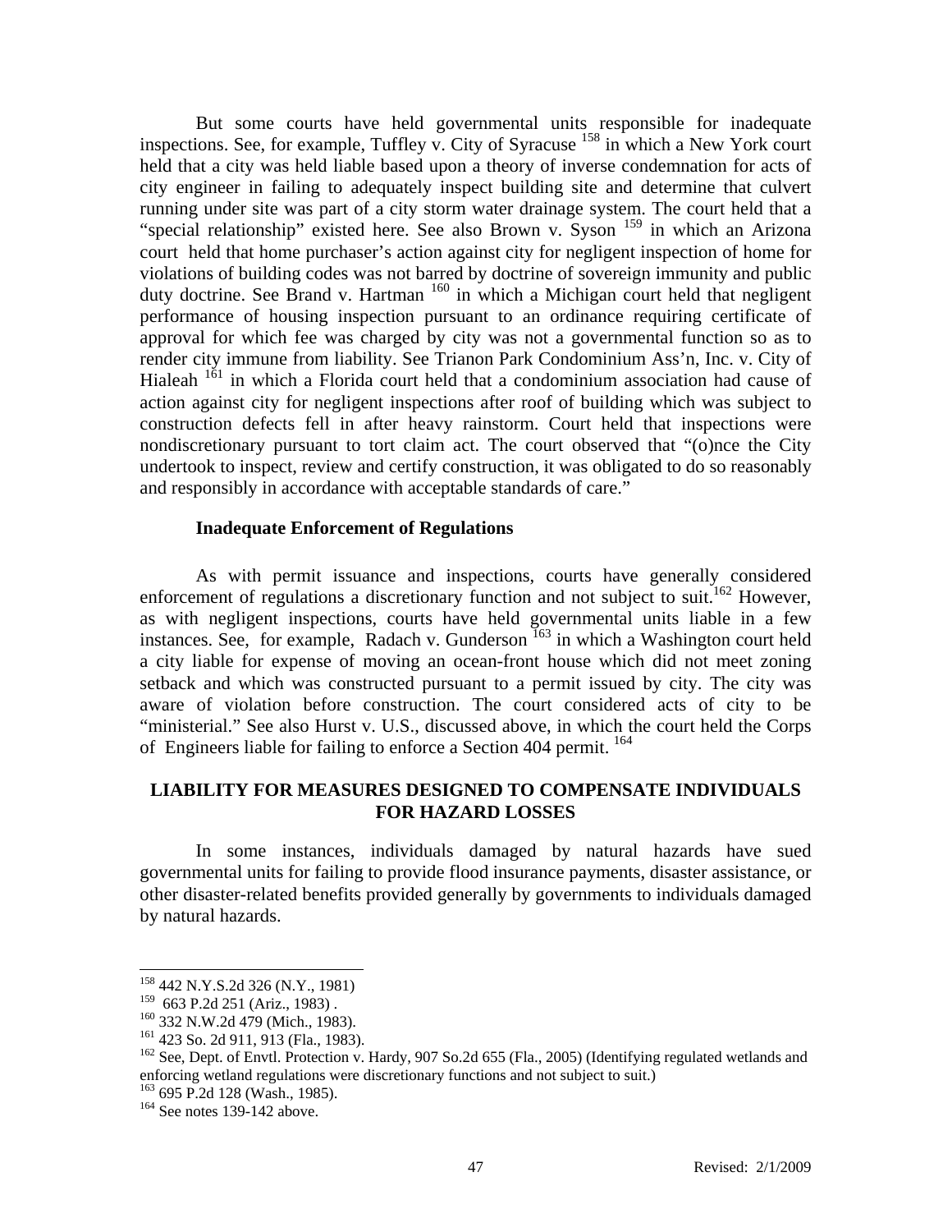But some courts have held governmental units responsible for inadequate inspections. See, for example, Tuffley v. City of Syracuse [158] in which a New York court held that a city was held liable based upon a theory of inverse condemnation for acts of city engineer in failing to adequately inspect building site and determine that culvert running under site was part of a city storm water drainage system. The court held that a "special relationship" existed here. See also Brown v. Syson [159] in which an Arizona court held that home purchaser's action against city for negligent inspection of home for violations of building codes was not barred by doctrine of sovereign immunity and public duty doctrine. See Brand v. Hartman [160] in which a Michigan court held that negligent performance of housing inspection pursuant to an ordinance requiring certificate of approval for which fee was charged by city was not a governmental function so as to render city immune from liability. See Trianon Park Condominium Ass'n, Inc. v. City of Hialeah [161] in which a Florida court held that a condominium association had cause of action against city for negligent inspections after roof of building which was subject to construction defects fell in after heavy rainstorm. Court held that inspections were nondiscretionary pursuant to tort claim act. The court observed that "(o)nce the City undertook to inspect, review and certify construction, it was obligated to do so reasonably and responsibly in accordance with acceptable standards of care."

**Inadequate Enforcement of Regulations**

As with permit issuance and inspections, courts have generally considered enforcement of regulations a discretionary function and not subject to suit.[162] However, as with negligent inspections, courts have held governmental units liable in a few instances. See, for example, Radach v. Gunderson [163] in which a Washington court held a city liable for expense of moving an ocean-front house which did not meet zoning setback and which was constructed pursuant to a permit issued by city. The city was aware of violation before construction. The court considered acts of city to be "ministerial." See also Hurst v. U.S., discussed above, in which the court held the Corps of Engineers liable for failing to enforce a Section 404 permit. [164]

## LIABILITY FOR MEASURES DESIGNED TO COMPENSATE INDIVIDUALS FOR HAZARD LOSSES

In some instances, individuals damaged by natural hazards have sued governmental units for failing to provide flood insurance payments, disaster assistance, or other disaster-related benefits provided generally by governments to individuals damaged by natural hazards.

---

[158] 442 N.Y.S.2d 326 (N.Y., 1981)

[159] 663 P.2d 251 (Ariz., 1983) .

[160] 332 N.W.2d 479 (Mich., 1983).

[161] 423 So. 2d 911, 913 (Fla., 1983).

[162] See, Dept. of Envtl. Protection v. Hardy, 907 So.2d 655 (Fla., 2005) (Identifying regulated wetlands and enforcing wetland regulations were discretionary functions and not subject to suit.)

[163] 695 P.2d 128 (Wash., 1985).

[164] See notes 139-142 above.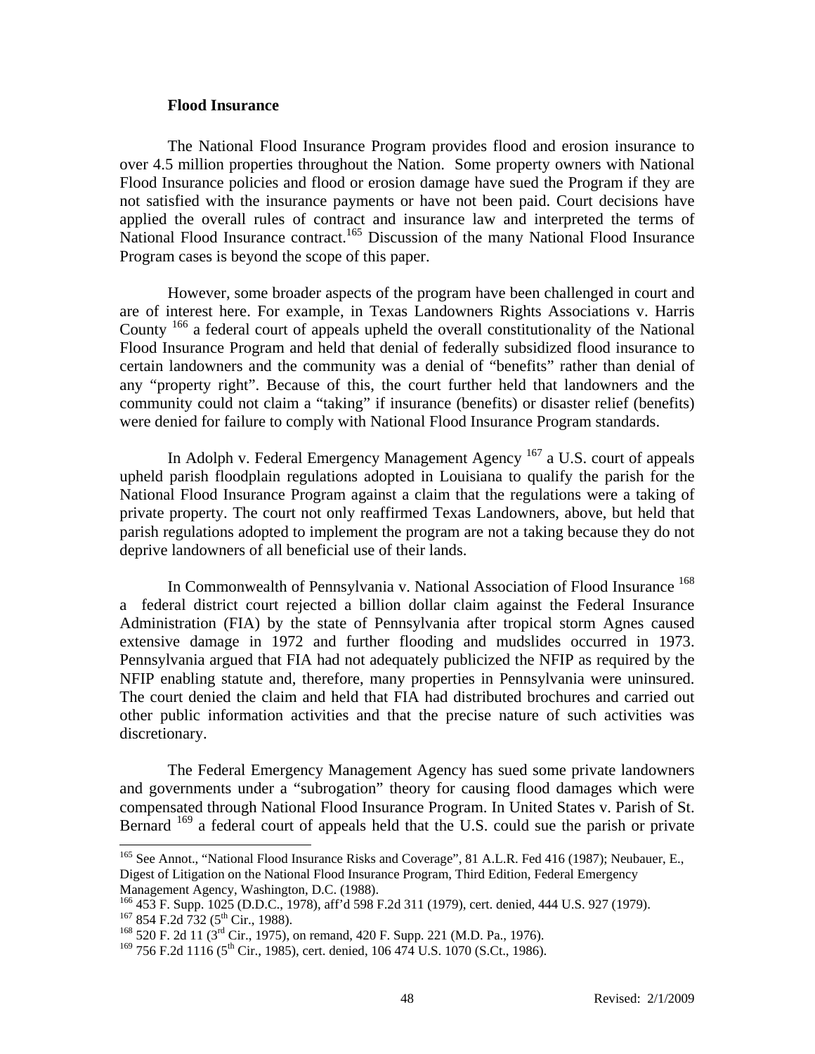### Flood Insurance

The National Flood Insurance Program provides flood and erosion insurance to over 4.5 million properties throughout the Nation. Some property owners with National Flood Insurance policies and flood or erosion damage have sued the Program if they are not satisfied with the insurance payments or have not been paid. Court decisions have applied the overall rules of contract and insurance law and interpreted the terms of National Flood Insurance contract.[165] Discussion of the many National Flood Insurance Program cases is beyond the scope of this paper.

However, some broader aspects of the program have been challenged in court and are of interest here. For example, in Texas Landowners Rights Associations v. Harris County [166] a federal court of appeals upheld the overall constitutionality of the National Flood Insurance Program and held that denial of federally subsidized flood insurance to certain landowners and the community was a denial of "benefits" rather than denial of any "property right". Because of this, the court further held that landowners and the community could not claim a "taking" if insurance (benefits) or disaster relief (benefits) were denied for failure to comply with National Flood Insurance Program standards.

In Adolph v. Federal Emergency Management Agency [167] a U.S. court of appeals upheld parish floodplain regulations adopted in Louisiana to qualify the parish for the National Flood Insurance Program against a claim that the regulations were a taking of private property. The court not only reaffirmed Texas Landowners, above, but held that parish regulations adopted to implement the program are not a taking because they do not deprive landowners of all beneficial use of their lands.

In Commonwealth of Pennsylvania v. National Association of Flood Insurance [168] a federal district court rejected a billion dollar claim against the Federal Insurance Administration (FIA) by the state of Pennsylvania after tropical storm Agnes caused extensive damage in 1972 and further flooding and mudslides occurred in 1973. Pennsylvania argued that FIA had not adequately publicized the NFIP as required by the NFIP enabling statute and, therefore, many properties in Pennsylvania were uninsured. The court denied the claim and held that FIA had distributed brochures and carried out other public information activities and that the precise nature of such activities was discretionary.

The Federal Emergency Management Agency has sued some private landowners and governments under a "subrogation" theory for causing flood damages which were compensated through National Flood Insurance Program. In United States v. Parish of St. Bernard [169] a federal court of appeals held that the U.S. could sue the parish or private

---

[165] See Annot., "National Flood Insurance Risks and Coverage", 81 A.L.R. Fed 416 (1987); Neubauer, E., Digest of Litigation on the National Flood Insurance Program, Third Edition, Federal Emergency Management Agency, Washington, D.C. (1988).

[166] 453 F. Supp. 1025 (D.D.C., 1978), aff'd 598 F.2d 311 (1979), cert. denied, 444 U.S. 927 (1979).

[167] 854 F.2d 732 (5th Cir., 1988).

[168] 520 F. 2d 11 (3rd Cir., 1975), on remand, 420 F. Supp. 221 (M.D. Pa., 1976).

[169] 756 F.2d 1116 (5th Cir., 1985), cert. denied, 106 474 U.S. 1070 (S.Ct., 1986).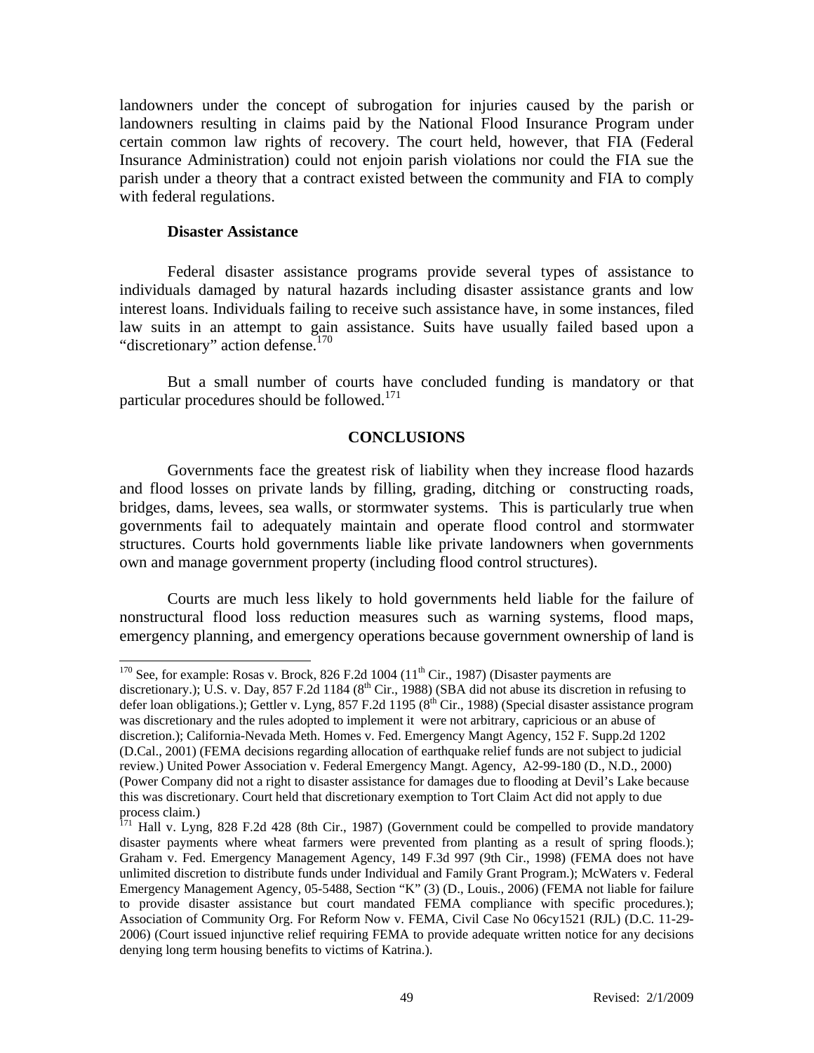landowners under the concept of subrogation for injuries caused by the parish or landowners resulting in claims paid by the National Flood Insurance Program under certain common law rights of recovery. The court held, however, that FIA (Federal Insurance Administration) could not enjoin parish violations nor could the FIA sue the parish under a theory that a contract existed between the community and FIA to comply with federal regulations.

**Disaster Assistance**

Federal disaster assistance programs provide several types of assistance to individuals damaged by natural hazards including disaster assistance grants and low interest loans. Individuals failing to receive such assistance have, in some instances, filed law suits in an attempt to gain assistance. Suits have usually failed based upon a "discretionary" action defense.[170]

But a small number of courts have concluded funding is mandatory or that particular procedures should be followed.[171]

## CONCLUSIONS

Governments face the greatest risk of liability when they increase flood hazards and flood losses on private lands by filling, grading, ditching or constructing roads, bridges, dams, levees, sea walls, or stormwater systems. This is particularly true when governments fail to adequately maintain and operate flood control and stormwater structures. Courts hold governments liable like private landowners when governments own and manage government property (including flood control structures).

Courts are much less likely to hold governments held liable for the failure of nonstructural flood loss reduction measures such as warning systems, flood maps, emergency planning, and emergency operations because government ownership of land is

---

[170] See, for example: Rosas v. Brock, 826 F.2d 1004 (11th Cir., 1987) (Disaster payments are discretionary.); U.S. v. Day, 857 F.2d 1184 (8th Cir., 1988) (SBA did not abuse its discretion in refusing to defer loan obligations.); Gettler v. Lyng, 857 F.2d 1195 (8th Cir., 1988) (Special disaster assistance program was discretionary and the rules adopted to implement it were not arbitrary, capricious or an abuse of discretion.); California-Nevada Meth. Homes v. Fed. Emergency Mangt Agency, 152 F. Supp.2d 1202 (D.Cal., 2001) (FEMA decisions regarding allocation of earthquake relief funds are not subject to judicial review.) United Power Association v. Federal Emergency Mangt. Agency, A2-99-180 (D., N.D., 2000) (Power Company did not a right to disaster assistance for damages due to flooding at Devil's Lake because this was discretionary. Court held that discretionary exemption to Tort Claim Act did not apply to due process claim.)

[171] Hall v. Lyng, 828 F.2d 428 (8th Cir., 1987) (Government could be compelled to provide mandatory disaster payments where wheat farmers were prevented from planting as a result of spring floods.); Graham v. Fed. Emergency Management Agency, 149 F.3d 997 (9th Cir., 1998) (FEMA does not have unlimited discretion to distribute funds under Individual and Family Grant Program.); McWaters v. Federal Emergency Management Agency, 05-5488, Section "K" (3) (D., Louis., 2006) (FEMA not liable for failure to provide disaster assistance but court mandated FEMA compliance with specific procedures.); Association of Community Org. For Reform Now v. FEMA, Civil Case No 06cy1521 (RJL) (D.C. 11-29-2006) (Court issued injunctive relief requiring FEMA to provide adequate written notice for any decisions denying long term housing benefits to victims of Katrina.).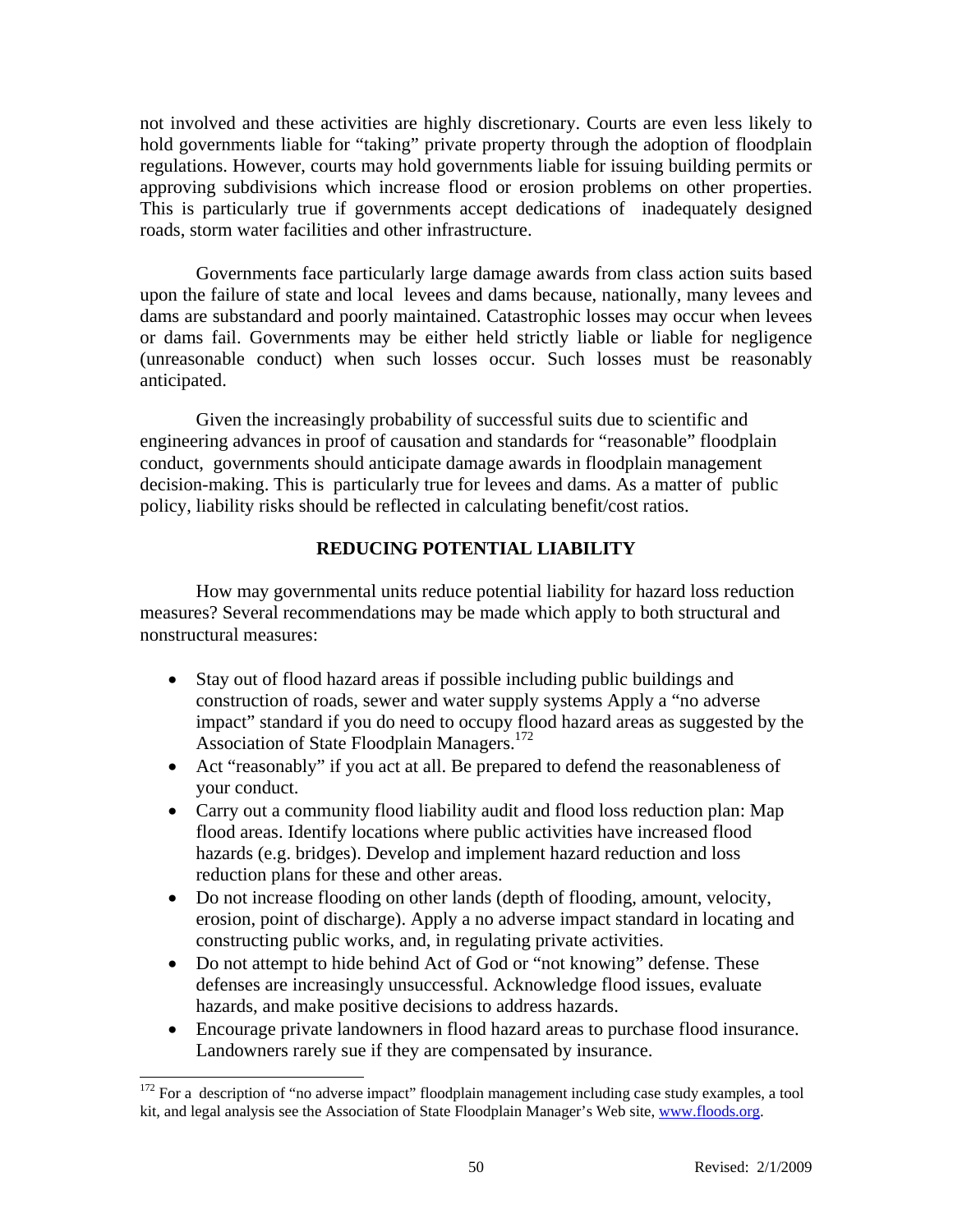not involved and these activities are highly discretionary. Courts are even less likely to hold governments liable for "taking" private property through the adoption of floodplain regulations. However, courts may hold governments liable for issuing building permits or approving subdivisions which increase flood or erosion problems on other properties. This is particularly true if governments accept dedications of inadequately designed roads, storm water facilities and other infrastructure.

Governments face particularly large damage awards from class action suits based upon the failure of state and local levees and dams because, nationally, many levees and dams are substandard and poorly maintained. Catastrophic losses may occur when levees or dams fail. Governments may be either held strictly liable or liable for negligence (unreasonable conduct) when such losses occur. Such losses must be reasonably anticipated.

Given the increasingly probability of successful suits due to scientific and engineering advances in proof of causation and standards for "reasonable" floodplain conduct, governments should anticipate damage awards in floodplain management decision-making. This is particularly true for levees and dams. As a matter of public policy, liability risks should be reflected in calculating benefit/cost ratios.

## REDUCING POTENTIAL LIABILITY

How may governmental units reduce potential liability for hazard loss reduction measures? Several recommendations may be made which apply to both structural and nonstructural measures:

- Stay out of flood hazard areas if possible including public buildings and construction of roads, sewer and water supply systems Apply a "no adverse impact" standard if you do need to occupy flood hazard areas as suggested by the Association of State Floodplain Managers.[172]
- Act "reasonably" if you act at all. Be prepared to defend the reasonableness of your conduct.
- Carry out a community flood liability audit and flood loss reduction plan: Map flood areas. Identify locations where public activities have increased flood hazards (e.g. bridges). Develop and implement hazard reduction and loss reduction plans for these and other areas.
- Do not increase flooding on other lands (depth of flooding, amount, velocity, erosion, point of discharge). Apply a no adverse impact standard in locating and constructing public works, and, in regulating private activities.
- Do not attempt to hide behind Act of God or "not knowing" defense. These defenses are increasingly unsuccessful. Acknowledge flood issues, evaluate hazards, and make positive decisions to address hazards.
- Encourage private landowners in flood hazard areas to purchase flood insurance. Landowners rarely sue if they are compensated by insurance.

---

[172] For a description of "no adverse impact" floodplain management including case study examples, a tool kit, and legal analysis see the Association of State Floodplain Manager's Web site, [www.floods.org](http://www.floods.org).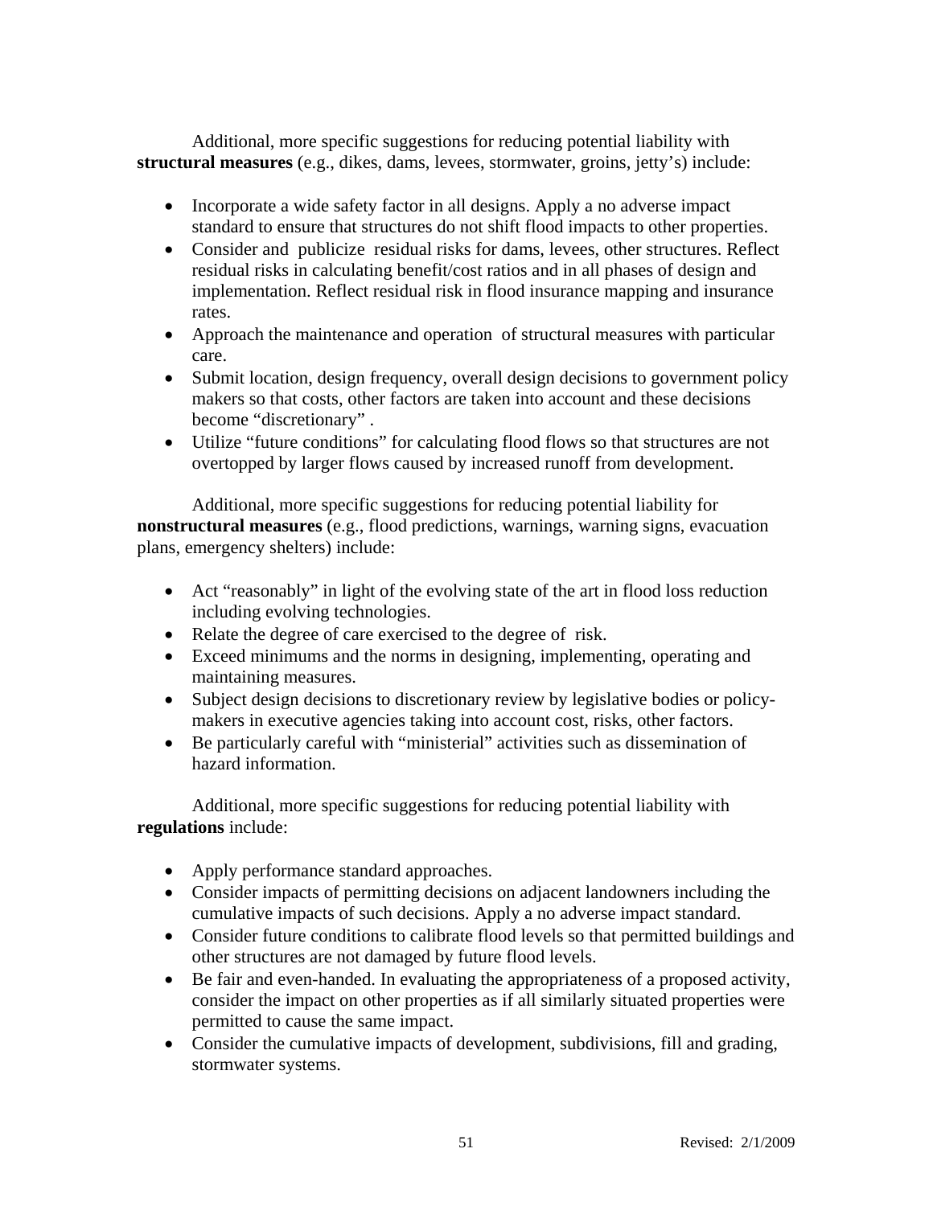Additional, more specific suggestions for reducing potential liability with **structural measures** (e.g., dikes, dams, levees, stormwater, groins, jetty's) include:

- Incorporate a wide safety factor in all designs. Apply a no adverse impact standard to ensure that structures do not shift flood impacts to other properties.
- Consider and publicize residual risks for dams, levees, other structures. Reflect residual risks in calculating benefit/cost ratios and in all phases of design and implementation. Reflect residual risk in flood insurance mapping and insurance rates.
- Approach the maintenance and operation of structural measures with particular care.
- Submit location, design frequency, overall design decisions to government policy makers so that costs, other factors are taken into account and these decisions become "discretionary" .
- Utilize "future conditions" for calculating flood flows so that structures are not overtopped by larger flows caused by increased runoff from development.

Additional, more specific suggestions for reducing potential liability for **nonstructural measures** (e.g., flood predictions, warnings, warning signs, evacuation plans, emergency shelters) include:

- Act "reasonably" in light of the evolving state of the art in flood loss reduction including evolving technologies.
- Relate the degree of care exercised to the degree of risk.
- Exceed minimums and the norms in designing, implementing, operating and maintaining measures.
- Subject design decisions to discretionary review by legislative bodies or policy-makers in executive agencies taking into account cost, risks, other factors.
- Be particularly careful with "ministerial" activities such as dissemination of hazard information.

Additional, more specific suggestions for reducing potential liability with **regulations** include:

- Apply performance standard approaches.
- Consider impacts of permitting decisions on adjacent landowners including the cumulative impacts of such decisions. Apply a no adverse impact standard.
- Consider future conditions to calibrate flood levels so that permitted buildings and other structures are not damaged by future flood levels.
- Be fair and even-handed. In evaluating the appropriateness of a proposed activity, consider the impact on other properties as if all similarly situated properties were permitted to cause the same impact.
- Consider the cumulative impacts of development, subdivisions, fill and grading, stormwater systems.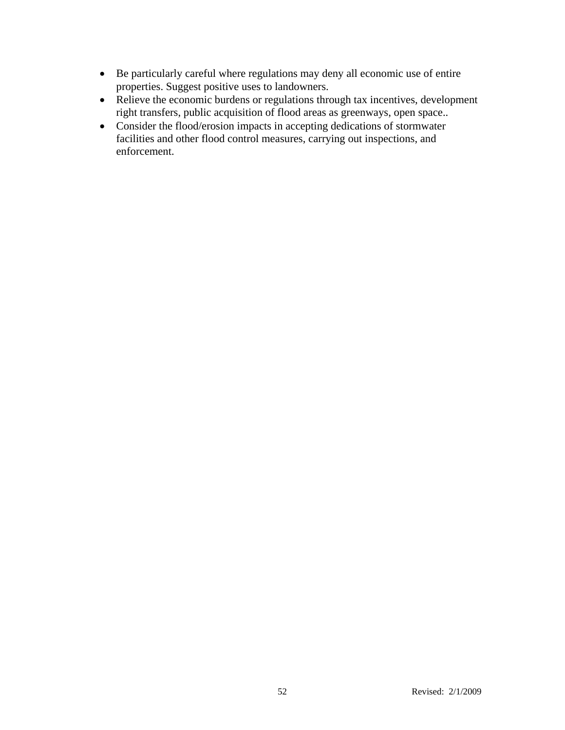- Be particularly careful where regulations may deny all economic use of entire properties. Suggest positive uses to landowners.
- Relieve the economic burdens or regulations through tax incentives, development right transfers, public acquisition of flood areas as greenways, open space..
- Consider the flood/erosion impacts in accepting dedications of stormwater facilities and other flood control measures, carrying out inspections, and enforcement.